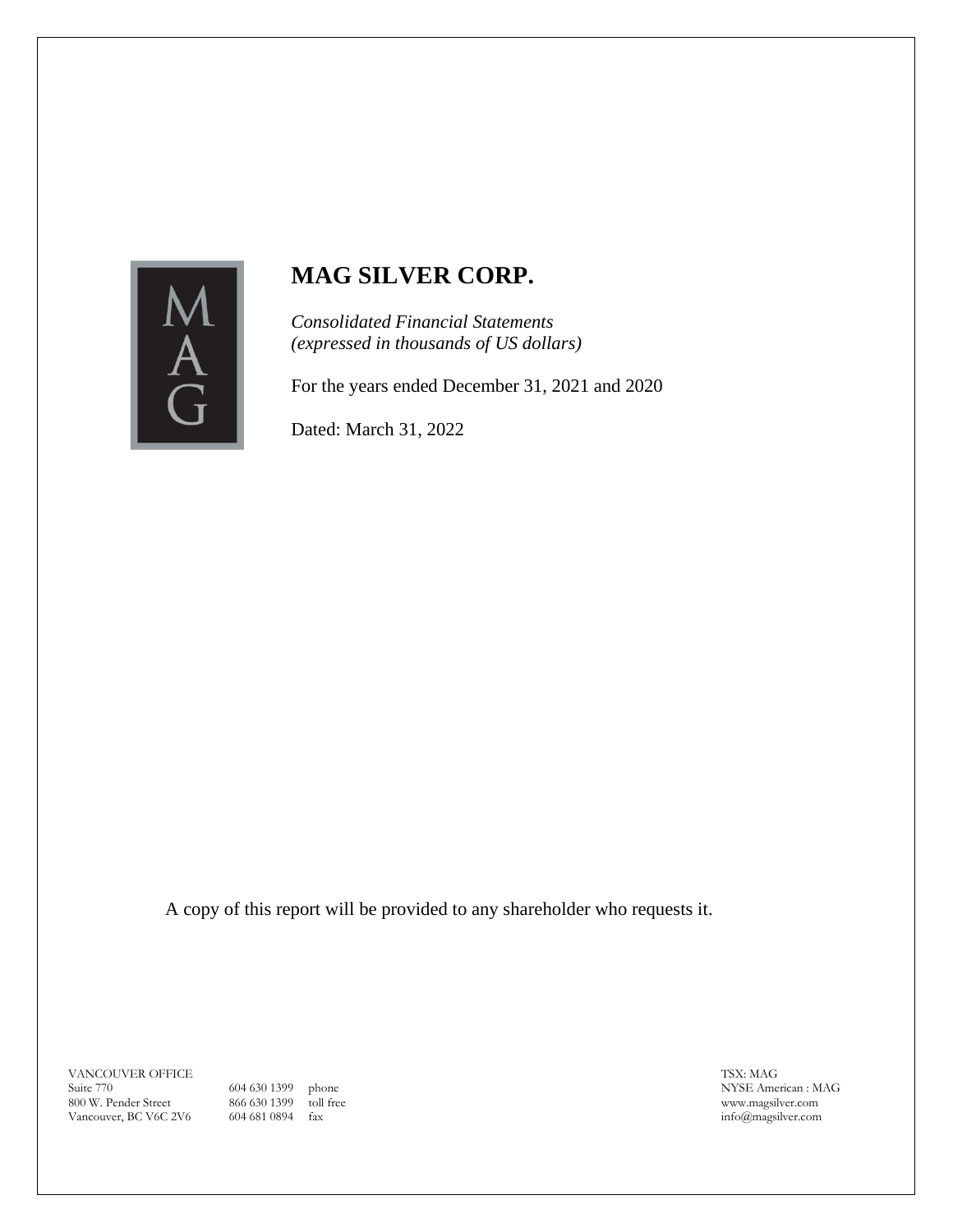# MAG SILVER CORP.

*Consolidated Financial Statements*
*(expressed in thousands of US dollars)*

For the years ended December 31, 2021 and 2020

Dated: March 31, 2022

A copy of this report will be provided to any shareholder who requests it.

VANCOUVER OFFICE
Suite 770
800 W. Pender Street
Vancouver, BC V6C 2V6

604 630 1399 phone
866 630 1399 toll free
604 681 0894 fax

TSX: MAG
NYSE American : MAG
www.magsilver.com
info@magsilver.com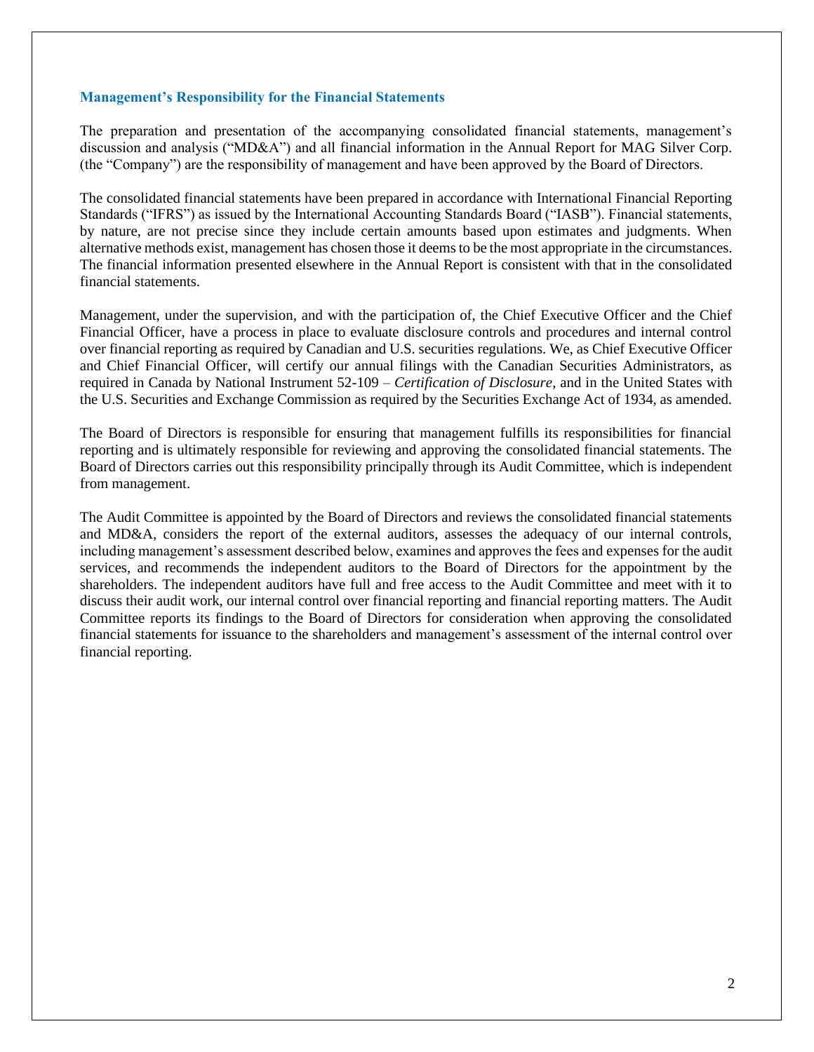## Management's Responsibility for the Financial Statements

The preparation and presentation of the accompanying consolidated financial statements, management's discussion and analysis ("MD&A") and all financial information in the Annual Report for MAG Silver Corp. (the "Company") are the responsibility of management and have been approved by the Board of Directors.

The consolidated financial statements have been prepared in accordance with International Financial Reporting Standards ("IFRS") as issued by the International Accounting Standards Board ("IASB"). Financial statements, by nature, are not precise since they include certain amounts based upon estimates and judgments. When alternative methods exist, management has chosen those it deems to be the most appropriate in the circumstances. The financial information presented elsewhere in the Annual Report is consistent with that in the consolidated financial statements.

Management, under the supervision, and with the participation of, the Chief Executive Officer and the Chief Financial Officer, have a process in place to evaluate disclosure controls and procedures and internal control over financial reporting as required by Canadian and U.S. securities regulations. We, as Chief Executive Officer and Chief Financial Officer, will certify our annual filings with the Canadian Securities Administrators, as required in Canada by National Instrument 52-109 – *Certification of Disclosure*, and in the United States with the U.S. Securities and Exchange Commission as required by the Securities Exchange Act of 1934, as amended.

The Board of Directors is responsible for ensuring that management fulfills its responsibilities for financial reporting and is ultimately responsible for reviewing and approving the consolidated financial statements. The Board of Directors carries out this responsibility principally through its Audit Committee, which is independent from management.

The Audit Committee is appointed by the Board of Directors and reviews the consolidated financial statements and MD&A, considers the report of the external auditors, assesses the adequacy of our internal controls, including management's assessment described below, examines and approves the fees and expenses for the audit services, and recommends the independent auditors to the Board of Directors for the appointment by the shareholders. The independent auditors have full and free access to the Audit Committee and meet with it to discuss their audit work, our internal control over financial reporting and financial reporting matters. The Audit Committee reports its findings to the Board of Directors for consideration when approving the consolidated financial statements for issuance to the shareholders and management's assessment of the internal control over financial reporting.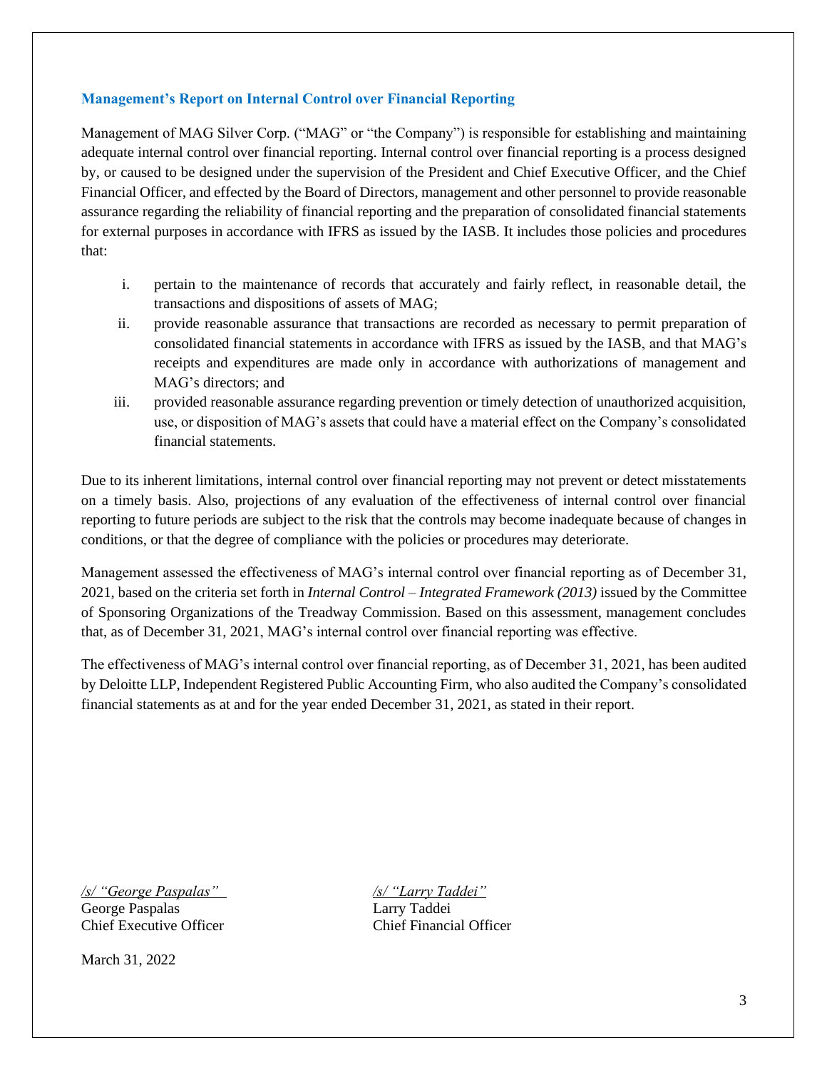## Management's Report on Internal Control over Financial Reporting

Management of MAG Silver Corp. ("MAG" or "the Company") is responsible for establishing and maintaining adequate internal control over financial reporting. Internal control over financial reporting is a process designed by, or caused to be designed under the supervision of the President and Chief Executive Officer, and the Chief Financial Officer, and effected by the Board of Directors, management and other personnel to provide reasonable assurance regarding the reliability of financial reporting and the preparation of consolidated financial statements for external purposes in accordance with IFRS as issued by the IASB. It includes those policies and procedures that:

i. pertain to the maintenance of records that accurately and fairly reflect, in reasonable detail, the transactions and dispositions of assets of MAG;
ii. provide reasonable assurance that transactions are recorded as necessary to permit preparation of consolidated financial statements in accordance with IFRS as issued by the IASB, and that MAG's receipts and expenditures are made only in accordance with authorizations of management and MAG's directors; and
iii. provided reasonable assurance regarding prevention or timely detection of unauthorized acquisition, use, or disposition of MAG's assets that could have a material effect on the Company's consolidated financial statements.

Due to its inherent limitations, internal control over financial reporting may not prevent or detect misstatements on a timely basis. Also, projections of any evaluation of the effectiveness of internal control over financial reporting to future periods are subject to the risk that the controls may become inadequate because of changes in conditions, or that the degree of compliance with the policies or procedures may deteriorate.

Management assessed the effectiveness of MAG's internal control over financial reporting as of December 31, 2021, based on the criteria set forth in *Internal Control – Integrated Framework (2013)* issued by the Committee of Sponsoring Organizations of the Treadway Commission. Based on this assessment, management concludes that, as of December 31, 2021, MAG's internal control over financial reporting was effective.

The effectiveness of MAG's internal control over financial reporting, as of December 31, 2021, has been audited by Deloitte LLP, Independent Registered Public Accounting Firm, who also audited the Company's consolidated financial statements as at and for the year ended December 31, 2021, as stated in their report.

*/s/ "George Paspalas"*
George Paspalas
Chief Executive Officer

*/s/ "Larry Taddei"*
Larry Taddei
Chief Financial Officer

March 31, 2022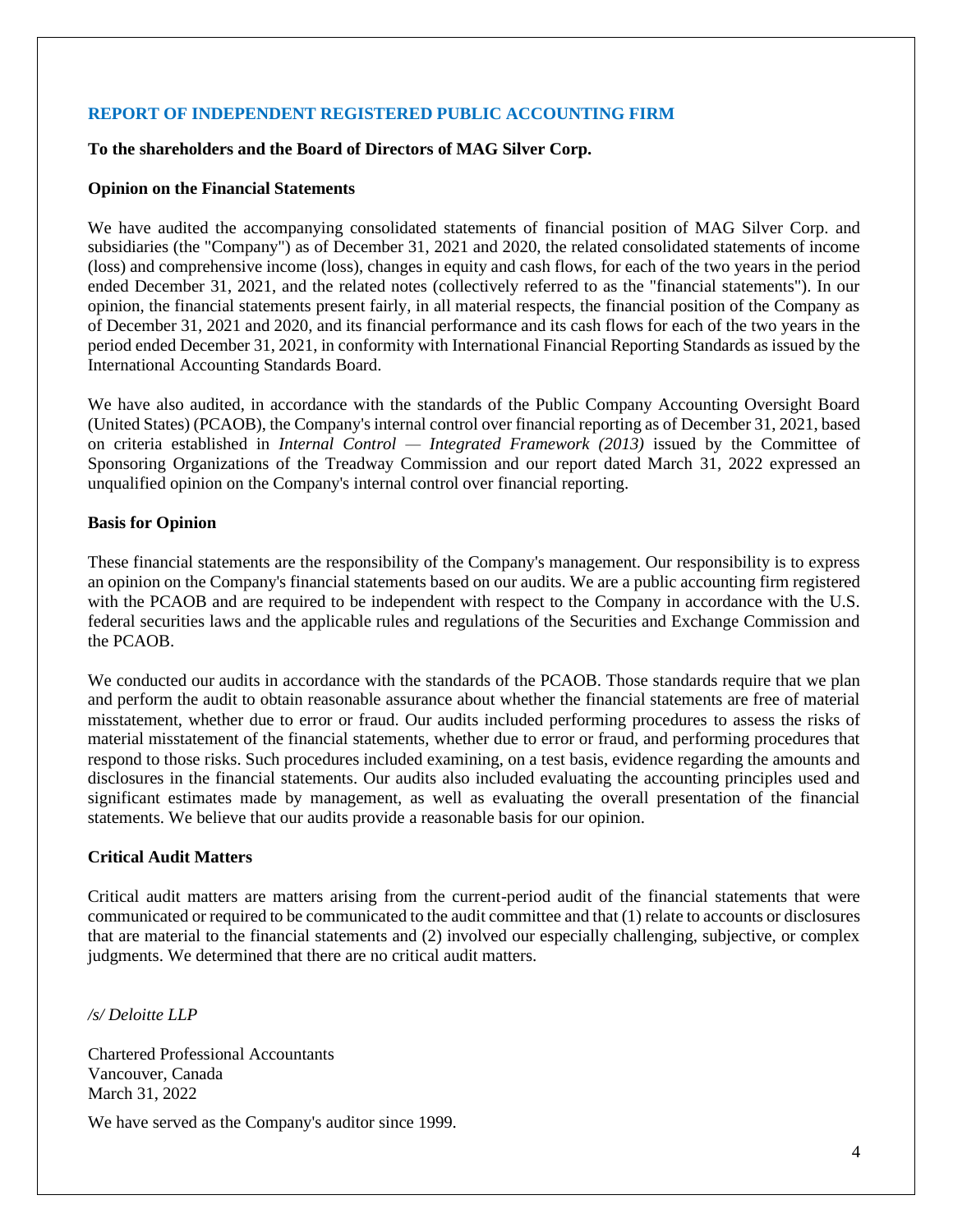## REPORT OF INDEPENDENT REGISTERED PUBLIC ACCOUNTING FIRM

**To the shareholders and the Board of Directors of MAG Silver Corp.**

**Opinion on the Financial Statements**

We have audited the accompanying consolidated statements of financial position of MAG Silver Corp. and subsidiaries (the "Company") as of December 31, 2021 and 2020, the related consolidated statements of income (loss) and comprehensive income (loss), changes in equity and cash flows, for each of the two years in the period ended December 31, 2021, and the related notes (collectively referred to as the "financial statements"). In our opinion, the financial statements present fairly, in all material respects, the financial position of the Company as of December 31, 2021 and 2020, and its financial performance and its cash flows for each of the two years in the period ended December 31, 2021, in conformity with International Financial Reporting Standards as issued by the International Accounting Standards Board.

We have also audited, in accordance with the standards of the Public Company Accounting Oversight Board (United States) (PCAOB), the Company's internal control over financial reporting as of December 31, 2021, based on criteria established in *Internal Control — Integrated Framework (2013)* issued by the Committee of Sponsoring Organizations of the Treadway Commission and our report dated March 31, 2022 expressed an unqualified opinion on the Company's internal control over financial reporting.

**Basis for Opinion**

These financial statements are the responsibility of the Company's management. Our responsibility is to express an opinion on the Company's financial statements based on our audits. We are a public accounting firm registered with the PCAOB and are required to be independent with respect to the Company in accordance with the U.S. federal securities laws and the applicable rules and regulations of the Securities and Exchange Commission and the PCAOB.

We conducted our audits in accordance with the standards of the PCAOB. Those standards require that we plan and perform the audit to obtain reasonable assurance about whether the financial statements are free of material misstatement, whether due to error or fraud. Our audits included performing procedures to assess the risks of material misstatement of the financial statements, whether due to error or fraud, and performing procedures that respond to those risks. Such procedures included examining, on a test basis, evidence regarding the amounts and disclosures in the financial statements. Our audits also included evaluating the accounting principles used and significant estimates made by management, as well as evaluating the overall presentation of the financial statements. We believe that our audits provide a reasonable basis for our opinion.

**Critical Audit Matters**

Critical audit matters are matters arising from the current-period audit of the financial statements that were communicated or required to be communicated to the audit committee and that (1) relate to accounts or disclosures that are material to the financial statements and (2) involved our especially challenging, subjective, or complex judgments. We determined that there are no critical audit matters.

*/s/ Deloitte LLP*

Chartered Professional Accountants
Vancouver, Canada
March 31, 2022

We have served as the Company's auditor since 1999.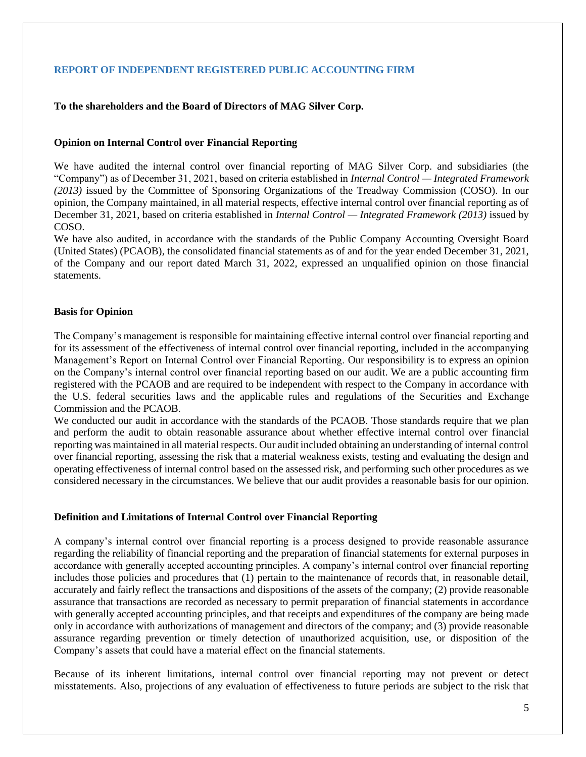## REPORT OF INDEPENDENT REGISTERED PUBLIC ACCOUNTING FIRM

**To the shareholders and the Board of Directors of MAG Silver Corp.**

**Opinion on Internal Control over Financial Reporting**

We have audited the internal control over financial reporting of MAG Silver Corp. and subsidiaries (the "Company") as of December 31, 2021, based on criteria established in *Internal Control — Integrated Framework (2013)* issued by the Committee of Sponsoring Organizations of the Treadway Commission (COSO). In our opinion, the Company maintained, in all material respects, effective internal control over financial reporting as of December 31, 2021, based on criteria established in *Internal Control — Integrated Framework (2013)* issued by COSO.

We have also audited, in accordance with the standards of the Public Company Accounting Oversight Board (United States) (PCAOB), the consolidated financial statements as of and for the year ended December 31, 2021, of the Company and our report dated March 31, 2022, expressed an unqualified opinion on those financial statements.

**Basis for Opinion**

The Company's management is responsible for maintaining effective internal control over financial reporting and for its assessment of the effectiveness of internal control over financial reporting, included in the accompanying Management's Report on Internal Control over Financial Reporting. Our responsibility is to express an opinion on the Company's internal control over financial reporting based on our audit. We are a public accounting firm registered with the PCAOB and are required to be independent with respect to the Company in accordance with the U.S. federal securities laws and the applicable rules and regulations of the Securities and Exchange Commission and the PCAOB.

We conducted our audit in accordance with the standards of the PCAOB. Those standards require that we plan and perform the audit to obtain reasonable assurance about whether effective internal control over financial reporting was maintained in all material respects. Our audit included obtaining an understanding of internal control over financial reporting, assessing the risk that a material weakness exists, testing and evaluating the design and operating effectiveness of internal control based on the assessed risk, and performing such other procedures as we considered necessary in the circumstances. We believe that our audit provides a reasonable basis for our opinion.

**Definition and Limitations of Internal Control over Financial Reporting**

A company's internal control over financial reporting is a process designed to provide reasonable assurance regarding the reliability of financial reporting and the preparation of financial statements for external purposes in accordance with generally accepted accounting principles. A company's internal control over financial reporting includes those policies and procedures that (1) pertain to the maintenance of records that, in reasonable detail, accurately and fairly reflect the transactions and dispositions of the assets of the company; (2) provide reasonable assurance that transactions are recorded as necessary to permit preparation of financial statements in accordance with generally accepted accounting principles, and that receipts and expenditures of the company are being made only in accordance with authorizations of management and directors of the company; and (3) provide reasonable assurance regarding prevention or timely detection of unauthorized acquisition, use, or disposition of the Company's assets that could have a material effect on the financial statements.

Because of its inherent limitations, internal control over financial reporting may not prevent or detect misstatements. Also, projections of any evaluation of effectiveness to future periods are subject to the risk that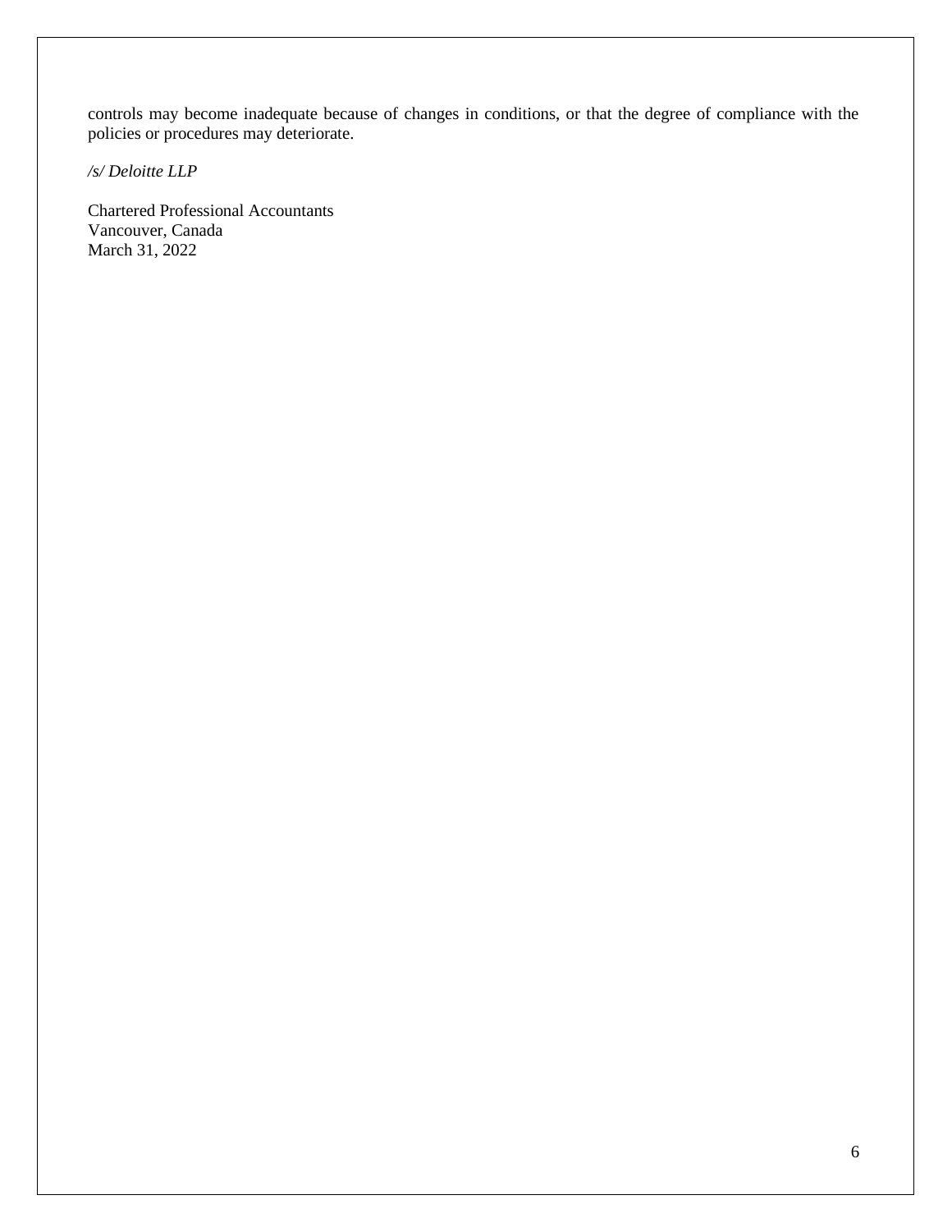controls may become inadequate because of changes in conditions, or that the degree of compliance with the policies or procedures may deteriorate.

*/s/ Deloitte LLP*

Chartered Professional Accountants
Vancouver, Canada
March 31, 2022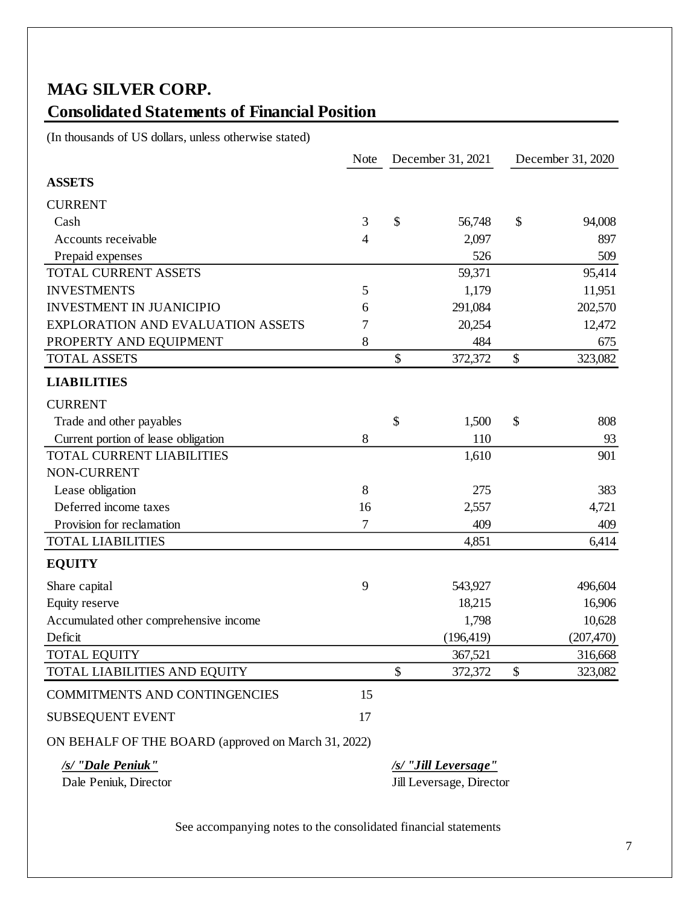# MAG SILVER CORP.

## Consolidated Statements of Financial Position

(In thousands of US dollars, unless otherwise stated)

| | Note | December 31, 2021 | December 31, 2020 |
|---|---|---|---|
| **ASSETS** | | | |
| CURRENT | | | |
| Cash | 3 | $ 56,748 | $ 94,008 |
| Accounts receivable | 4 | 2,097 | 897 |
| Prepaid expenses | | 526 | 509 |
| TOTAL CURRENT ASSETS | | 59,371 | 95,414 |
| INVESTMENTS | 5 | 1,179 | 11,951 |
| INVESTMENT IN JUANICIPIO | 6 | 291,084 | 202,570 |
| EXPLORATION AND EVALUATION ASSETS | 7 | 20,254 | 12,472 |
| PROPERTY AND EQUIPMENT | 8 | 484 | 675 |
| TOTAL ASSETS | | $ 372,372 | $ 323,082 |
| **LIABILITIES** | | | |
| CURRENT | | | |
| Trade and other payables | | $ 1,500 | $ 808 |
| Current portion of lease obligation | 8 | 110 | 93 |
| TOTAL CURRENT LIABILITIES | | 1,610 | 901 |
| NON-CURRENT | | | |
| Lease obligation | 8 | 275 | 383 |
| Deferred income taxes | 16 | 2,557 | 4,721 |
| Provision for reclamation | 7 | 409 | 409 |
| TOTAL LIABILITIES | | 4,851 | 6,414 |
| **EQUITY** | | | |
| Share capital | 9 | 543,927 | 496,604 |
| Equity reserve | | 18,215 | 16,906 |
| Accumulated other comprehensive income | | 1,798 | 10,628 |
| Deficit | | (196,419) | (207,470) |
| TOTAL EQUITY | | 367,521 | 316,668 |
| TOTAL LIABILITIES AND EQUITY | | $ 372,372 | $ 323,082 |
| COMMITMENTS AND CONTINGENCIES | 15 | | |
| SUBSEQUENT EVENT | 17 | | |

ON BEHALF OF THE BOARD (approved on March 31, 2022)

***/s/ "Dale Peniuk"***
Dale Peniuk, Director

***/s/ "Jill Leversage"***
Jill Leversage, Director

See accompanying notes to the consolidated financial statements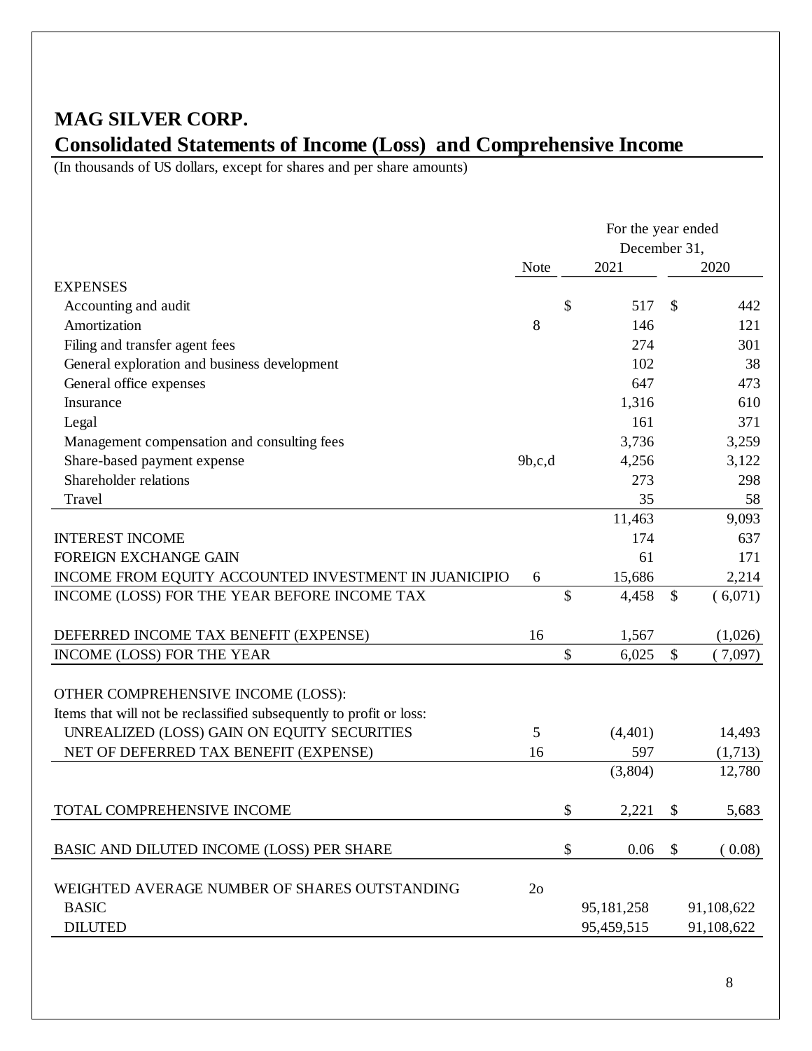# MAG SILVER CORP.

## Consolidated Statements of Income (Loss) and Comprehensive Income

(In thousands of US dollars, except for shares and per share amounts)

| | Note | For the year ended December 31, 2021 | 2020 |
|---|---|---|---|
| EXPENSES | | | |
| Accounting and audit | | $ 517 | $ 442 |
| Amortization | 8 | 146 | 121 |
| Filing and transfer agent fees | | 274 | 301 |
| General exploration and business development | | 102 | 38 |
| General office expenses | | 647 | 473 |
| Insurance | | 1,316 | 610 |
| Legal | | 161 | 371 |
| Management compensation and consulting fees | | 3,736 | 3,259 |
| Share-based payment expense | 9b,c,d | 4,256 | 3,122 |
| Shareholder relations | | 273 | 298 |
| Travel | | 35 | 58 |
| | | 11,463 | 9,093 |
| INTEREST INCOME | | 174 | 637 |
| FOREIGN EXCHANGE GAIN | | 61 | 171 |
| INCOME FROM EQUITY ACCOUNTED INVESTMENT IN JUANICIPIO | 6 | 15,686 | 2,214 |
| INCOME (LOSS) FOR THE YEAR BEFORE INCOME TAX | | $ 4,458 | $ ( 6,071) |
| | | | |
| DEFERRED INCOME TAX BENEFIT (EXPENSE) | 16 | 1,567 | (1,026) |
| INCOME (LOSS) FOR THE YEAR | | $ 6,025 | $ ( 7,097) |
| | | | |
| OTHER COMPREHENSIVE INCOME (LOSS): | | | |
| Items that will not be reclassified subsequently to profit or loss: | | | |
| UNREALIZED (LOSS) GAIN ON EQUITY SECURITIES | 5 | (4,401) | 14,493 |
| NET OF DEFERRED TAX BENEFIT (EXPENSE) | 16 | 597 | (1,713) |
| | | (3,804) | 12,780 |
| | | | |
| TOTAL COMPREHENSIVE INCOME | | $ 2,221 | $ 5,683 |
| | | | |
| BASIC AND DILUTED INCOME (LOSS) PER SHARE | | $ 0.06 | $ ( 0.08) |
| | | | |
| WEIGHTED AVERAGE NUMBER OF SHARES OUTSTANDING | 2o | | |
| BASIC | | 95,181,258 | 91,108,622 |
| DILUTED | | 95,459,515 | 91,108,622 |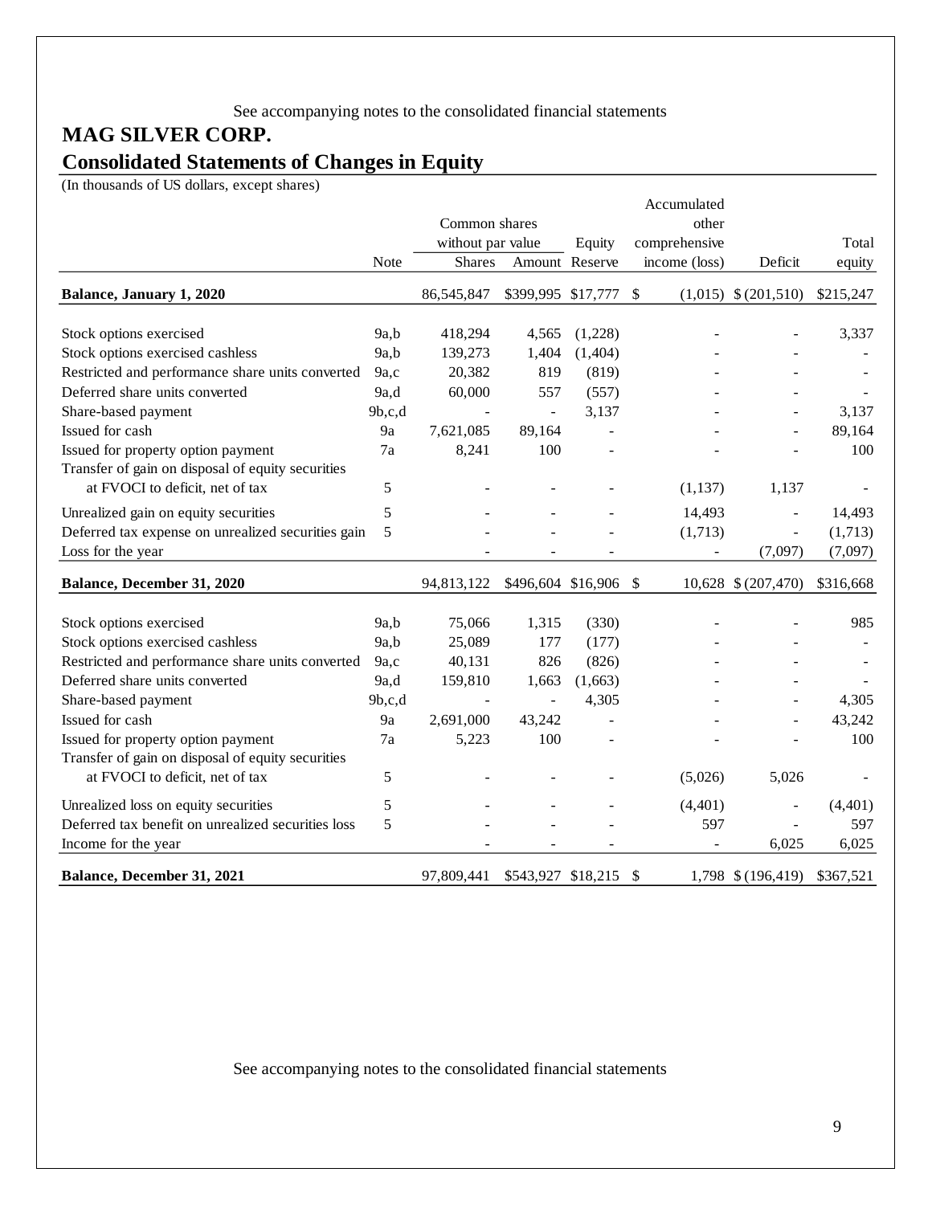See accompanying notes to the consolidated financial statements

# MAG SILVER CORP.

## Consolidated Statements of Changes in Equity

(In thousands of US dollars, except shares)

| | Note | Common shares without par value | | Equity | Accumulated other comprehensive | | Total |
|---|---|---|---|---|---|---|---|
| | | Shares | Amount | Reserve | income (loss) | Deficit | equity |
| **Balance, January 1, 2020** | | 86,545,847 | $399,995 | $17,777 | $ (1,015) | $ (201,510) | $215,247 |
| Stock options exercised | 9a,b | 418,294 | 4,565 | (1,228) | - | - | 3,337 |
| Stock options exercised cashless | 9a,b | 139,273 | 1,404 | (1,404) | - | - | - |
| Restricted and performance share units converted | 9a,c | 20,382 | 819 | (819) | - | - | - |
| Deferred share units converted | 9a,d | 60,000 | 557 | (557) | - | - | - |
| Share-based payment | 9b,c,d | - | - | 3,137 | - | - | 3,137 |
| Issued for cash | 9a | 7,621,085 | 89,164 | - | - | - | 89,164 |
| Issued for property option payment | 7a | 8,241 | 100 | - | - | - | 100 |
| Transfer of gain on disposal of equity securities at FVOCI to deficit, net of tax | 5 | - | - | - | (1,137) | 1,137 | - |
| Unrealized gain on equity securities | 5 | - | - | - | 14,493 | - | 14,493 |
| Deferred tax expense on unrealized securities gain | 5 | - | - | - | (1,713) | - | (1,713) |
| Loss for the year | | - | - | - | - | (7,097) | (7,097) |
| **Balance, December 31, 2020** | | 94,813,122 | $496,604 | $16,906 | $ 10,628 | $ (207,470) | $316,668 |
| Stock options exercised | 9a,b | 75,066 | 1,315 | (330) | - | - | 985 |
| Stock options exercised cashless | 9a,b | 25,089 | 177 | (177) | - | - | - |
| Restricted and performance share units converted | 9a,c | 40,131 | 826 | (826) | - | - | - |
| Deferred share units converted | 9a,d | 159,810 | 1,663 | (1,663) | - | - | - |
| Share-based payment | 9b,c,d | - | - | 4,305 | - | - | 4,305 |
| Issued for cash | 9a | 2,691,000 | 43,242 | - | - | - | 43,242 |
| Issued for property option payment | 7a | 5,223 | 100 | - | - | - | 100 |
| Transfer of gain on disposal of equity securities at FVOCI to deficit, net of tax | 5 | - | - | - | (5,026) | 5,026 | - |
| Unrealized loss on equity securities | 5 | - | - | - | (4,401) | - | (4,401) |
| Deferred tax benefit on unrealized securities loss | 5 | - | - | - | 597 | - | 597 |
| Income for the year | | - | - | - | - | 6,025 | 6,025 |
| **Balance, December 31, 2021** | | 97,809,441 | $543,927 | $18,215 | $ 1,798 | $ (196,419) | $367,521 |

See accompanying notes to the consolidated financial statements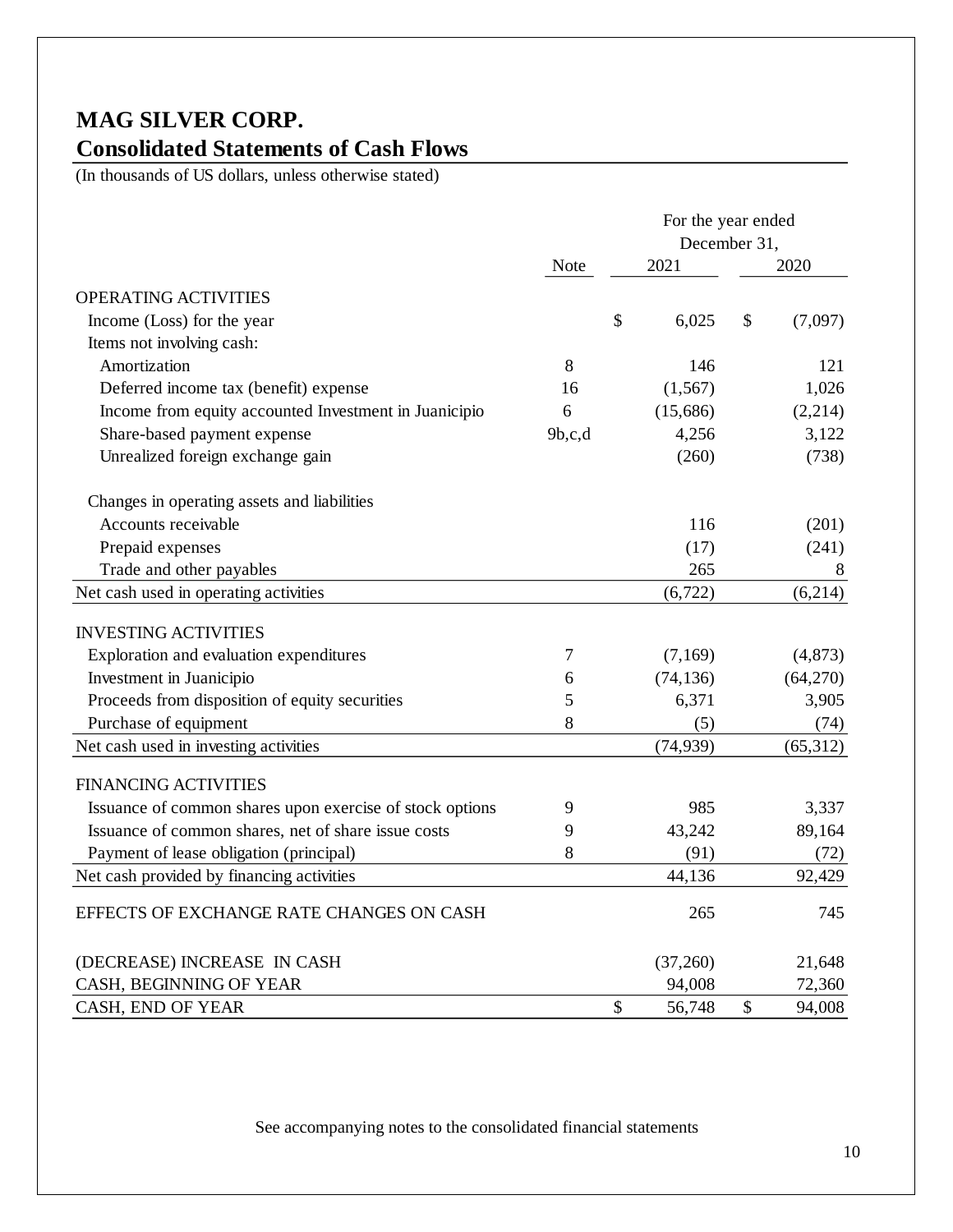# MAG SILVER CORP.

## Consolidated Statements of Cash Flows

(In thousands of US dollars, unless otherwise stated)

| | Note | For the year ended December 31, 2021 | 2020 |
|---|---|---|---|
| **OPERATING ACTIVITIES** | | | |
| Income (Loss) for the year | | $ 6,025 | $ (7,097) |
| Items not involving cash: | | | |
| Amortization | 8 | 146 | 121 |
| Deferred income tax (benefit) expense | 16 | (1,567) | 1,026 |
| Income from equity accounted Investment in Juanicipio | 6 | (15,686) | (2,214) |
| Share-based payment expense | 9b,c,d | 4,256 | 3,122 |
| Unrealized foreign exchange gain | | (260) | (738) |
| Changes in operating assets and liabilities | | | |
| Accounts receivable | | 116 | (201) |
| Prepaid expenses | | (17) | (241) |
| Trade and other payables | | 265 | 8 |
| Net cash used in operating activities | | (6,722) | (6,214) |
| **INVESTING ACTIVITIES** | | | |
| Exploration and evaluation expenditures | 7 | (7,169) | (4,873) |
| Investment in Juanicipio | 6 | (74,136) | (64,270) |
| Proceeds from disposition of equity securities | 5 | 6,371 | 3,905 |
| Purchase of equipment | 8 | (5) | (74) |
| Net cash used in investing activities | | (74,939) | (65,312) |
| **FINANCING ACTIVITIES** | | | |
| Issuance of common shares upon exercise of stock options | 9 | 985 | 3,337 |
| Issuance of common shares, net of share issue costs | 9 | 43,242 | 89,164 |
| Payment of lease obligation (principal) | 8 | (91) | (72) |
| Net cash provided by financing activities | | 44,136 | 92,429 |
| EFFECTS OF EXCHANGE RATE CHANGES ON CASH | | 265 | 745 |
| (DECREASE) INCREASE IN CASH | | (37,260) | 21,648 |
| CASH, BEGINNING OF YEAR | | 94,008 | 72,360 |
| CASH, END OF YEAR | | $ 56,748 | $ 94,008 |

See accompanying notes to the consolidated financial statements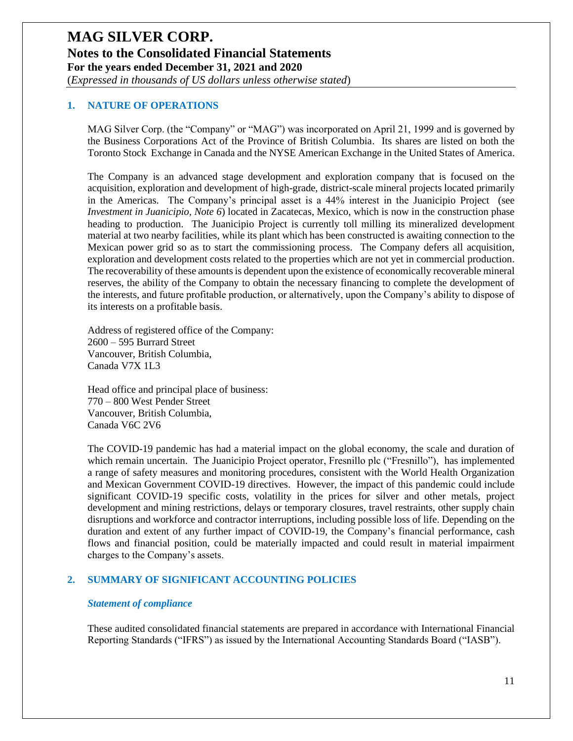## 1. NATURE OF OPERATIONS

MAG Silver Corp. (the "Company" or "MAG") was incorporated on April 21, 1999 and is governed by the Business Corporations Act of the Province of British Columbia. Its shares are listed on both the Toronto Stock Exchange in Canada and the NYSE American Exchange in the United States of America.

The Company is an advanced stage development and exploration company that is focused on the acquisition, exploration and development of high-grade, district-scale mineral projects located primarily in the Americas. The Company's principal asset is a 44% interest in the Juanicipio Project (see *Investment in Juanicipio, Note 6*) located in Zacatecas, Mexico, which is now in the construction phase heading to production. The Juanicipio Project is currently toll milling its mineralized development material at two nearby facilities, while its plant which has been constructed is awaiting connection to the Mexican power grid so as to start the commissioning process. The Company defers all acquisition, exploration and development costs related to the properties which are not yet in commercial production. The recoverability of these amounts is dependent upon the existence of economically recoverable mineral reserves, the ability of the Company to obtain the necessary financing to complete the development of the interests, and future profitable production, or alternatively, upon the Company's ability to dispose of its interests on a profitable basis.

Address of registered office of the Company:
2600 – 595 Burrard Street
Vancouver, British Columbia,
Canada V7X 1L3

Head office and principal place of business:
770 – 800 West Pender Street
Vancouver, British Columbia,
Canada V6C 2V6

The COVID-19 pandemic has had a material impact on the global economy, the scale and duration of which remain uncertain. The Juanicipio Project operator, Fresnillo plc ("Fresnillo"), has implemented a range of safety measures and monitoring procedures, consistent with the World Health Organization and Mexican Government COVID-19 directives. However, the impact of this pandemic could include significant COVID-19 specific costs, volatility in the prices for silver and other metals, project development and mining restrictions, delays or temporary closures, travel restraints, other supply chain disruptions and workforce and contractor interruptions, including possible loss of life. Depending on the duration and extent of any further impact of COVID-19, the Company's financial performance, cash flows and financial position, could be materially impacted and could result in material impairment charges to the Company's assets.

## 2. SUMMARY OF SIGNIFICANT ACCOUNTING POLICIES

### *Statement of compliance*

These audited consolidated financial statements are prepared in accordance with International Financial Reporting Standards ("IFRS") as issued by the International Accounting Standards Board ("IASB").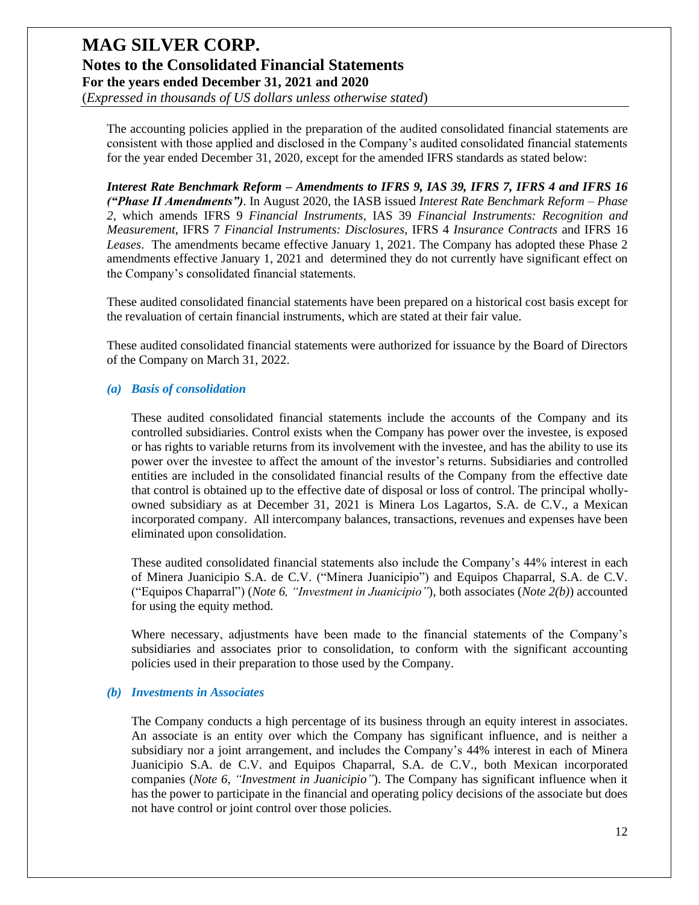The accounting policies applied in the preparation of the audited consolidated financial statements are consistent with those applied and disclosed in the Company's audited consolidated financial statements for the year ended December 31, 2020, except for the amended IFRS standards as stated below:

***Interest Rate Benchmark Reform – Amendments to IFRS 9, IAS 39, IFRS 7, IFRS 4 and IFRS 16 ("Phase II Amendments")***. In August 2020, the IASB issued *Interest Rate Benchmark Reform – Phase 2*, which amends IFRS 9 *Financial Instruments*, IAS 39 *Financial Instruments: Recognition and Measurement*, IFRS 7 *Financial Instruments: Disclosures*, IFRS 4 *Insurance Contracts* and IFRS 16 *Leases*. The amendments became effective January 1, 2021. The Company has adopted these Phase 2 amendments effective January 1, 2021 and determined they do not currently have significant effect on the Company's consolidated financial statements.

These audited consolidated financial statements have been prepared on a historical cost basis except for the revaluation of certain financial instruments, which are stated at their fair value.

These audited consolidated financial statements were authorized for issuance by the Board of Directors of the Company on March 31, 2022.

### *(a) Basis of consolidation*

These audited consolidated financial statements include the accounts of the Company and its controlled subsidiaries. Control exists when the Company has power over the investee, is exposed or has rights to variable returns from its involvement with the investee, and has the ability to use its power over the investee to affect the amount of the investor's returns. Subsidiaries and controlled entities are included in the consolidated financial results of the Company from the effective date that control is obtained up to the effective date of disposal or loss of control. The principal wholly-owned subsidiary as at December 31, 2021 is Minera Los Lagartos, S.A. de C.V., a Mexican incorporated company. All intercompany balances, transactions, revenues and expenses have been eliminated upon consolidation.

These audited consolidated financial statements also include the Company's 44% interest in each of Minera Juanicipio S.A. de C.V. ("Minera Juanicipio") and Equipos Chaparral, S.A. de C.V. ("Equipos Chaparral") (*Note 6, "Investment in Juanicipio"*), both associates (*Note 2(b)*) accounted for using the equity method.

Where necessary, adjustments have been made to the financial statements of the Company's subsidiaries and associates prior to consolidation, to conform with the significant accounting policies used in their preparation to those used by the Company.

### *(b) Investments in Associates*

The Company conducts a high percentage of its business through an equity interest in associates. An associate is an entity over which the Company has significant influence, and is neither a subsidiary nor a joint arrangement, and includes the Company's 44% interest in each of Minera Juanicipio S.A. de C.V. and Equipos Chaparral, S.A. de C.V., both Mexican incorporated companies (*Note 6, "Investment in Juanicipio"*). The Company has significant influence when it has the power to participate in the financial and operating policy decisions of the associate but does not have control or joint control over those policies.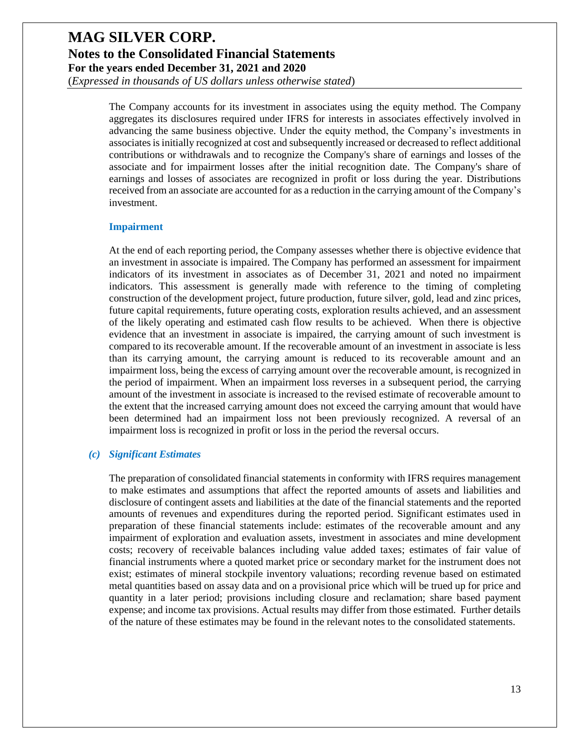The Company accounts for its investment in associates using the equity method. The Company aggregates its disclosures required under IFRS for interests in associates effectively involved in advancing the same business objective. Under the equity method, the Company's investments in associates is initially recognized at cost and subsequently increased or decreased to reflect additional contributions or withdrawals and to recognize the Company's share of earnings and losses of the associate and for impairment losses after the initial recognition date. The Company's share of earnings and losses of associates are recognized in profit or loss during the year. Distributions received from an associate are accounted for as a reduction in the carrying amount of the Company's investment.

**Impairment**

At the end of each reporting period, the Company assesses whether there is objective evidence that an investment in associate is impaired. The Company has performed an assessment for impairment indicators of its investment in associates as of December 31, 2021 and noted no impairment indicators. This assessment is generally made with reference to the timing of completing construction of the development project, future production, future silver, gold, lead and zinc prices, future capital requirements, future operating costs, exploration results achieved, and an assessment of the likely operating and estimated cash flow results to be achieved. When there is objective evidence that an investment in associate is impaired, the carrying amount of such investment is compared to its recoverable amount. If the recoverable amount of an investment in associate is less than its carrying amount, the carrying amount is reduced to its recoverable amount and an impairment loss, being the excess of carrying amount over the recoverable amount, is recognized in the period of impairment. When an impairment loss reverses in a subsequent period, the carrying amount of the investment in associate is increased to the revised estimate of recoverable amount to the extent that the increased carrying amount does not exceed the carrying amount that would have been determined had an impairment loss not been previously recognized. A reversal of an impairment loss is recognized in profit or loss in the period the reversal occurs.

### *(c) Significant Estimates*

The preparation of consolidated financial statements in conformity with IFRS requires management to make estimates and assumptions that affect the reported amounts of assets and liabilities and disclosure of contingent assets and liabilities at the date of the financial statements and the reported amounts of revenues and expenditures during the reported period. Significant estimates used in preparation of these financial statements include: estimates of the recoverable amount and any impairment of exploration and evaluation assets, investment in associates and mine development costs; recovery of receivable balances including value added taxes; estimates of fair value of financial instruments where a quoted market price or secondary market for the instrument does not exist; estimates of mineral stockpile inventory valuations; recording revenue based on estimated metal quantities based on assay data and on a provisional price which will be trued up for price and quantity in a later period; provisions including closure and reclamation; share based payment expense; and income tax provisions. Actual results may differ from those estimated. Further details of the nature of these estimates may be found in the relevant notes to the consolidated statements.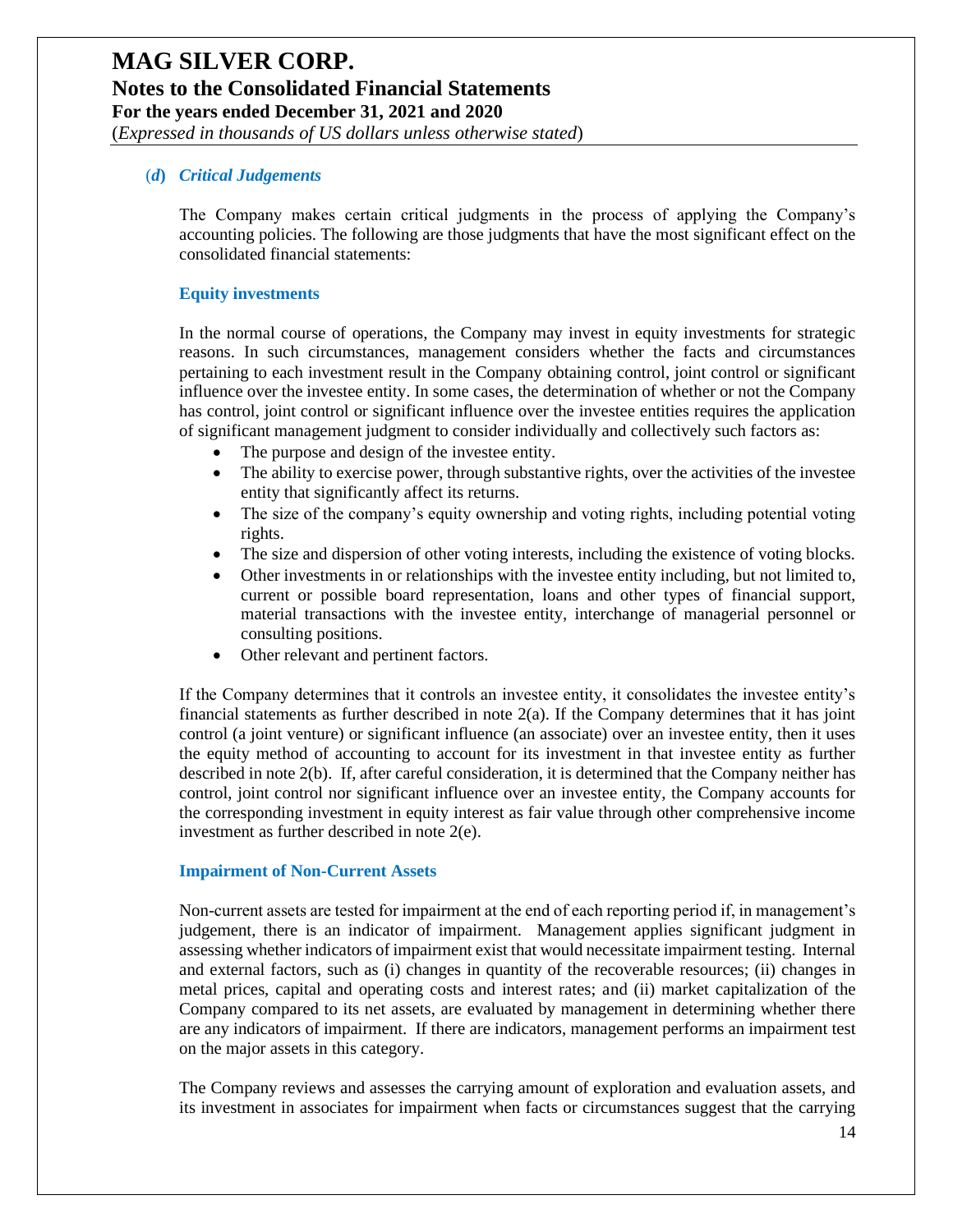### (*d*) *Critical Judgements*

The Company makes certain critical judgments in the process of applying the Company's accounting policies. The following are those judgments that have the most significant effect on the consolidated financial statements:

#### Equity investments

In the normal course of operations, the Company may invest in equity investments for strategic reasons. In such circumstances, management considers whether the facts and circumstances pertaining to each investment result in the Company obtaining control, joint control or significant influence over the investee entity. In some cases, the determination of whether or not the Company has control, joint control or significant influence over the investee entities requires the application of significant management judgment to consider individually and collectively such factors as:

- The purpose and design of the investee entity.
- The ability to exercise power, through substantive rights, over the activities of the investee entity that significantly affect its returns.
- The size of the company's equity ownership and voting rights, including potential voting rights.
- The size and dispersion of other voting interests, including the existence of voting blocks.
- Other investments in or relationships with the investee entity including, but not limited to, current or possible board representation, loans and other types of financial support, material transactions with the investee entity, interchange of managerial personnel or consulting positions.
- Other relevant and pertinent factors.

If the Company determines that it controls an investee entity, it consolidates the investee entity's financial statements as further described in note 2(a). If the Company determines that it has joint control (a joint venture) or significant influence (an associate) over an investee entity, then it uses the equity method of accounting to account for its investment in that investee entity as further described in note 2(b). If, after careful consideration, it is determined that the Company neither has control, joint control nor significant influence over an investee entity, the Company accounts for the corresponding investment in equity interest as fair value through other comprehensive income investment as further described in note 2(e).

#### Impairment of Non-Current Assets

Non-current assets are tested for impairment at the end of each reporting period if, in management's judgement, there is an indicator of impairment. Management applies significant judgment in assessing whether indicators of impairment exist that would necessitate impairment testing. Internal and external factors, such as (i) changes in quantity of the recoverable resources; (ii) changes in metal prices, capital and operating costs and interest rates; and (ii) market capitalization of the Company compared to its net assets, are evaluated by management in determining whether there are any indicators of impairment. If there are indicators, management performs an impairment test on the major assets in this category.

The Company reviews and assesses the carrying amount of exploration and evaluation assets, and its investment in associates for impairment when facts or circumstances suggest that the carrying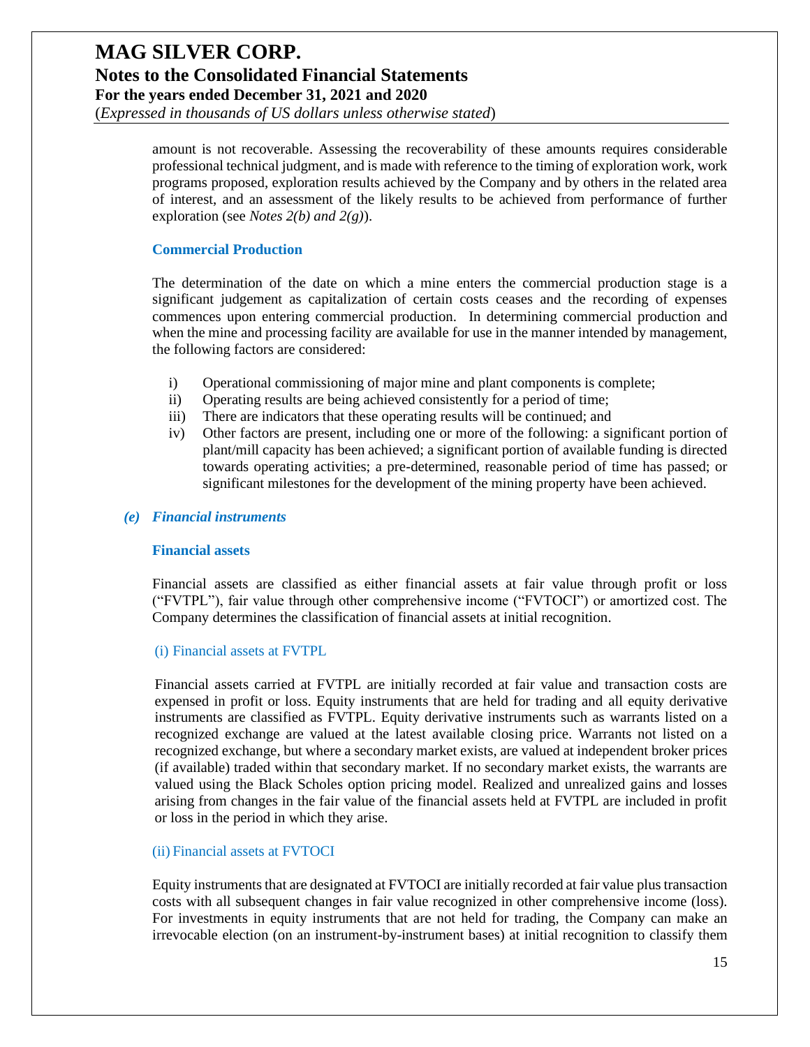amount is not recoverable. Assessing the recoverability of these amounts requires considerable professional technical judgment, and is made with reference to the timing of exploration work, work programs proposed, exploration results achieved by the Company and by others in the related area of interest, and an assessment of the likely results to be achieved from performance of further exploration (see *Notes 2(b) and 2(g)*).

#### Commercial Production

The determination of the date on which a mine enters the commercial production stage is a significant judgement as capitalization of certain costs ceases and the recording of expenses commences upon entering commercial production. In determining commercial production and when the mine and processing facility are available for use in the manner intended by management, the following factors are considered:

i) Operational commissioning of major mine and plant components is complete;
ii) Operating results are being achieved consistently for a period of time;
iii) There are indicators that these operating results will be continued; and
iv) Other factors are present, including one or more of the following: a significant portion of plant/mill capacity has been achieved; a significant portion of available funding is directed towards operating activities; a pre-determined, reasonable period of time has passed; or significant milestones for the development of the mining property have been achieved.

### *(e) Financial instruments*

#### Financial assets

Financial assets are classified as either financial assets at fair value through profit or loss ("FVTPL"), fair value through other comprehensive income ("FVTOCI") or amortized cost. The Company determines the classification of financial assets at initial recognition.

##### (i) Financial assets at FVTPL

Financial assets carried at FVTPL are initially recorded at fair value and transaction costs are expensed in profit or loss. Equity instruments that are held for trading and all equity derivative instruments are classified as FVTPL. Equity derivative instruments such as warrants listed on a recognized exchange are valued at the latest available closing price. Warrants not listed on a recognized exchange, but where a secondary market exists, are valued at independent broker prices (if available) traded within that secondary market. If no secondary market exists, the warrants are valued using the Black Scholes option pricing model. Realized and unrealized gains and losses arising from changes in the fair value of the financial assets held at FVTPL are included in profit or loss in the period in which they arise.

##### (ii) Financial assets at FVTOCI

Equity instruments that are designated at FVTOCI are initially recorded at fair value plus transaction costs with all subsequent changes in fair value recognized in other comprehensive income (loss). For investments in equity instruments that are not held for trading, the Company can make an irrevocable election (on an instrument-by-instrument bases) at initial recognition to classify them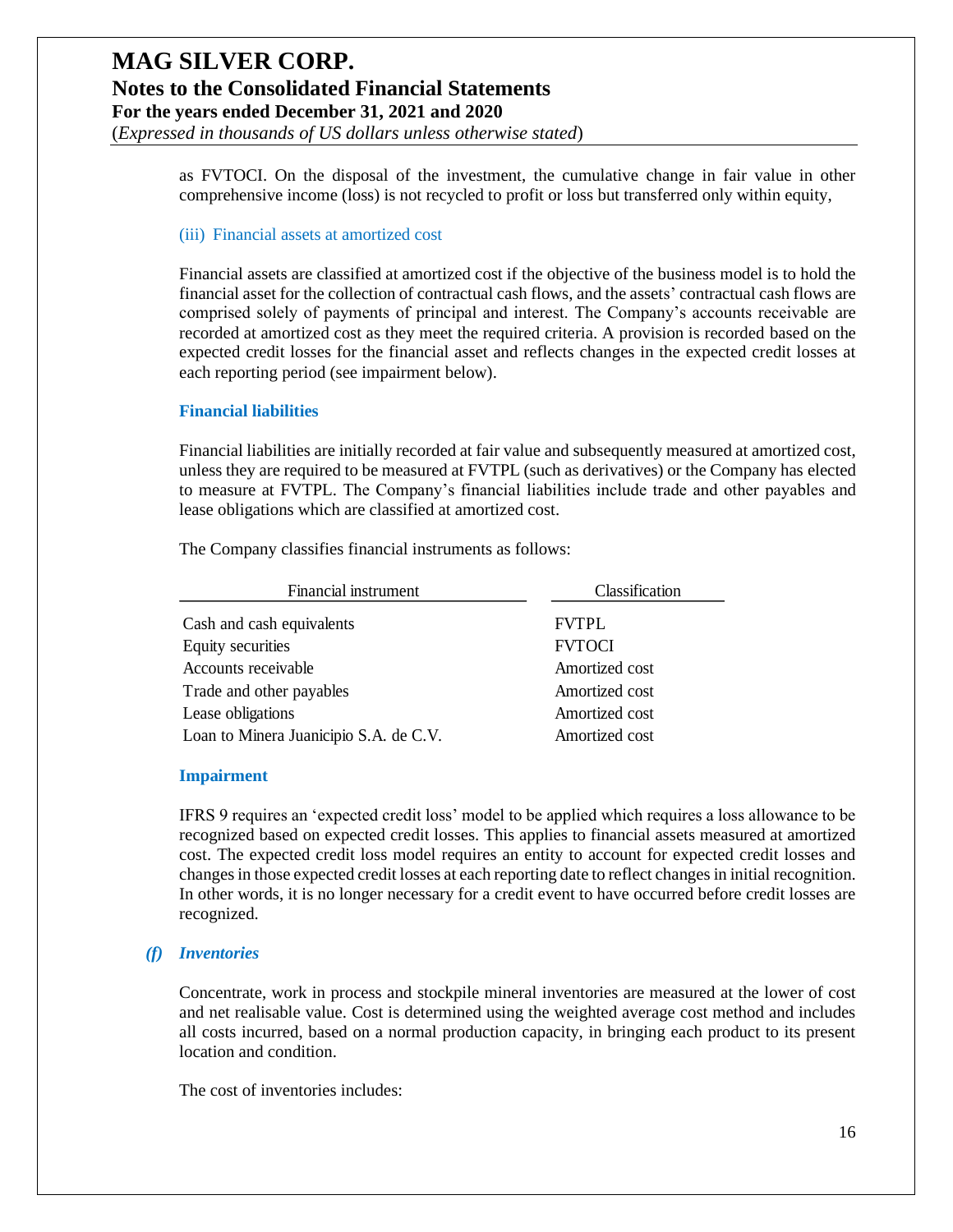as FVTOCI. On the disposal of the investment, the cumulative change in fair value in other comprehensive income (loss) is not recycled to profit or loss but transferred only within equity,

(iii) Financial assets at amortized cost

Financial assets are classified at amortized cost if the objective of the business model is to hold the financial asset for the collection of contractual cash flows, and the assets' contractual cash flows are comprised solely of payments of principal and interest. The Company's accounts receivable are recorded at amortized cost as they meet the required criteria. A provision is recorded based on the expected credit losses for the financial asset and reflects changes in the expected credit losses at each reporting period (see impairment below).

**Financial liabilities**

Financial liabilities are initially recorded at fair value and subsequently measured at amortized cost, unless they are required to be measured at FVTPL (such as derivatives) or the Company has elected to measure at FVTPL. The Company's financial liabilities include trade and other payables and lease obligations which are classified at amortized cost.

The Company classifies financial instruments as follows:

| Financial instrument | Classification |
|---|---|
| Cash and cash equivalents | FVTPL |
| Equity securities | FVTOCI |
| Accounts receivable | Amortized cost |
| Trade and other payables | Amortized cost |
| Lease obligations | Amortized cost |
| Loan to Minera Juanicipio S.A. de C.V. | Amortized cost |

**Impairment**

IFRS 9 requires an 'expected credit loss' model to be applied which requires a loss allowance to be recognized based on expected credit losses. This applies to financial assets measured at amortized cost. The expected credit loss model requires an entity to account for expected credit losses and changes in those expected credit losses at each reporting date to reflect changes in initial recognition. In other words, it is no longer necessary for a credit event to have occurred before credit losses are recognized.

***(f) Inventories***

Concentrate, work in process and stockpile mineral inventories are measured at the lower of cost and net realisable value. Cost is determined using the weighted average cost method and includes all costs incurred, based on a normal production capacity, in bringing each product to its present location and condition.

The cost of inventories includes: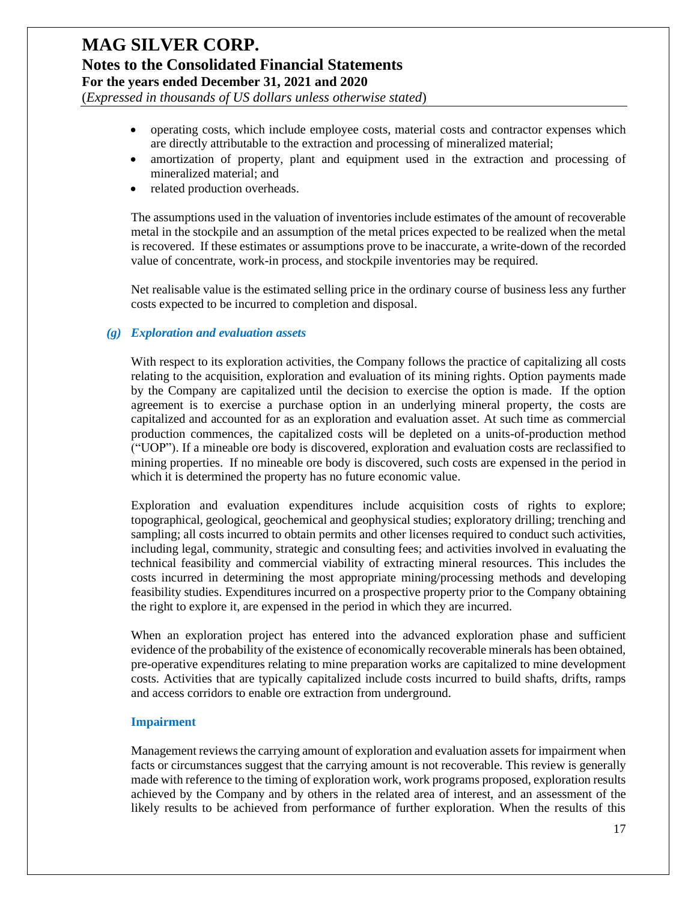- operating costs, which include employee costs, material costs and contractor expenses which are directly attributable to the extraction and processing of mineralized material;
- amortization of property, plant and equipment used in the extraction and processing of mineralized material; and
- related production overheads.

The assumptions used in the valuation of inventories include estimates of the amount of recoverable metal in the stockpile and an assumption of the metal prices expected to be realized when the metal is recovered. If these estimates or assumptions prove to be inaccurate, a write-down of the recorded value of concentrate, work-in process, and stockpile inventories may be required.

Net realisable value is the estimated selling price in the ordinary course of business less any further costs expected to be incurred to completion and disposal.

### *(g) Exploration and evaluation assets*

With respect to its exploration activities, the Company follows the practice of capitalizing all costs relating to the acquisition, exploration and evaluation of its mining rights. Option payments made by the Company are capitalized until the decision to exercise the option is made. If the option agreement is to exercise a purchase option in an underlying mineral property, the costs are capitalized and accounted for as an exploration and evaluation asset. At such time as commercial production commences, the capitalized costs will be depleted on a units-of-production method ("UOP"). If a mineable ore body is discovered, exploration and evaluation costs are reclassified to mining properties. If no mineable ore body is discovered, such costs are expensed in the period in which it is determined the property has no future economic value.

Exploration and evaluation expenditures include acquisition costs of rights to explore; topographical, geological, geochemical and geophysical studies; exploratory drilling; trenching and sampling; all costs incurred to obtain permits and other licenses required to conduct such activities, including legal, community, strategic and consulting fees; and activities involved in evaluating the technical feasibility and commercial viability of extracting mineral resources. This includes the costs incurred in determining the most appropriate mining/processing methods and developing feasibility studies. Expenditures incurred on a prospective property prior to the Company obtaining the right to explore it, are expensed in the period in which they are incurred.

When an exploration project has entered into the advanced exploration phase and sufficient evidence of the probability of the existence of economically recoverable minerals has been obtained, pre-operative expenditures relating to mine preparation works are capitalized to mine development costs. Activities that are typically capitalized include costs incurred to build shafts, drifts, ramps and access corridors to enable ore extraction from underground.

#### Impairment

Management reviews the carrying amount of exploration and evaluation assets for impairment when facts or circumstances suggest that the carrying amount is not recoverable. This review is generally made with reference to the timing of exploration work, work programs proposed, exploration results achieved by the Company and by others in the related area of interest, and an assessment of the likely results to be achieved from performance of further exploration. When the results of this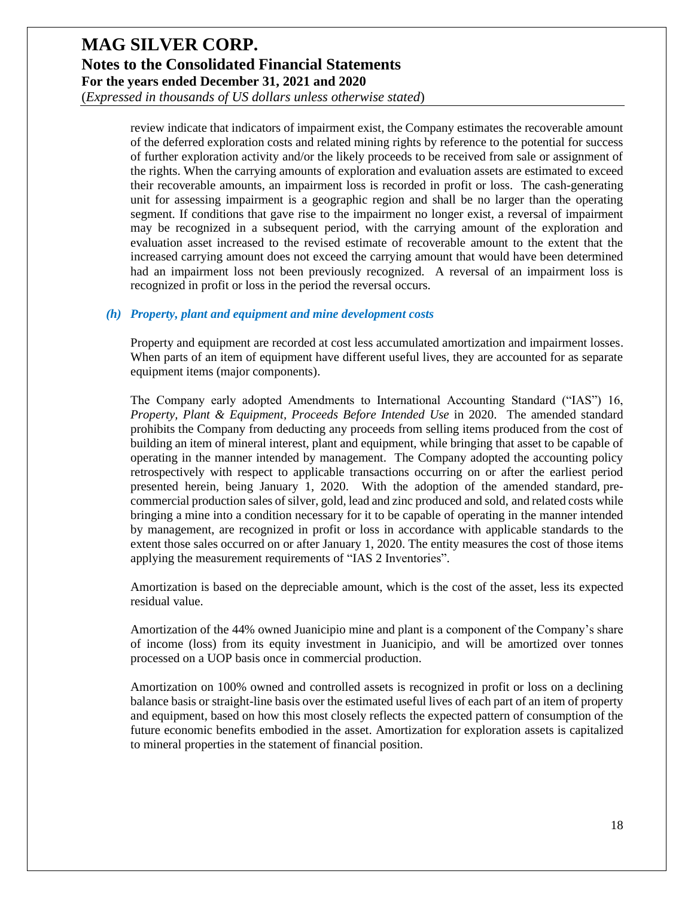review indicate that indicators of impairment exist, the Company estimates the recoverable amount of the deferred exploration costs and related mining rights by reference to the potential for success of further exploration activity and/or the likely proceeds to be received from sale or assignment of the rights. When the carrying amounts of exploration and evaluation assets are estimated to exceed their recoverable amounts, an impairment loss is recorded in profit or loss. The cash-generating unit for assessing impairment is a geographic region and shall be no larger than the operating segment. If conditions that gave rise to the impairment no longer exist, a reversal of impairment may be recognized in a subsequent period, with the carrying amount of the exploration and evaluation asset increased to the revised estimate of recoverable amount to the extent that the increased carrying amount does not exceed the carrying amount that would have been determined had an impairment loss not been previously recognized. A reversal of an impairment loss is recognized in profit or loss in the period the reversal occurs.

### *(h) Property, plant and equipment and mine development costs*

Property and equipment are recorded at cost less accumulated amortization and impairment losses. When parts of an item of equipment have different useful lives, they are accounted for as separate equipment items (major components).

The Company early adopted Amendments to International Accounting Standard ("IAS") 16, *Property, Plant & Equipment, Proceeds Before Intended Use* in 2020. The amended standard prohibits the Company from deducting any proceeds from selling items produced from the cost of building an item of mineral interest, plant and equipment, while bringing that asset to be capable of operating in the manner intended by management. The Company adopted the accounting policy retrospectively with respect to applicable transactions occurring on or after the earliest period presented herein, being January 1, 2020. With the adoption of the amended standard, pre-commercial production sales of silver, gold, lead and zinc produced and sold, and related costs while bringing a mine into a condition necessary for it to be capable of operating in the manner intended by management, are recognized in profit or loss in accordance with applicable standards to the extent those sales occurred on or after January 1, 2020. The entity measures the cost of those items applying the measurement requirements of "IAS 2 Inventories".

Amortization is based on the depreciable amount, which is the cost of the asset, less its expected residual value.

Amortization of the 44% owned Juanicipio mine and plant is a component of the Company's share of income (loss) from its equity investment in Juanicipio, and will be amortized over tonnes processed on a UOP basis once in commercial production.

Amortization on 100% owned and controlled assets is recognized in profit or loss on a declining balance basis or straight-line basis over the estimated useful lives of each part of an item of property and equipment, based on how this most closely reflects the expected pattern of consumption of the future economic benefits embodied in the asset. Amortization for exploration assets is capitalized to mineral properties in the statement of financial position.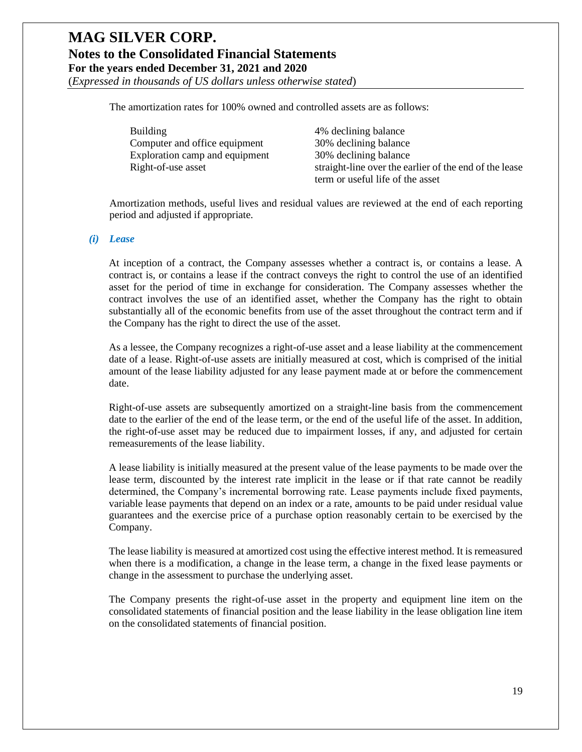The amortization rates for 100% owned and controlled assets are as follows:

| | |
|---|---|
| Building | 4% declining balance |
| Computer and office equipment | 30% declining balance |
| Exploration camp and equipment | 30% declining balance |
| Right-of-use asset | straight-line over the earlier of the end of the lease term or useful life of the asset |

Amortization methods, useful lives and residual values are reviewed at the end of each reporting period and adjusted if appropriate.

### *(i) Lease*

At inception of a contract, the Company assesses whether a contract is, or contains a lease. A contract is, or contains a lease if the contract conveys the right to control the use of an identified asset for the period of time in exchange for consideration. The Company assesses whether the contract involves the use of an identified asset, whether the Company has the right to obtain substantially all of the economic benefits from use of the asset throughout the contract term and if the Company has the right to direct the use of the asset.

As a lessee, the Company recognizes a right-of-use asset and a lease liability at the commencement date of a lease. Right-of-use assets are initially measured at cost, which is comprised of the initial amount of the lease liability adjusted for any lease payment made at or before the commencement date.

Right-of-use assets are subsequently amortized on a straight-line basis from the commencement date to the earlier of the end of the lease term, or the end of the useful life of the asset. In addition, the right-of-use asset may be reduced due to impairment losses, if any, and adjusted for certain remeasurements of the lease liability.

A lease liability is initially measured at the present value of the lease payments to be made over the lease term, discounted by the interest rate implicit in the lease or if that rate cannot be readily determined, the Company's incremental borrowing rate. Lease payments include fixed payments, variable lease payments that depend on an index or a rate, amounts to be paid under residual value guarantees and the exercise price of a purchase option reasonably certain to be exercised by the Company.

The lease liability is measured at amortized cost using the effective interest method. It is remeasured when there is a modification, a change in the lease term, a change in the fixed lease payments or change in the assessment to purchase the underlying asset.

The Company presents the right-of-use asset in the property and equipment line item on the consolidated statements of financial position and the lease liability in the lease obligation line item on the consolidated statements of financial position.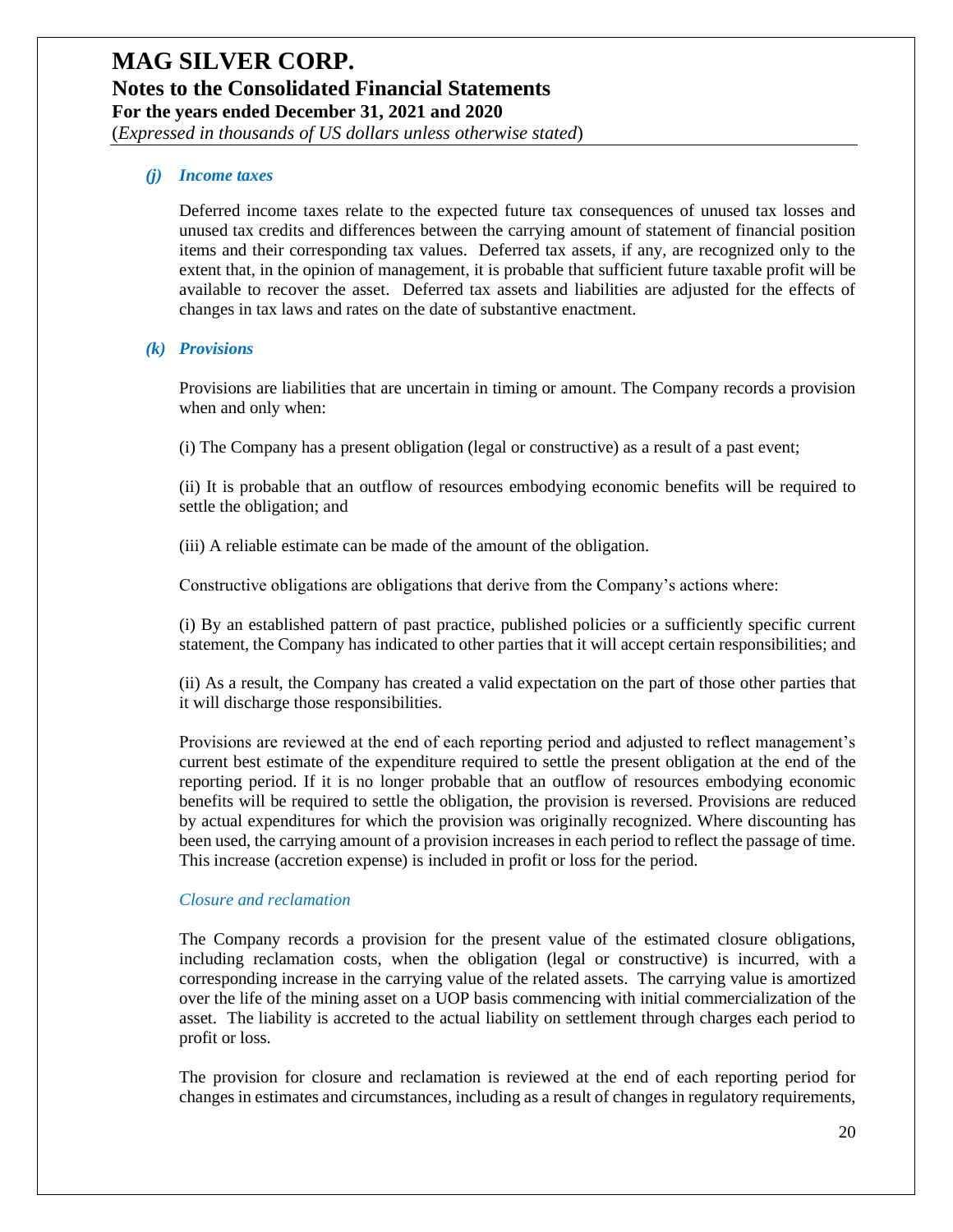### *(j) Income taxes*

Deferred income taxes relate to the expected future tax consequences of unused tax losses and unused tax credits and differences between the carrying amount of statement of financial position items and their corresponding tax values. Deferred tax assets, if any, are recognized only to the extent that, in the opinion of management, it is probable that sufficient future taxable profit will be available to recover the asset. Deferred tax assets and liabilities are adjusted for the effects of changes in tax laws and rates on the date of substantive enactment.

### *(k) Provisions*

Provisions are liabilities that are uncertain in timing or amount. The Company records a provision when and only when:

(i) The Company has a present obligation (legal or constructive) as a result of a past event;

(ii) It is probable that an outflow of resources embodying economic benefits will be required to settle the obligation; and

(iii) A reliable estimate can be made of the amount of the obligation.

Constructive obligations are obligations that derive from the Company's actions where:

(i) By an established pattern of past practice, published policies or a sufficiently specific current statement, the Company has indicated to other parties that it will accept certain responsibilities; and

(ii) As a result, the Company has created a valid expectation on the part of those other parties that it will discharge those responsibilities.

Provisions are reviewed at the end of each reporting period and adjusted to reflect management's current best estimate of the expenditure required to settle the present obligation at the end of the reporting period. If it is no longer probable that an outflow of resources embodying economic benefits will be required to settle the obligation, the provision is reversed. Provisions are reduced by actual expenditures for which the provision was originally recognized. Where discounting has been used, the carrying amount of a provision increases in each period to reflect the passage of time. This increase (accretion expense) is included in profit or loss for the period.

*Closure and reclamation*

The Company records a provision for the present value of the estimated closure obligations, including reclamation costs, when the obligation (legal or constructive) is incurred, with a corresponding increase in the carrying value of the related assets. The carrying value is amortized over the life of the mining asset on a UOP basis commencing with initial commercialization of the asset. The liability is accreted to the actual liability on settlement through charges each period to profit or loss.

The provision for closure and reclamation is reviewed at the end of each reporting period for changes in estimates and circumstances, including as a result of changes in regulatory requirements,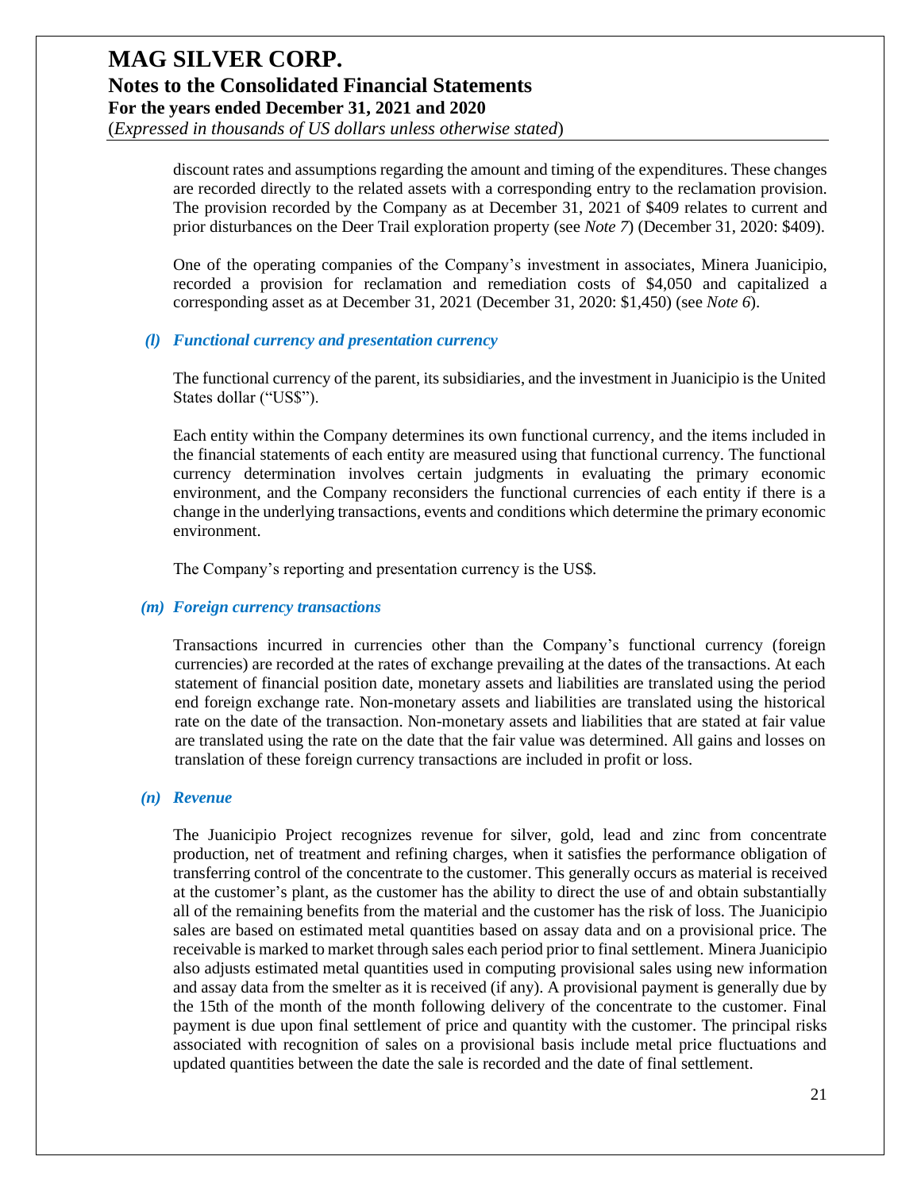discount rates and assumptions regarding the amount and timing of the expenditures. These changes are recorded directly to the related assets with a corresponding entry to the reclamation provision. The provision recorded by the Company as at December 31, 2021 of $409 relates to current and prior disturbances on the Deer Trail exploration property (see *Note 7*) (December 31, 2020: $409).

One of the operating companies of the Company's investment in associates, Minera Juanicipio, recorded a provision for reclamation and remediation costs of $4,050 and capitalized a corresponding asset as at December 31, 2021 (December 31, 2020: $1,450) (see *Note 6*).

### *(l) Functional currency and presentation currency*

The functional currency of the parent, its subsidiaries, and the investment in Juanicipio is the United States dollar ("US$").

Each entity within the Company determines its own functional currency, and the items included in the financial statements of each entity are measured using that functional currency. The functional currency determination involves certain judgments in evaluating the primary economic environment, and the Company reconsiders the functional currencies of each entity if there is a change in the underlying transactions, events and conditions which determine the primary economic environment.

The Company's reporting and presentation currency is the US$.

### *(m) Foreign currency transactions*

Transactions incurred in currencies other than the Company's functional currency (foreign currencies) are recorded at the rates of exchange prevailing at the dates of the transactions. At each statement of financial position date, monetary assets and liabilities are translated using the period end foreign exchange rate. Non-monetary assets and liabilities are translated using the historical rate on the date of the transaction. Non-monetary assets and liabilities that are stated at fair value are translated using the rate on the date that the fair value was determined. All gains and losses on translation of these foreign currency transactions are included in profit or loss.

### *(n) Revenue*

The Juanicipio Project recognizes revenue for silver, gold, lead and zinc from concentrate production, net of treatment and refining charges, when it satisfies the performance obligation of transferring control of the concentrate to the customer. This generally occurs as material is received at the customer's plant, as the customer has the ability to direct the use of and obtain substantially all of the remaining benefits from the material and the customer has the risk of loss. The Juanicipio sales are based on estimated metal quantities based on assay data and on a provisional price. The receivable is marked to market through sales each period prior to final settlement. Minera Juanicipio also adjusts estimated metal quantities used in computing provisional sales using new information and assay data from the smelter as it is received (if any). A provisional payment is generally due by the 15th of the month of the month following delivery of the concentrate to the customer. Final payment is due upon final settlement of price and quantity with the customer. The principal risks associated with recognition of sales on a provisional basis include metal price fluctuations and updated quantities between the date the sale is recorded and the date of final settlement.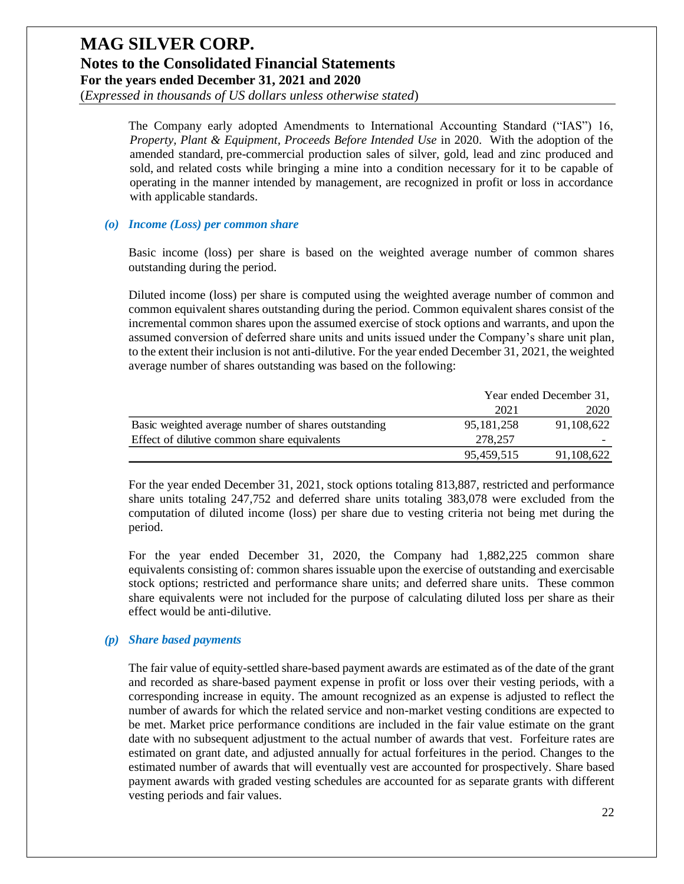The Company early adopted Amendments to International Accounting Standard ("IAS") 16, *Property, Plant & Equipment, Proceeds Before Intended Use* in 2020. With the adoption of the amended standard, pre-commercial production sales of silver, gold, lead and zinc produced and sold, and related costs while bringing a mine into a condition necessary for it to be capable of operating in the manner intended by management, are recognized in profit or loss in accordance with applicable standards.

### *(o) Income (Loss) per common share*

Basic income (loss) per share is based on the weighted average number of common shares outstanding during the period.

Diluted income (loss) per share is computed using the weighted average number of common and common equivalent shares outstanding during the period. Common equivalent shares consist of the incremental common shares upon the assumed exercise of stock options and warrants, and upon the assumed conversion of deferred share units and units issued under the Company's share unit plan, to the extent their inclusion is not anti-dilutive. For the year ended December 31, 2021, the weighted average number of shares outstanding was based on the following:

| | Year ended December 31, | |
|---|---|---|
| | 2021 | 2020 |
| Basic weighted average number of shares outstanding | 95,181,258 | 91,108,622 |
| Effect of dilutive common share equivalents | 278,257 | - |
| | 95,459,515 | 91,108,622 |

For the year ended December 31, 2021, stock options totaling 813,887, restricted and performance share units totaling 247,752 and deferred share units totaling 383,078 were excluded from the computation of diluted income (loss) per share due to vesting criteria not being met during the period.

For the year ended December 31, 2020, the Company had 1,882,225 common share equivalents consisting of: common shares issuable upon the exercise of outstanding and exercisable stock options; restricted and performance share units; and deferred share units. These common share equivalents were not included for the purpose of calculating diluted loss per share as their effect would be anti-dilutive.

### *(p) Share based payments*

The fair value of equity-settled share-based payment awards are estimated as of the date of the grant and recorded as share-based payment expense in profit or loss over their vesting periods, with a corresponding increase in equity. The amount recognized as an expense is adjusted to reflect the number of awards for which the related service and non-market vesting conditions are expected to be met. Market price performance conditions are included in the fair value estimate on the grant date with no subsequent adjustment to the actual number of awards that vest. Forfeiture rates are estimated on grant date, and adjusted annually for actual forfeitures in the period. Changes to the estimated number of awards that will eventually vest are accounted for prospectively. Share based payment awards with graded vesting schedules are accounted for as separate grants with different vesting periods and fair values.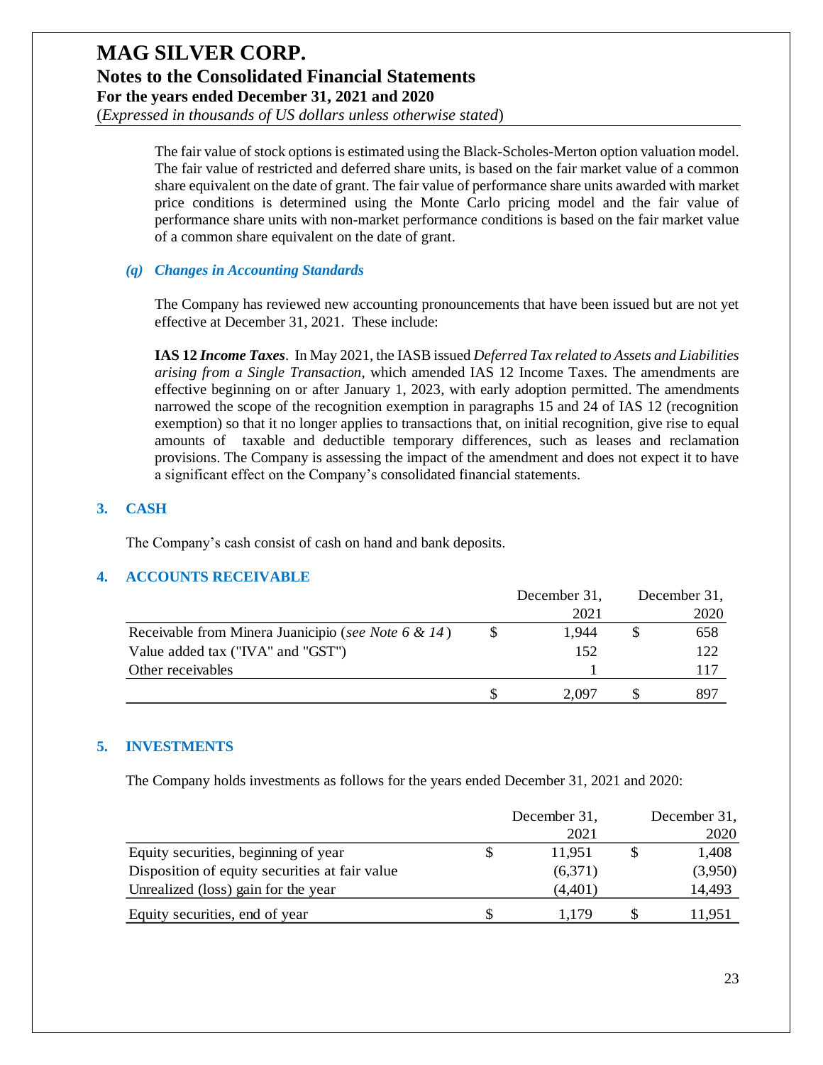The fair value of stock options is estimated using the Black-Scholes-Merton option valuation model. The fair value of restricted and deferred share units, is based on the fair market value of a common share equivalent on the date of grant. The fair value of performance share units awarded with market price conditions is determined using the Monte Carlo pricing model and the fair value of performance share units with non-market performance conditions is based on the fair market value of a common share equivalent on the date of grant.

### *(q) Changes in Accounting Standards*

The Company has reviewed new accounting pronouncements that have been issued but are not yet effective at December 31, 2021. These include:

**IAS 12 *Income Taxes***. In May 2021, the IASB issued *Deferred Tax related to Assets and Liabilities arising from a Single Transaction*, which amended IAS 12 Income Taxes. The amendments are effective beginning on or after January 1, 2023, with early adoption permitted. The amendments narrowed the scope of the recognition exemption in paragraphs 15 and 24 of IAS 12 (recognition exemption) so that it no longer applies to transactions that, on initial recognition, give rise to equal amounts of taxable and deductible temporary differences, such as leases and reclamation provisions. The Company is assessing the impact of the amendment and does not expect it to have a significant effect on the Company's consolidated financial statements.

## 3. CASH

The Company's cash consist of cash on hand and bank deposits.

## 4. ACCOUNTS RECEIVABLE

| | December 31, 2021 | December 31, 2020 |
|---|---|---|
| Receivable from Minera Juanicipio (*see Note 6 & 14*) | $ 1,944 | $ 658 |
| Value added tax ("IVA" and "GST") | 152 | 122 |
| Other receivables | 1 | 117 |
| | $ 2,097 | $ 897 |

## 5. INVESTMENTS

The Company holds investments as follows for the years ended December 31, 2021 and 2020:

| | December 31, 2021 | December 31, 2020 |
|---|---|---|
| Equity securities, beginning of year | $ 11,951 | $ 1,408 |
| Disposition of equity securities at fair value | (6,371) | (3,950) |
| Unrealized (loss) gain for the year | (4,401) | 14,493 |
| Equity securities, end of year | $ 1,179 | $ 11,951 |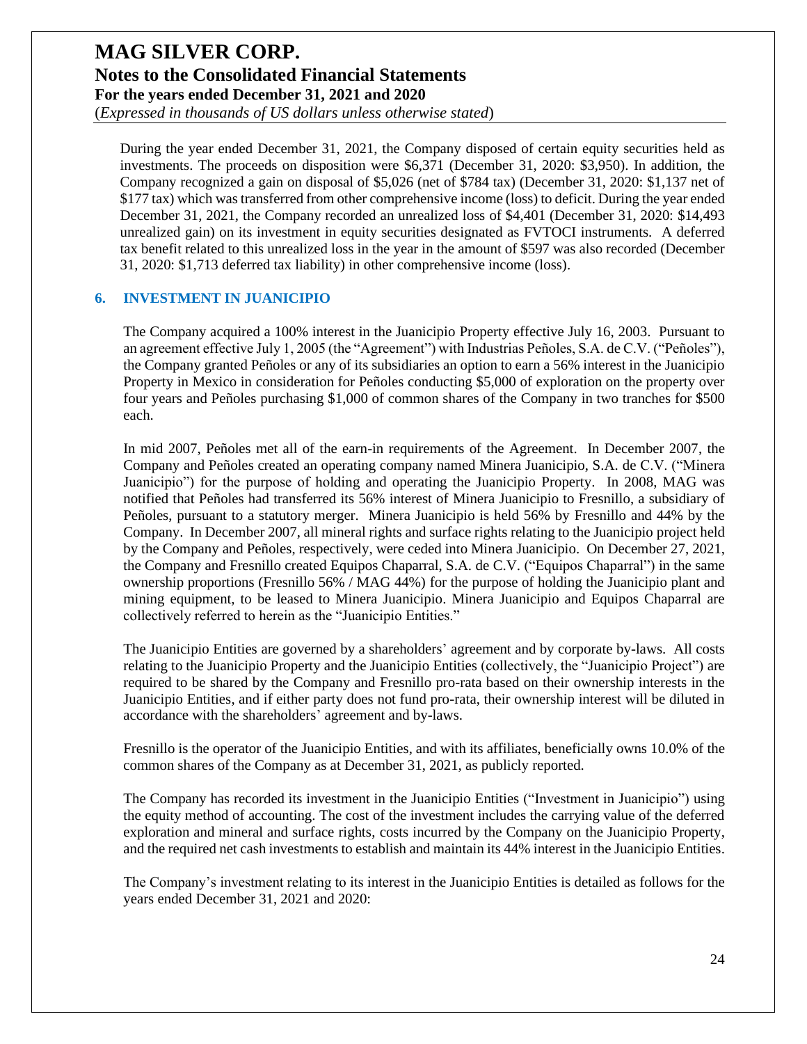During the year ended December 31, 2021, the Company disposed of certain equity securities held as investments. The proceeds on disposition were $6,371 (December 31, 2020: $3,950). In addition, the Company recognized a gain on disposal of $5,026 (net of $784 tax) (December 31, 2020: $1,137 net of $177 tax) which was transferred from other comprehensive income (loss) to deficit. During the year ended December 31, 2021, the Company recorded an unrealized loss of $4,401 (December 31, 2020: $14,493 unrealized gain) on its investment in equity securities designated as FVTOCI instruments. A deferred tax benefit related to this unrealized loss in the year in the amount of $597 was also recorded (December 31, 2020: $1,713 deferred tax liability) in other comprehensive income (loss).

## 6. INVESTMENT IN JUANICIPIO

The Company acquired a 100% interest in the Juanicipio Property effective July 16, 2003. Pursuant to an agreement effective July 1, 2005 (the "Agreement") with Industrias Peñoles, S.A. de C.V. ("Peñoles"), the Company granted Peñoles or any of its subsidiaries an option to earn a 56% interest in the Juanicipio Property in Mexico in consideration for Peñoles conducting $5,000 of exploration on the property over four years and Peñoles purchasing $1,000 of common shares of the Company in two tranches for $500 each.

In mid 2007, Peñoles met all of the earn-in requirements of the Agreement. In December 2007, the Company and Peñoles created an operating company named Minera Juanicipio, S.A. de C.V. ("Minera Juanicipio") for the purpose of holding and operating the Juanicipio Property. In 2008, MAG was notified that Peñoles had transferred its 56% interest of Minera Juanicipio to Fresnillo, a subsidiary of Peñoles, pursuant to a statutory merger. Minera Juanicipio is held 56% by Fresnillo and 44% by the Company. In December 2007, all mineral rights and surface rights relating to the Juanicipio project held by the Company and Peñoles, respectively, were ceded into Minera Juanicipio. On December 27, 2021, the Company and Fresnillo created Equipos Chaparral, S.A. de C.V. ("Equipos Chaparral") in the same ownership proportions (Fresnillo 56% / MAG 44%) for the purpose of holding the Juanicipio plant and mining equipment, to be leased to Minera Juanicipio. Minera Juanicipio and Equipos Chaparral are collectively referred to herein as the "Juanicipio Entities."

The Juanicipio Entities are governed by a shareholders' agreement and by corporate by-laws. All costs relating to the Juanicipio Property and the Juanicipio Entities (collectively, the "Juanicipio Project") are required to be shared by the Company and Fresnillo pro-rata based on their ownership interests in the Juanicipio Entities, and if either party does not fund pro-rata, their ownership interest will be diluted in accordance with the shareholders' agreement and by-laws.

Fresnillo is the operator of the Juanicipio Entities, and with its affiliates, beneficially owns 10.0% of the common shares of the Company as at December 31, 2021, as publicly reported.

The Company has recorded its investment in the Juanicipio Entities ("Investment in Juanicipio") using the equity method of accounting. The cost of the investment includes the carrying value of the deferred exploration and mineral and surface rights, costs incurred by the Company on the Juanicipio Property, and the required net cash investments to establish and maintain its 44% interest in the Juanicipio Entities.

The Company's investment relating to its interest in the Juanicipio Entities is detailed as follows for the years ended December 31, 2021 and 2020: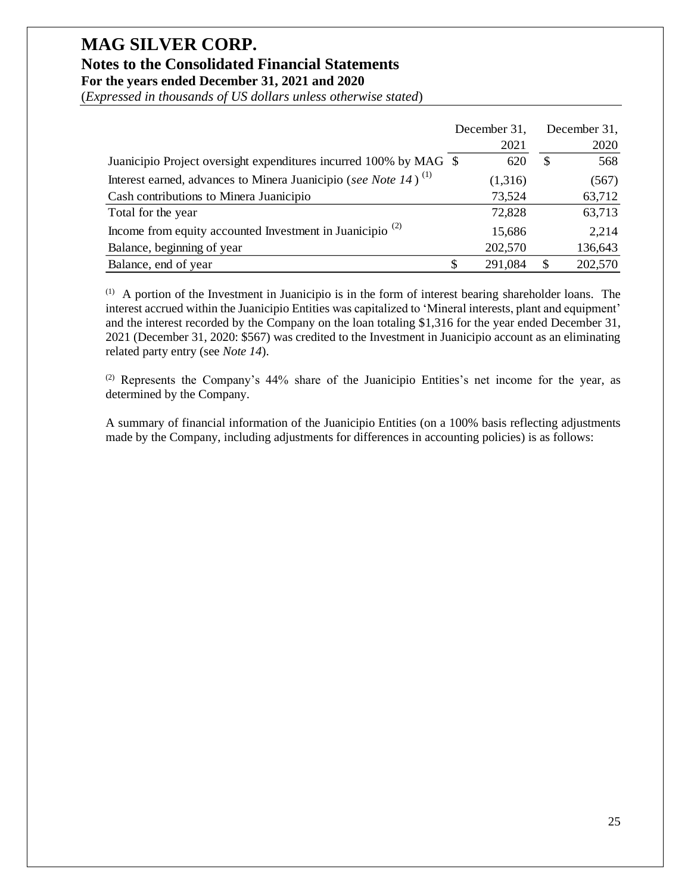| | December 31, 2021 | December 31, 2020 |
|---|---|---|
| Juanicipio Project oversight expenditures incurred 100% by MAG | $ 620 | $ 568 |
| Interest earned, advances to Minera Juanicipio (*see Note 14*) [(1)] | (1,316) | (567) |
| Cash contributions to Minera Juanicipio | 73,524 | 63,712 |
| Total for the year | 72,828 | 63,713 |
| Income from equity accounted Investment in Juanicipio [(2)] | 15,686 | 2,214 |
| Balance, beginning of year | 202,570 | 136,643 |
| Balance, end of year | $ 291,084 | $ 202,570 |

[(1)] A portion of the Investment in Juanicipio is in the form of interest bearing shareholder loans. The interest accrued within the Juanicipio Entities was capitalized to 'Mineral interests, plant and equipment' and the interest recorded by the Company on the loan totaling $1,316 for the year ended December 31, 2021 (December 31, 2020: $567) was credited to the Investment in Juanicipio account as an eliminating related party entry (see *Note 14*).

[(2)] Represents the Company's 44% share of the Juanicipio Entities's net income for the year, as determined by the Company.

A summary of financial information of the Juanicipio Entities (on a 100% basis reflecting adjustments made by the Company, including adjustments for differences in accounting policies) is as follows: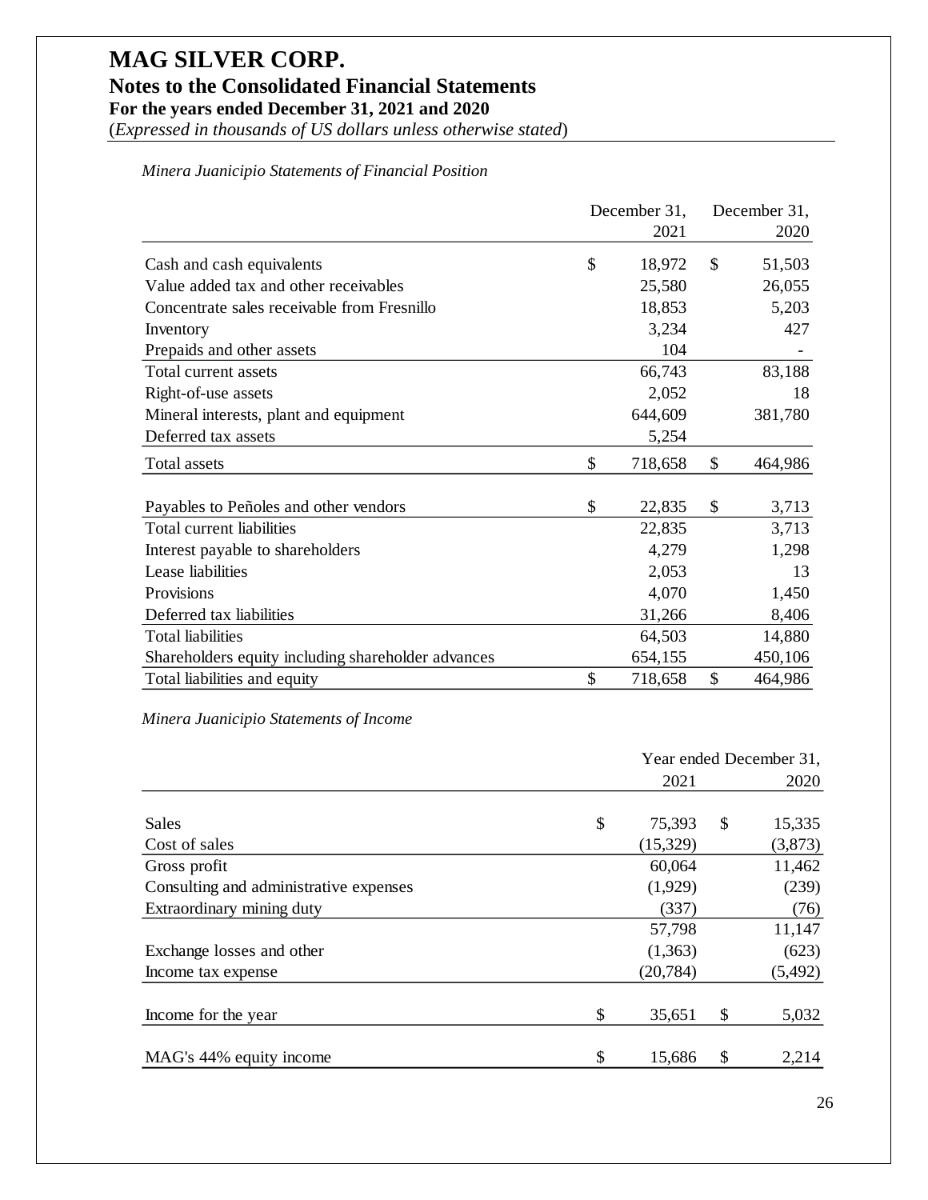# MAG SILVER CORP.

## Notes to the Consolidated Financial Statements

### For the years ended December 31, 2021 and 2020

(*Expressed in thousands of US dollars unless otherwise stated*)

*Minera Juanicipio Statements of Financial Position*

| | December 31, 2021 | December 31, 2020 |
|---|---|---|
| Cash and cash equivalents | $ 18,972 | $ 51,503 |
| Value added tax and other receivables | 25,580 | 26,055 |
| Concentrate sales receivable from Fresnillo | 18,853 | 5,203 |
| Inventory | 3,234 | 427 |
| Prepaids and other assets | 104 | - |
| Total current assets | 66,743 | 83,188 |
| Right-of-use assets | 2,052 | 18 |
| Mineral interests, plant and equipment | 644,609 | 381,780 |
| Deferred tax assets | 5,254 | |
| Total assets | $ 718,658 | $ 464,986 |
| | | |
| Payables to Peñoles and other vendors | $ 22,835 | $ 3,713 |
| Total current liabilities | 22,835 | 3,713 |
| Interest payable to shareholders | 4,279 | 1,298 |
| Lease liabilities | 2,053 | 13 |
| Provisions | 4,070 | 1,450 |
| Deferred tax liabilities | 31,266 | 8,406 |
| Total liabilities | 64,503 | 14,880 |
| Shareholders equity including shareholder advances | 654,155 | 450,106 |
| Total liabilities and equity | $ 718,658 | $ 464,986 |

*Minera Juanicipio Statements of Income*

| | Year ended December 31, 2021 | 2020 |
|---|---|---|
| Sales | $ 75,393 | $ 15,335 |
| Cost of sales | (15,329) | (3,873) |
| Gross profit | 60,064 | 11,462 |
| Consulting and administrative expenses | (1,929) | (239) |
| Extraordinary mining duty | (337) | (76) |
| | 57,798 | 11,147 |
| Exchange losses and other | (1,363) | (623) |
| Income tax expense | (20,784) | (5,492) |
| | | |
| Income for the year | $ 35,651 | $ 5,032 |
| | | |
| MAG's 44% equity income | $ 15,686 | $ 2,214 |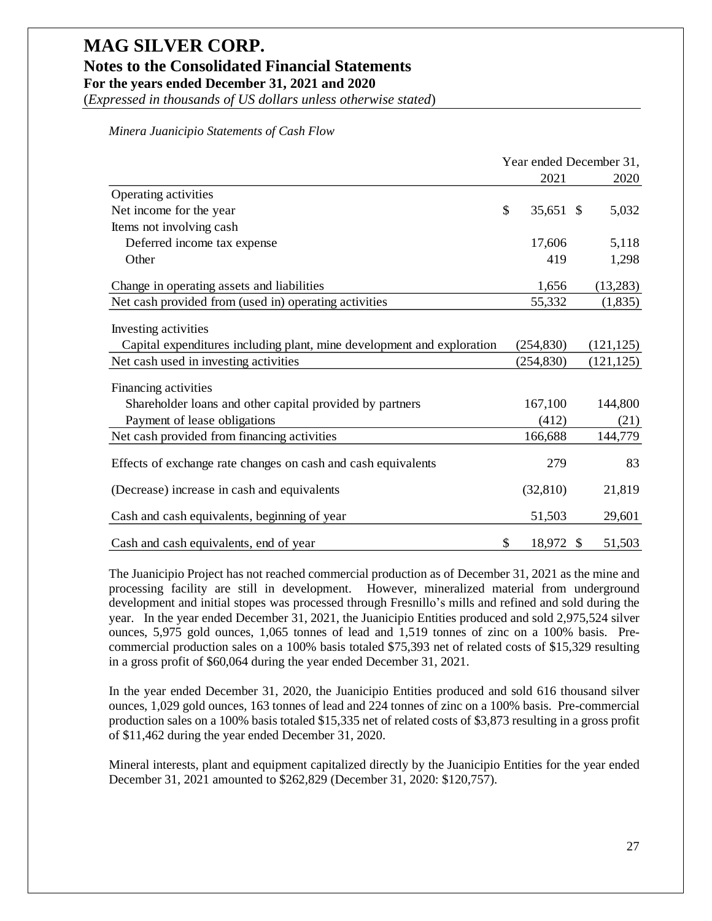# MAG SILVER CORP.
## Notes to the Consolidated Financial Statements
### For the years ended December 31, 2021 and 2020
(*Expressed in thousands of US dollars unless otherwise stated*)

*Minera Juanicipio Statements of Cash Flow*

| | Year ended December 31, | |
|---|---|---|
| | 2021 | 2020 |
| Operating activities | | |
| Net income for the year | $ 35,651 | $ 5,032 |
| Items not involving cash | | |
| Deferred income tax expense | 17,606 | 5,118 |
| Other | 419 | 1,298 |
| Change in operating assets and liabilities | 1,656 | (13,283) |
| Net cash provided from (used in) operating activities | 55,332 | (1,835) |
| Investing activities | | |
| Capital expenditures including plant, mine development and exploration | (254,830) | (121,125) |
| Net cash used in investing activities | (254,830) | (121,125) |
| Financing activities | | |
| Shareholder loans and other capital provided by partners | 167,100 | 144,800 |
| Payment of lease obligations | (412) | (21) |
| Net cash provided from financing activities | 166,688 | 144,779 |
| Effects of exchange rate changes on cash and cash equivalents | 279 | 83 |
| (Decrease) increase in cash and equivalents | (32,810) | 21,819 |
| Cash and cash equivalents, beginning of year | 51,503 | 29,601 |
| Cash and cash equivalents, end of year | $ 18,972 | $ 51,503 |

The Juanicipio Project has not reached commercial production as of December 31, 2021 as the mine and processing facility are still in development. However, mineralized material from underground development and initial stopes was processed through Fresnillo's mills and refined and sold during the year. In the year ended December 31, 2021, the Juanicipio Entities produced and sold 2,975,524 silver ounces, 5,975 gold ounces, 1,065 tonnes of lead and 1,519 tonnes of zinc on a 100% basis. Pre-commercial production sales on a 100% basis totaled $75,393 net of related costs of $15,329 resulting in a gross profit of $60,064 during the year ended December 31, 2021.

In the year ended December 31, 2020, the Juanicipio Entities produced and sold 616 thousand silver ounces, 1,029 gold ounces, 163 tonnes of lead and 224 tonnes of zinc on a 100% basis. Pre-commercial production sales on a 100% basis totaled $15,335 net of related costs of $3,873 resulting in a gross profit of $11,462 during the year ended December 31, 2020.

Mineral interests, plant and equipment capitalized directly by the Juanicipio Entities for the year ended December 31, 2021 amounted to $262,829 (December 31, 2020: $120,757).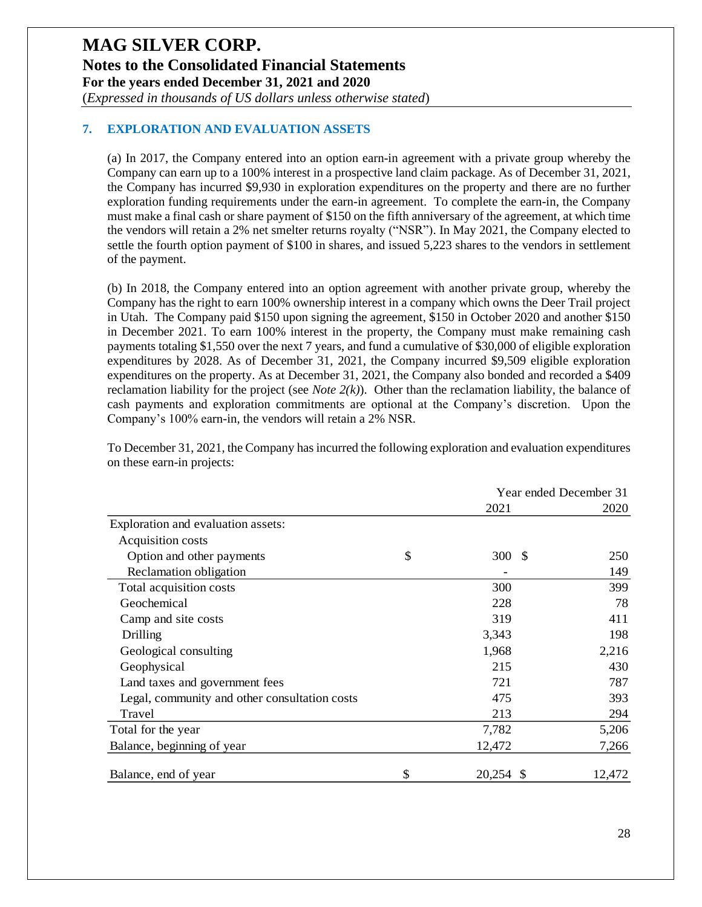# MAG SILVER CORP.

## Notes to the Consolidated Financial Statements

### For the years ended December 31, 2021 and 2020

(*Expressed in thousands of US dollars unless otherwise stated*)

## 7. EXPLORATION AND EVALUATION ASSETS

(a) In 2017, the Company entered into an option earn-in agreement with a private group whereby the Company can earn up to a 100% interest in a prospective land claim package. As of December 31, 2021, the Company has incurred $9,930 in exploration expenditures on the property and there are no further exploration funding requirements under the earn-in agreement. To complete the earn-in, the Company must make a final cash or share payment of $150 on the fifth anniversary of the agreement, at which time the vendors will retain a 2% net smelter returns royalty ("NSR"). In May 2021, the Company elected to settle the fourth option payment of $100 in shares, and issued 5,223 shares to the vendors in settlement of the payment.

(b) In 2018, the Company entered into an option agreement with another private group, whereby the Company has the right to earn 100% ownership interest in a company which owns the Deer Trail project in Utah. The Company paid $150 upon signing the agreement, $150 in October 2020 and another $150 in December 2021. To earn 100% interest in the property, the Company must make remaining cash payments totaling $1,550 over the next 7 years, and fund a cumulative of $30,000 of eligible exploration expenditures by 2028. As of December 31, 2021, the Company incurred $9,509 eligible exploration expenditures on the property. As at December 31, 2021, the Company also bonded and recorded a $409 reclamation liability for the project (see *Note 2(k)*). Other than the reclamation liability, the balance of cash payments and exploration commitments are optional at the Company's discretion. Upon the Company's 100% earn-in, the vendors will retain a 2% NSR.

To December 31, 2021, the Company has incurred the following exploration and evaluation expenditures on these earn-in projects:

| | Year ended December 31 | |
|---|---:|---:|
| | 2021 | 2020 |
| Exploration and evaluation assets: | | |
| Acquisition costs | | |
| Option and other payments | $ 300 | $ 250 |
| Reclamation obligation | - | 149 |
| Total acquisition costs | 300 | 399 |
| Geochemical | 228 | 78 |
| Camp and site costs | 319 | 411 |
| Drilling | 3,343 | 198 |
| Geological consulting | 1,968 | 2,216 |
| Geophysical | 215 | 430 |
| Land taxes and government fees | 721 | 787 |
| Legal, community and other consultation costs | 475 | 393 |
| Travel | 213 | 294 |
| Total for the year | 7,782 | 5,206 |
| Balance, beginning of year | 12,472 | 7,266 |
| Balance, end of year | $ 20,254 | $ 12,472 |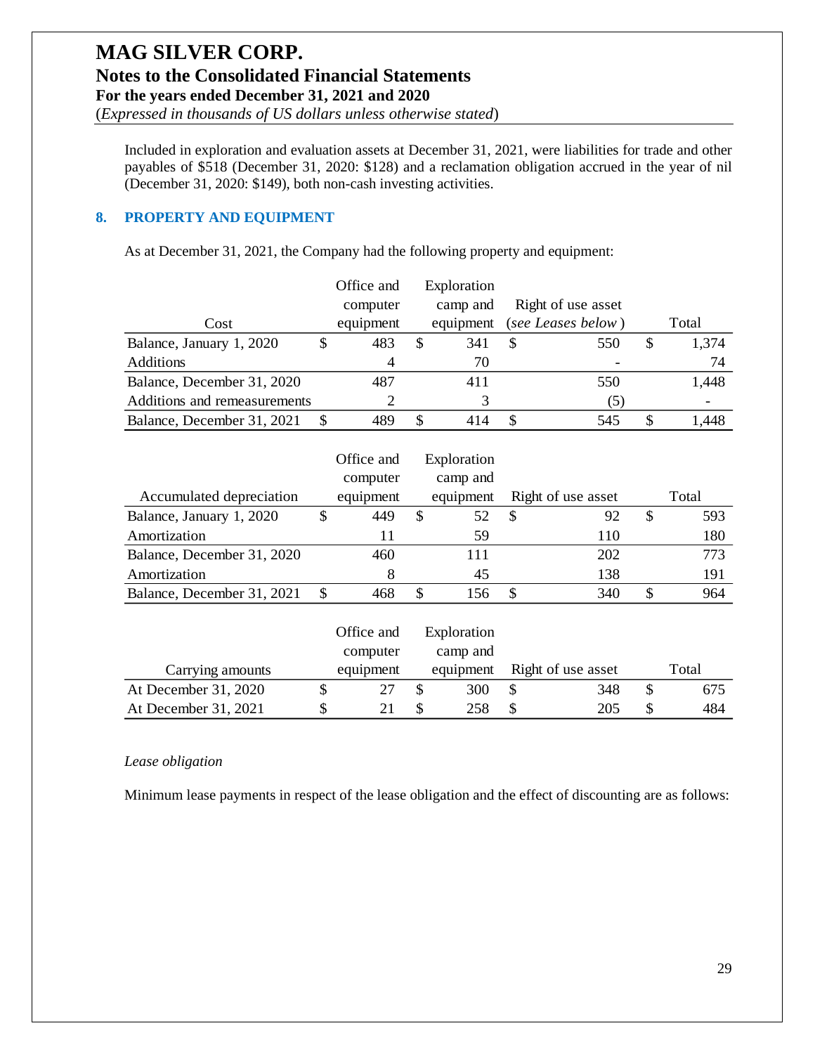Included in exploration and evaluation assets at December 31, 2021, were liabilities for trade and other payables of $518 (December 31, 2020: $128) and a reclamation obligation accrued in the year of nil (December 31, 2020: $149), both non-cash investing activities.

## 8. PROPERTY AND EQUIPMENT

As at December 31, 2021, the Company had the following property and equipment:

| Cost | Office and computer equipment | Exploration camp and equipment | Right of use asset (*see Leases below*) | Total |
|---|---|---|---|---|
| Balance, January 1, 2020 | $ 483 | $ 341 | $ 550 | $ 1,374 |
| Additions | 4 | 70 | - | 74 |
| Balance, December 31, 2020 | 487 | 411 | 550 | 1,448 |
| Additions and remeasurements | 2 | 3 | (5) | - |
| Balance, December 31, 2021 | $ 489 | $ 414 | $ 545 | $ 1,448 |

| Accumulated depreciation | Office and computer equipment | Exploration camp and equipment | Right of use asset | Total |
|---|---|---|---|---|
| Balance, January 1, 2020 | $ 449 | $ 52 | $ 92 | $ 593 |
| Amortization | 11 | 59 | 110 | 180 |
| Balance, December 31, 2020 | 460 | 111 | 202 | 773 |
| Amortization | 8 | 45 | 138 | 191 |
| Balance, December 31, 2021 | $ 468 | $ 156 | $ 340 | $ 964 |

| Carrying amounts | Office and computer equipment | Exploration camp and equipment | Right of use asset | Total |
|---|---|---|---|---|
| At December 31, 2020 | $ 27 | $ 300 | $ 348 | $ 675 |
| At December 31, 2021 | $ 21 | $ 258 | $ 205 | $ 484 |

*Lease obligation*

Minimum lease payments in respect of the lease obligation and the effect of discounting are as follows: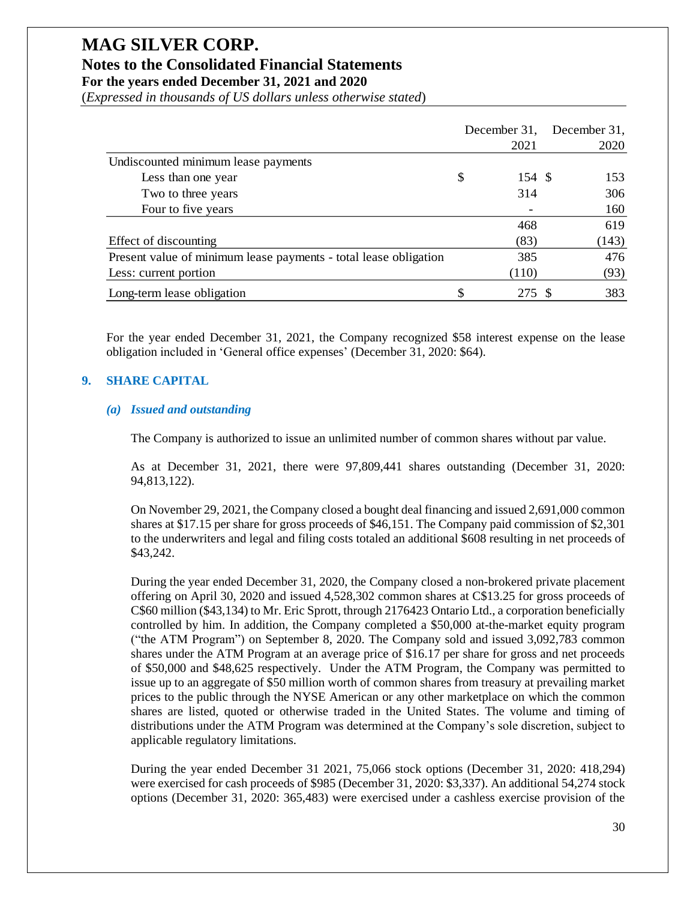| | December 31, 2021 | December 31, 2020 |
|---|---|---|
| Undiscounted minimum lease payments | | |
| Less than one year | $ 154 | $ 153 |
| Two to three years | 314 | 306 |
| Four to five years | - | 160 |
| | 468 | 619 |
| Effect of discounting | (83) | (143) |
| Present value of minimum lease payments - total lease obligation | 385 | 476 |
| Less: current portion | (110) | (93) |
| Long-term lease obligation | $ 275 | $ 383 |

For the year ended December 31, 2021, the Company recognized $58 interest expense on the lease obligation included in 'General office expenses' (December 31, 2020: $64).

## 9. SHARE CAPITAL

### *(a) Issued and outstanding*

The Company is authorized to issue an unlimited number of common shares without par value.

As at December 31, 2021, there were 97,809,441 shares outstanding (December 31, 2020: 94,813,122).

On November 29, 2021, the Company closed a bought deal financing and issued 2,691,000 common shares at $17.15 per share for gross proceeds of $46,151. The Company paid commission of $2,301 to the underwriters and legal and filing costs totaled an additional $608 resulting in net proceeds of $43,242.

During the year ended December 31, 2020, the Company closed a non-brokered private placement offering on April 30, 2020 and issued 4,528,302 common shares at C$13.25 for gross proceeds of C$60 million ($43,134) to Mr. Eric Sprott, through 2176423 Ontario Ltd., a corporation beneficially controlled by him. In addition, the Company completed a $50,000 at-the-market equity program ("the ATM Program") on September 8, 2020. The Company sold and issued 3,092,783 common shares under the ATM Program at an average price of $16.17 per share for gross and net proceeds of $50,000 and $48,625 respectively. Under the ATM Program, the Company was permitted to issue up to an aggregate of $50 million worth of common shares from treasury at prevailing market prices to the public through the NYSE American or any other marketplace on which the common shares are listed, quoted or otherwise traded in the United States. The volume and timing of distributions under the ATM Program was determined at the Company's sole discretion, subject to applicable regulatory limitations.

During the year ended December 31 2021, 75,066 stock options (December 31, 2020: 418,294) were exercised for cash proceeds of $985 (December 31, 2020: $3,337). An additional 54,274 stock options (December 31, 2020: 365,483) were exercised under a cashless exercise provision of the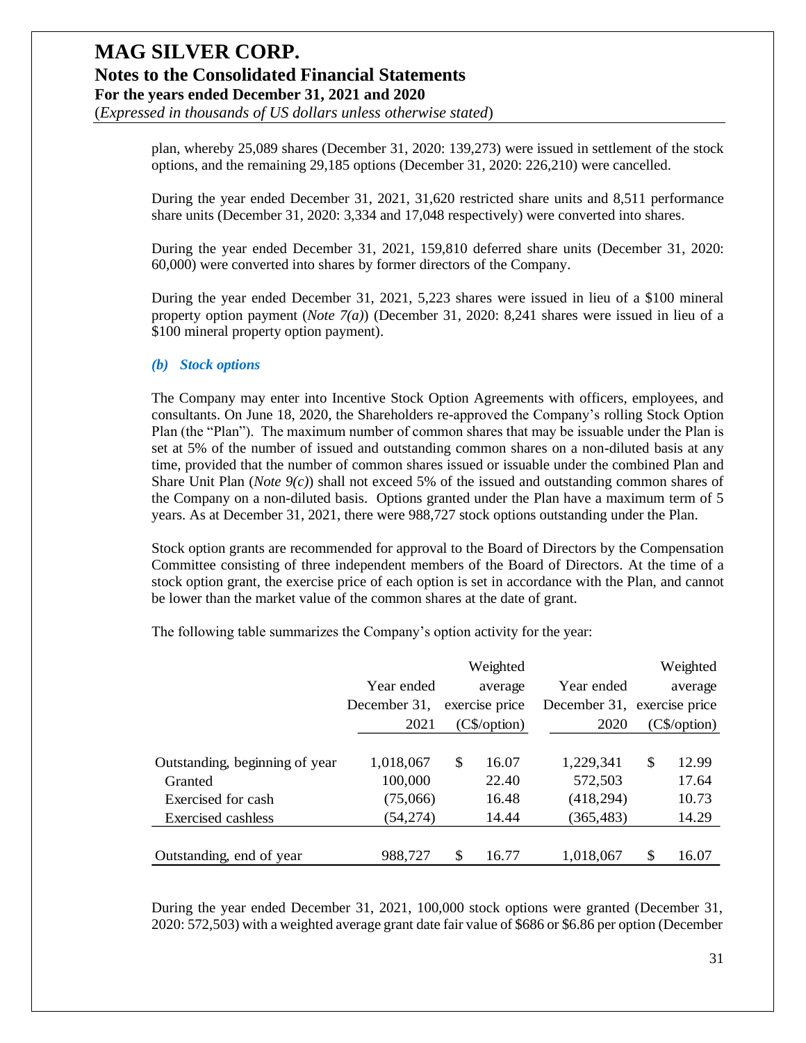plan, whereby 25,089 shares (December 31, 2020: 139,273) were issued in settlement of the stock options, and the remaining 29,185 options (December 31, 2020: 226,210) were cancelled.

During the year ended December 31, 2021, 31,620 restricted share units and 8,511 performance share units (December 31, 2020: 3,334 and 17,048 respectively) were converted into shares.

During the year ended December 31, 2021, 159,810 deferred share units (December 31, 2020: 60,000) were converted into shares by former directors of the Company.

During the year ended December 31, 2021, 5,223 shares were issued in lieu of a $100 mineral property option payment (*Note 7(a)*) (December 31, 2020: 8,241 shares were issued in lieu of a $100 mineral property option payment).

### *(b) Stock options*

The Company may enter into Incentive Stock Option Agreements with officers, employees, and consultants. On June 18, 2020, the Shareholders re-approved the Company's rolling Stock Option Plan (the "Plan"). The maximum number of common shares that may be issuable under the Plan is set at 5% of the number of issued and outstanding common shares on a non-diluted basis at any time, provided that the number of common shares issued or issuable under the combined Plan and Share Unit Plan (*Note 9(c)*) shall not exceed 5% of the issued and outstanding common shares of the Company on a non-diluted basis. Options granted under the Plan have a maximum term of 5 years. As at December 31, 2021, there were 988,727 stock options outstanding under the Plan.

Stock option grants are recommended for approval to the Board of Directors by the Compensation Committee consisting of three independent members of the Board of Directors. At the time of a stock option grant, the exercise price of each option is set in accordance with the Plan, and cannot be lower than the market value of the common shares at the date of grant.

The following table summarizes the Company's option activity for the year:

| | Year ended December 31, 2021 | Weighted average exercise price (C$/option) | Year ended December 31, 2020 | Weighted average exercise price (C$/option) |
|---|---|---|---|---|
| Outstanding, beginning of year | 1,018,067 | $ 16.07 | 1,229,341 | $ 12.99 |
| Granted | 100,000 | 22.40 | 572,503 | 17.64 |
| Exercised for cash | (75,066) | 16.48 | (418,294) | 10.73 |
| Exercised cashless | (54,274) | 14.44 | (365,483) | 14.29 |
| Outstanding, end of year | 988,727 | $ 16.77 | 1,018,067 | $ 16.07 |

During the year ended December 31, 2021, 100,000 stock options were granted (December 31, 2020: 572,503) with a weighted average grant date fair value of $686 or $6.86 per option (December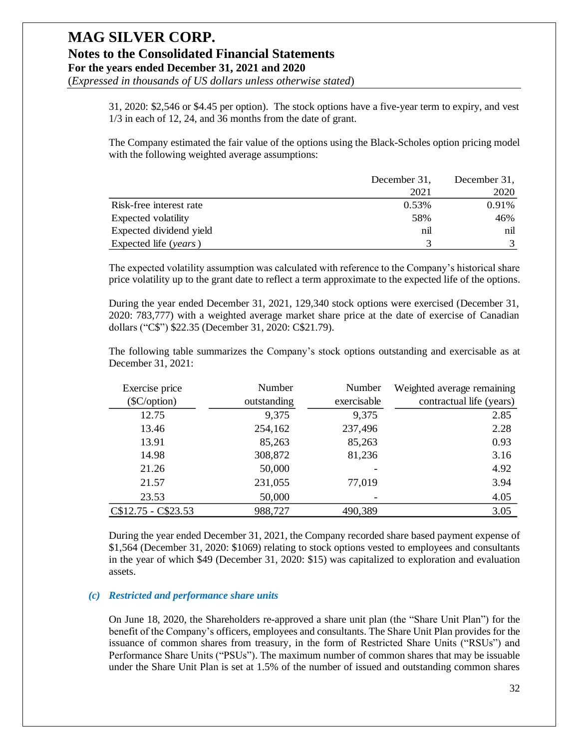31, 2020: $2,546 or $4.45 per option). The stock options have a five-year term to expiry, and vest 1/3 in each of 12, 24, and 36 months from the date of grant.

The Company estimated the fair value of the options using the Black-Scholes option pricing model with the following weighted average assumptions:

| | December 31, 2021 | December 31, 2020 |
|---|---|---|
| Risk-free interest rate | 0.53% | 0.91% |
| Expected volatility | 58% | 46% |
| Expected dividend yield | nil | nil |
| Expected life (*years*) | 3 | 3 |

The expected volatility assumption was calculated with reference to the Company's historical share price volatility up to the grant date to reflect a term approximate to the expected life of the options.

During the year ended December 31, 2021, 129,340 stock options were exercised (December 31, 2020: 783,777) with a weighted average market share price at the date of exercise of Canadian dollars ("C$") $22.35 (December 31, 2020: C$21.79).

The following table summarizes the Company's stock options outstanding and exercisable as at December 31, 2021:

| Exercise price ($C/option) | Number outstanding | Number exercisable | Weighted average remaining contractual life (years) |
|---|---|---|---|
| 12.75 | 9,375 | 9,375 | 2.85 |
| 13.46 | 254,162 | 237,496 | 2.28 |
| 13.91 | 85,263 | 85,263 | 0.93 |
| 14.98 | 308,872 | 81,236 | 3.16 |
| 21.26 | 50,000 | - | 4.92 |
| 21.57 | 231,055 | 77,019 | 3.94 |
| 23.53 | 50,000 | - | 4.05 |
| C$12.75 - C$23.53 | 988,727 | 490,389 | 3.05 |

During the year ended December 31, 2021, the Company recorded share based payment expense of $1,564 (December 31, 2020: $1069) relating to stock options vested to employees and consultants in the year of which $49 (December 31, 2020: $15) was capitalized to exploration and evaluation assets.

### *(c) Restricted and performance share units*

On June 18, 2020, the Shareholders re-approved a share unit plan (the "Share Unit Plan") for the benefit of the Company's officers, employees and consultants. The Share Unit Plan provides for the issuance of common shares from treasury, in the form of Restricted Share Units ("RSUs") and Performance Share Units ("PSUs"). The maximum number of common shares that may be issuable under the Share Unit Plan is set at 1.5% of the number of issued and outstanding common shares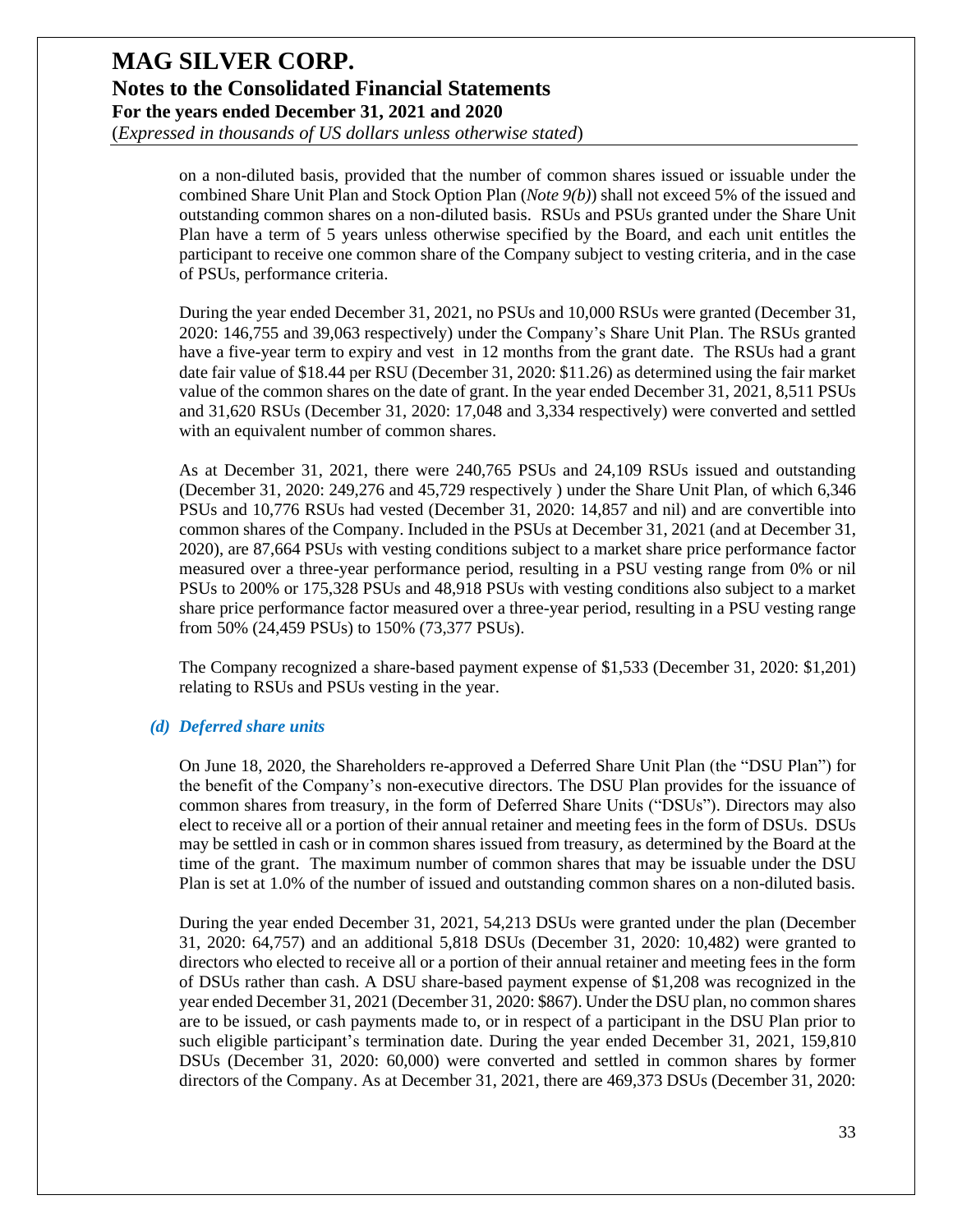on a non-diluted basis, provided that the number of common shares issued or issuable under the combined Share Unit Plan and Stock Option Plan (*Note 9(b)*) shall not exceed 5% of the issued and outstanding common shares on a non-diluted basis. RSUs and PSUs granted under the Share Unit Plan have a term of 5 years unless otherwise specified by the Board, and each unit entitles the participant to receive one common share of the Company subject to vesting criteria, and in the case of PSUs, performance criteria.

During the year ended December 31, 2021, no PSUs and 10,000 RSUs were granted (December 31, 2020: 146,755 and 39,063 respectively) under the Company's Share Unit Plan. The RSUs granted have a five-year term to expiry and vest in 12 months from the grant date. The RSUs had a grant date fair value of $18.44 per RSU (December 31, 2020: $11.26) as determined using the fair market value of the common shares on the date of grant. In the year ended December 31, 2021, 8,511 PSUs and 31,620 RSUs (December 31, 2020: 17,048 and 3,334 respectively) were converted and settled with an equivalent number of common shares.

As at December 31, 2021, there were 240,765 PSUs and 24,109 RSUs issued and outstanding (December 31, 2020: 249,276 and 45,729 respectively ) under the Share Unit Plan, of which 6,346 PSUs and 10,776 RSUs had vested (December 31, 2020: 14,857 and nil) and are convertible into common shares of the Company. Included in the PSUs at December 31, 2021 (and at December 31, 2020), are 87,664 PSUs with vesting conditions subject to a market share price performance factor measured over a three-year performance period, resulting in a PSU vesting range from 0% or nil PSUs to 200% or 175,328 PSUs and 48,918 PSUs with vesting conditions also subject to a market share price performance factor measured over a three-year period, resulting in a PSU vesting range from 50% (24,459 PSUs) to 150% (73,377 PSUs).

The Company recognized a share-based payment expense of $1,533 (December 31, 2020: $1,201) relating to RSUs and PSUs vesting in the year.

### *(d) Deferred share units*

On June 18, 2020, the Shareholders re-approved a Deferred Share Unit Plan (the "DSU Plan") for the benefit of the Company's non-executive directors. The DSU Plan provides for the issuance of common shares from treasury, in the form of Deferred Share Units ("DSUs"). Directors may also elect to receive all or a portion of their annual retainer and meeting fees in the form of DSUs. DSUs may be settled in cash or in common shares issued from treasury, as determined by the Board at the time of the grant. The maximum number of common shares that may be issuable under the DSU Plan is set at 1.0% of the number of issued and outstanding common shares on a non-diluted basis.

During the year ended December 31, 2021, 54,213 DSUs were granted under the plan (December 31, 2020: 64,757) and an additional 5,818 DSUs (December 31, 2020: 10,482) were granted to directors who elected to receive all or a portion of their annual retainer and meeting fees in the form of DSUs rather than cash. A DSU share-based payment expense of $1,208 was recognized in the year ended December 31, 2021 (December 31, 2020: $867). Under the DSU plan, no common shares are to be issued, or cash payments made to, or in respect of a participant in the DSU Plan prior to such eligible participant's termination date. During the year ended December 31, 2021, 159,810 DSUs (December 31, 2020: 60,000) were converted and settled in common shares by former directors of the Company. As at December 31, 2021, there are 469,373 DSUs (December 31, 2020: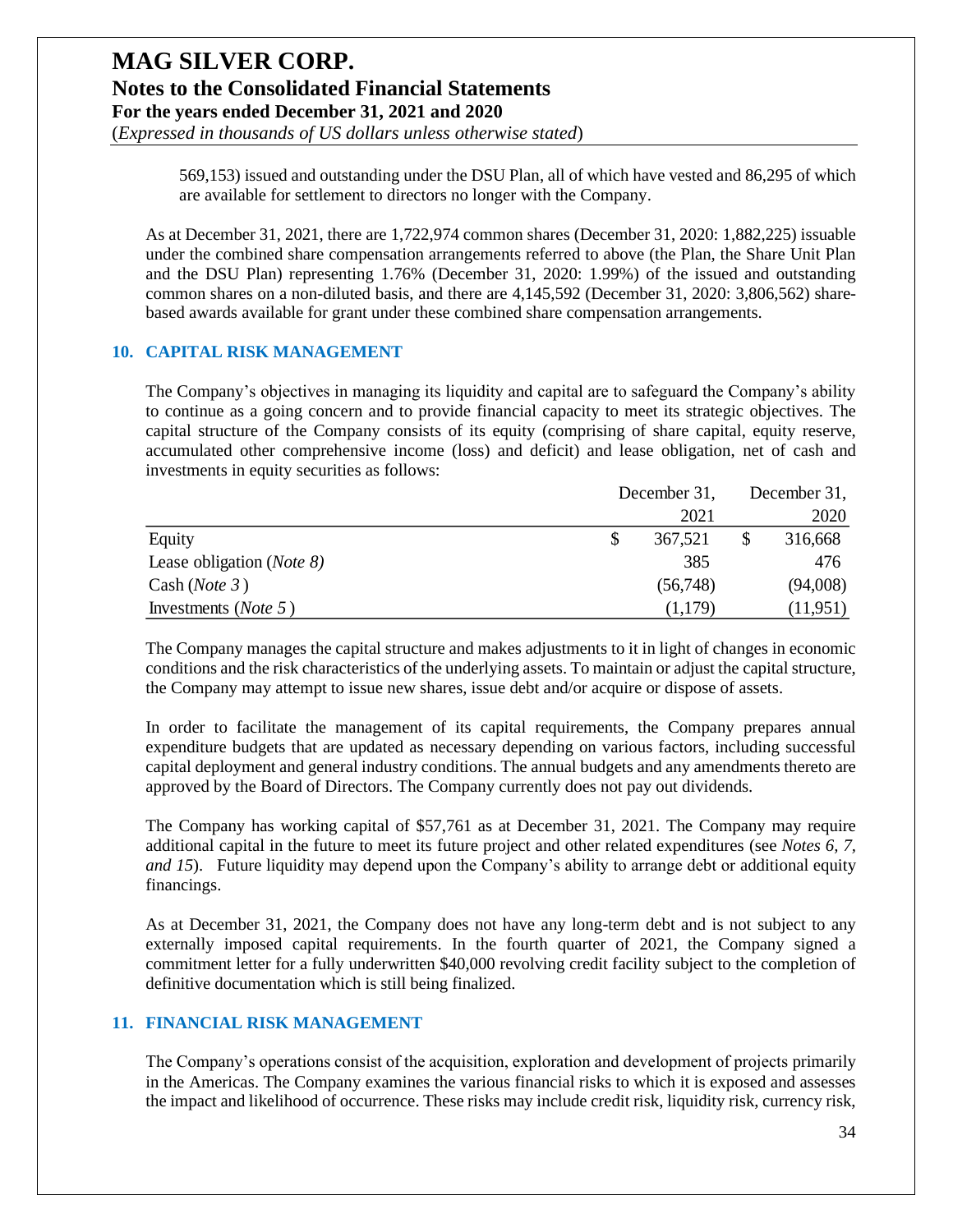569,153) issued and outstanding under the DSU Plan, all of which have vested and 86,295 of which are available for settlement to directors no longer with the Company.

As at December 31, 2021, there are 1,722,974 common shares (December 31, 2020: 1,882,225) issuable under the combined share compensation arrangements referred to above (the Plan, the Share Unit Plan and the DSU Plan) representing 1.76% (December 31, 2020: 1.99%) of the issued and outstanding common shares on a non-diluted basis, and there are 4,145,592 (December 31, 2020: 3,806,562) share-based awards available for grant under these combined share compensation arrangements.

## 10. CAPITAL RISK MANAGEMENT

The Company's objectives in managing its liquidity and capital are to safeguard the Company's ability to continue as a going concern and to provide financial capacity to meet its strategic objectives. The capital structure of the Company consists of its equity (comprising of share capital, equity reserve, accumulated other comprehensive income (loss) and deficit) and lease obligation, net of cash and investments in equity securities as follows:

| | December 31, 2021 | December 31, 2020 |
|---|---|---|
| Equity | $ 367,521 | $ 316,668 |
| Lease obligation (*Note 8*) | 385 | 476 |
| Cash (*Note 3*) | (56,748) | (94,008) |
| Investments (*Note 5*) | (1,179) | (11,951) |

The Company manages the capital structure and makes adjustments to it in light of changes in economic conditions and the risk characteristics of the underlying assets. To maintain or adjust the capital structure, the Company may attempt to issue new shares, issue debt and/or acquire or dispose of assets.

In order to facilitate the management of its capital requirements, the Company prepares annual expenditure budgets that are updated as necessary depending on various factors, including successful capital deployment and general industry conditions. The annual budgets and any amendments thereto are approved by the Board of Directors. The Company currently does not pay out dividends.

The Company has working capital of $57,761 as at December 31, 2021. The Company may require additional capital in the future to meet its future project and other related expenditures (see *Notes 6, 7, and 15*). Future liquidity may depend upon the Company's ability to arrange debt or additional equity financings.

As at December 31, 2021, the Company does not have any long-term debt and is not subject to any externally imposed capital requirements. In the fourth quarter of 2021, the Company signed a commitment letter for a fully underwritten $40,000 revolving credit facility subject to the completion of definitive documentation which is still being finalized.

## 11. FINANCIAL RISK MANAGEMENT

The Company's operations consist of the acquisition, exploration and development of projects primarily in the Americas. The Company examines the various financial risks to which it is exposed and assesses the impact and likelihood of occurrence. These risks may include credit risk, liquidity risk, currency risk,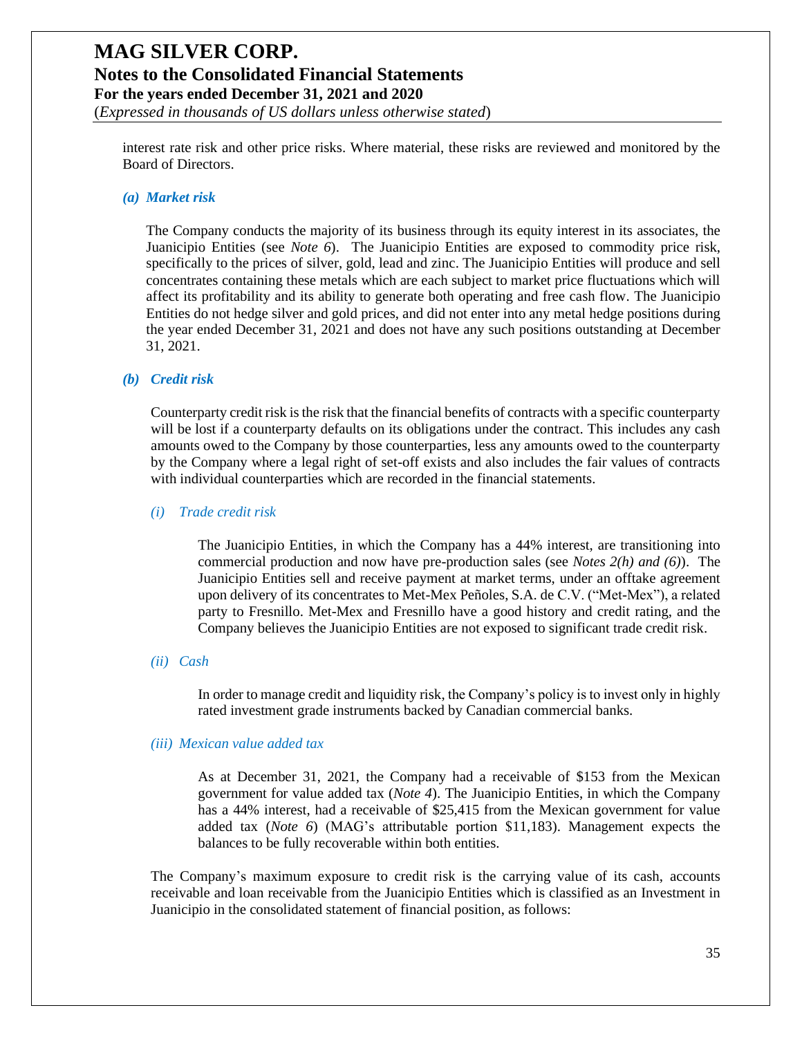interest rate risk and other price risks. Where material, these risks are reviewed and monitored by the Board of Directors.

### *(a) Market risk*

The Company conducts the majority of its business through its equity interest in its associates, the Juanicipio Entities (see *Note 6*). The Juanicipio Entities are exposed to commodity price risk, specifically to the prices of silver, gold, lead and zinc. The Juanicipio Entities will produce and sell concentrates containing these metals which are each subject to market price fluctuations which will affect its profitability and its ability to generate both operating and free cash flow. The Juanicipio Entities do not hedge silver and gold prices, and did not enter into any metal hedge positions during the year ended December 31, 2021 and does not have any such positions outstanding at December 31, 2021.

### *(b) Credit risk*

Counterparty credit risk is the risk that the financial benefits of contracts with a specific counterparty will be lost if a counterparty defaults on its obligations under the contract. This includes any cash amounts owed to the Company by those counterparties, less any amounts owed to the counterparty by the Company where a legal right of set-off exists and also includes the fair values of contracts with individual counterparties which are recorded in the financial statements.

#### *(i) Trade credit risk*

The Juanicipio Entities, in which the Company has a 44% interest, are transitioning into commercial production and now have pre-production sales (see *Notes 2(h) and (6)*). The Juanicipio Entities sell and receive payment at market terms, under an offtake agreement upon delivery of its concentrates to Met-Mex Peñoles, S.A. de C.V. ("Met-Mex"), a related party to Fresnillo. Met-Mex and Fresnillo have a good history and credit rating, and the Company believes the Juanicipio Entities are not exposed to significant trade credit risk.

#### *(ii) Cash*

In order to manage credit and liquidity risk, the Company's policy is to invest only in highly rated investment grade instruments backed by Canadian commercial banks.

#### *(iii) Mexican value added tax*

As at December 31, 2021, the Company had a receivable of $153 from the Mexican government for value added tax (*Note 4*). The Juanicipio Entities, in which the Company has a 44% interest, had a receivable of $25,415 from the Mexican government for value added tax (*Note 6*) (MAG's attributable portion $11,183). Management expects the balances to be fully recoverable within both entities.

The Company's maximum exposure to credit risk is the carrying value of its cash, accounts receivable and loan receivable from the Juanicipio Entities which is classified as an Investment in Juanicipio in the consolidated statement of financial position, as follows: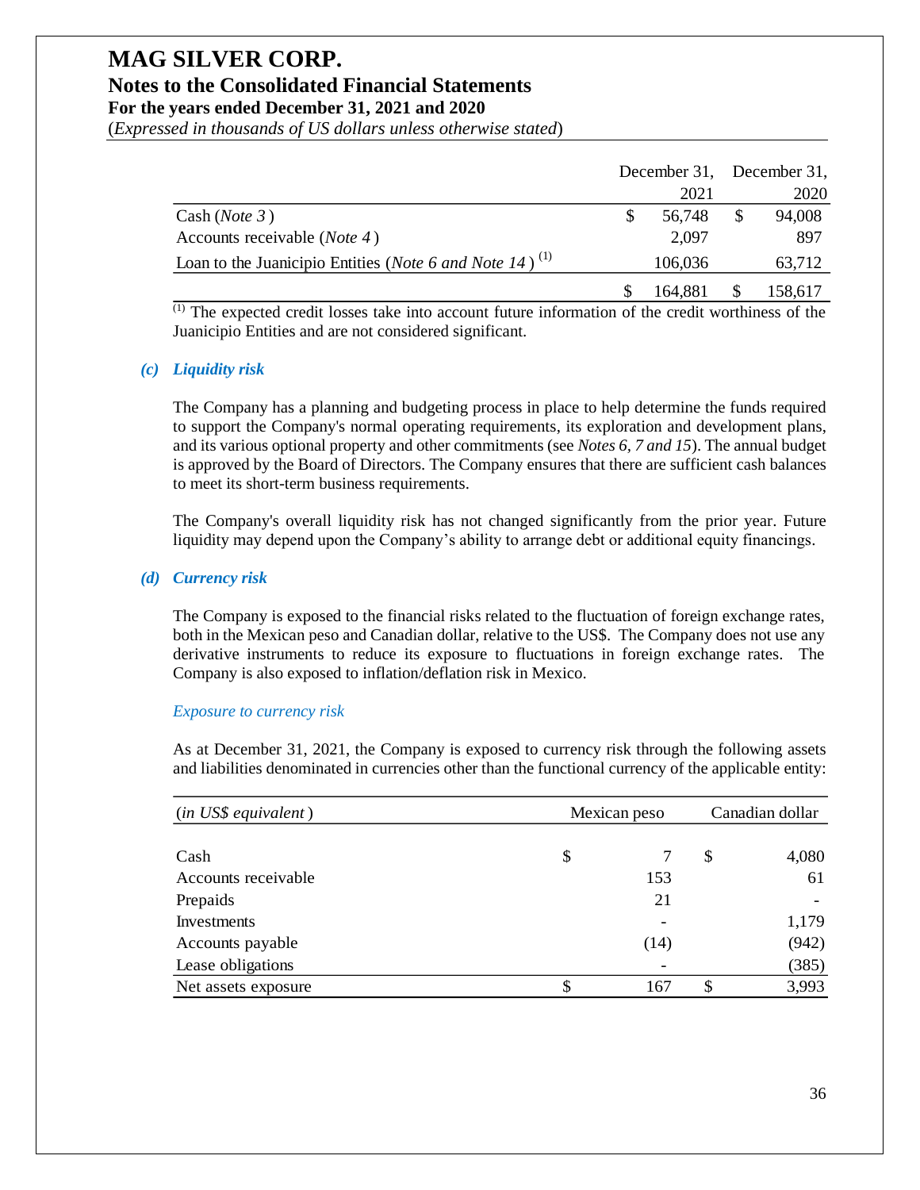# MAG SILVER CORP.

## Notes to the Consolidated Financial Statements

### For the years ended December 31, 2021 and 2020

(*Expressed in thousands of US dollars unless otherwise stated*)

| | December 31, 2021 | December 31, 2020 |
|---|---|---|
| Cash (*Note 3*) | $ 56,748 | $ 94,008 |
| Accounts receivable (*Note 4*) | 2,097 | 897 |
| Loan to the Juanicipio Entities (*Note 6 and Note 14*) (1) | 106,036 | 63,712 |
| | $ 164,881 | $ 158,617 |

(1) The expected credit losses take into account future information of the credit worthiness of the Juanicipio Entities and are not considered significant.

***(c) Liquidity risk***

The Company has a planning and budgeting process in place to help determine the funds required to support the Company's normal operating requirements, its exploration and development plans, and its various optional property and other commitments (see *Notes 6, 7 and 15*). The annual budget is approved by the Board of Directors. The Company ensures that there are sufficient cash balances to meet its short-term business requirements.

The Company's overall liquidity risk has not changed significantly from the prior year. Future liquidity may depend upon the Company's ability to arrange debt or additional equity financings.

***(d) Currency risk***

The Company is exposed to the financial risks related to the fluctuation of foreign exchange rates, both in the Mexican peso and Canadian dollar, relative to the US$. The Company does not use any derivative instruments to reduce its exposure to fluctuations in foreign exchange rates. The Company is also exposed to inflation/deflation risk in Mexico.

*Exposure to currency risk*

As at December 31, 2021, the Company is exposed to currency risk through the following assets and liabilities denominated in currencies other than the functional currency of the applicable entity:

| (*in US$ equivalent*) | Mexican peso | Canadian dollar |
|---|---|---|
| Cash | $ 7 | $ 4,080 |
| Accounts receivable | 153 | 61 |
| Prepaids | 21 | - |
| Investments | - | 1,179 |
| Accounts payable | (14) | (942) |
| Lease obligations | - | (385) |
| Net assets exposure | $ 167 | $ 3,993 |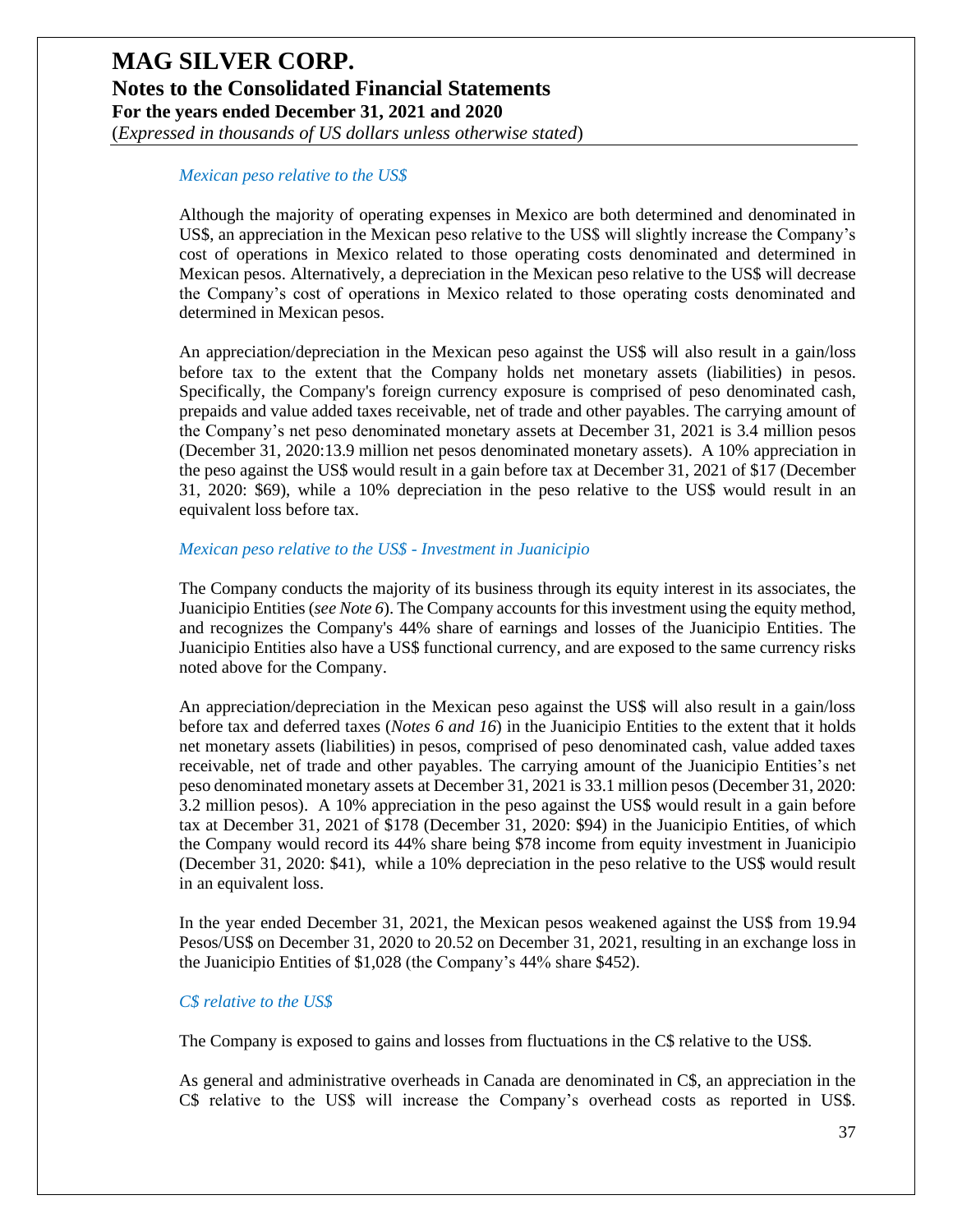*Mexican peso relative to the US$*

Although the majority of operating expenses in Mexico are both determined and denominated in US$, an appreciation in the Mexican peso relative to the US$ will slightly increase the Company's cost of operations in Mexico related to those operating costs denominated and determined in Mexican pesos. Alternatively, a depreciation in the Mexican peso relative to the US$ will decrease the Company's cost of operations in Mexico related to those operating costs denominated and determined in Mexican pesos.

An appreciation/depreciation in the Mexican peso against the US$ will also result in a gain/loss before tax to the extent that the Company holds net monetary assets (liabilities) in pesos. Specifically, the Company's foreign currency exposure is comprised of peso denominated cash, prepaids and value added taxes receivable, net of trade and other payables. The carrying amount of the Company's net peso denominated monetary assets at December 31, 2021 is 3.4 million pesos (December 31, 2020:13.9 million net pesos denominated monetary assets). A 10% appreciation in the peso against the US$ would result in a gain before tax at December 31, 2021 of $17 (December 31, 2020: $69), while a 10% depreciation in the peso relative to the US$ would result in an equivalent loss before tax.

*Mexican peso relative to the US$ - Investment in Juanicipio*

The Company conducts the majority of its business through its equity interest in its associates, the Juanicipio Entities (*see Note 6*). The Company accounts for this investment using the equity method, and recognizes the Company's 44% share of earnings and losses of the Juanicipio Entities. The Juanicipio Entities also have a US$ functional currency, and are exposed to the same currency risks noted above for the Company.

An appreciation/depreciation in the Mexican peso against the US$ will also result in a gain/loss before tax and deferred taxes (*Notes 6 and 16*) in the Juanicipio Entities to the extent that it holds net monetary assets (liabilities) in pesos, comprised of peso denominated cash, value added taxes receivable, net of trade and other payables. The carrying amount of the Juanicipio Entities's net peso denominated monetary assets at December 31, 2021 is 33.1 million pesos (December 31, 2020: 3.2 million pesos). A 10% appreciation in the peso against the US$ would result in a gain before tax at December 31, 2021 of $178 (December 31, 2020: $94) in the Juanicipio Entities, of which the Company would record its 44% share being $78 income from equity investment in Juanicipio (December 31, 2020: $41), while a 10% depreciation in the peso relative to the US$ would result in an equivalent loss.

In the year ended December 31, 2021, the Mexican pesos weakened against the US$ from 19.94 Pesos/US$ on December 31, 2020 to 20.52 on December 31, 2021, resulting in an exchange loss in the Juanicipio Entities of $1,028 (the Company's 44% share $452).

*C$ relative to the US$*

The Company is exposed to gains and losses from fluctuations in the C$ relative to the US$.

As general and administrative overheads in Canada are denominated in C$, an appreciation in the C$ relative to the US$ will increase the Company's overhead costs as reported in US$.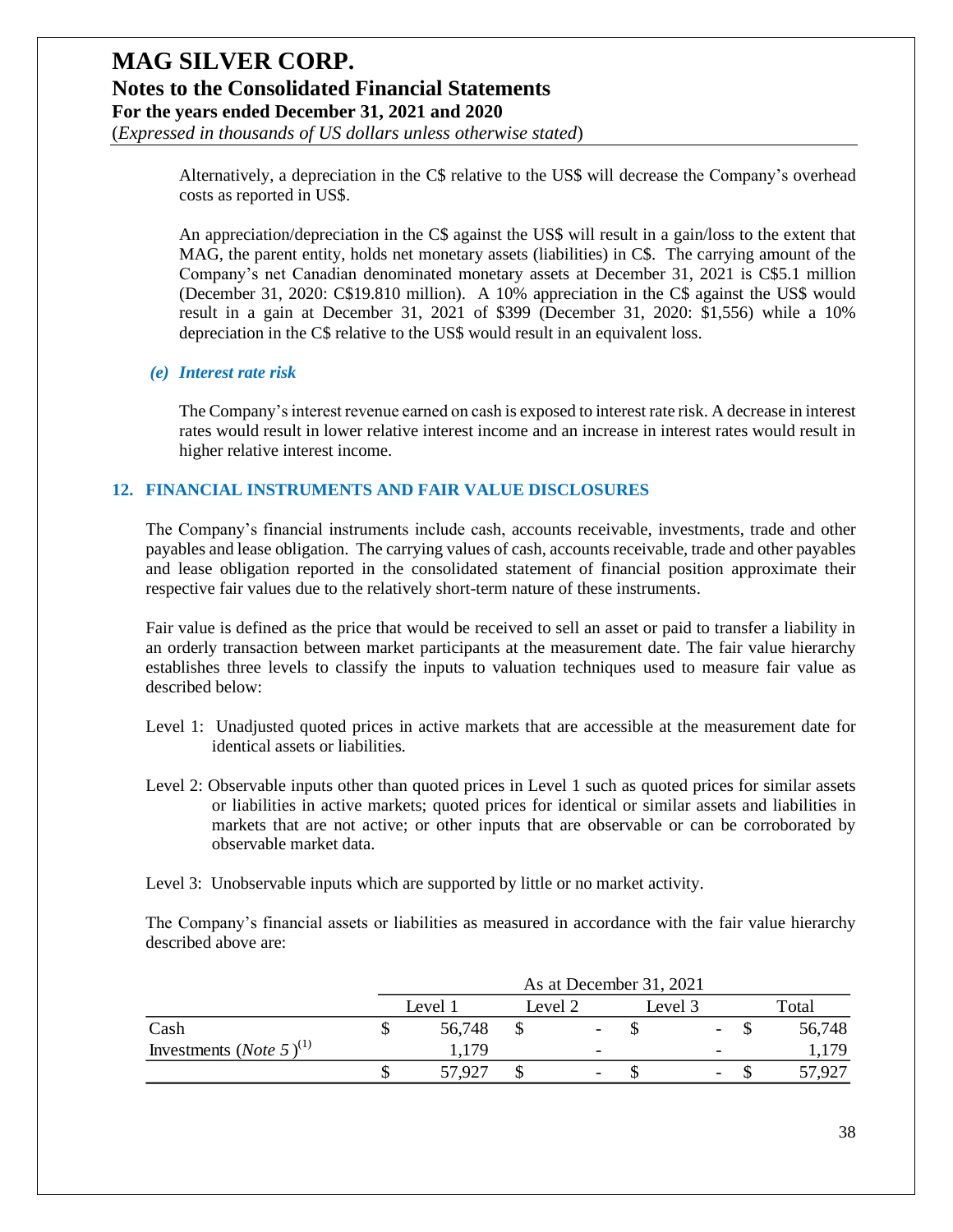Alternatively, a depreciation in the C$ relative to the US$ will decrease the Company's overhead costs as reported in US$.

An appreciation/depreciation in the C$ against the US$ will result in a gain/loss to the extent that MAG, the parent entity, holds net monetary assets (liabilities) in C$. The carrying amount of the Company's net Canadian denominated monetary assets at December 31, 2021 is C$5.1 million (December 31, 2020: C$19.810 million). A 10% appreciation in the C$ against the US$ would result in a gain at December 31, 2021 of $399 (December 31, 2020: $1,556) while a 10% depreciation in the C$ relative to the US$ would result in an equivalent loss.

***(e) Interest rate risk***

The Company's interest revenue earned on cash is exposed to interest rate risk. A decrease in interest rates would result in lower relative interest income and an increase in interest rates would result in higher relative interest income.

## 12. FINANCIAL INSTRUMENTS AND FAIR VALUE DISCLOSURES

The Company's financial instruments include cash, accounts receivable, investments, trade and other payables and lease obligation. The carrying values of cash, accounts receivable, trade and other payables and lease obligation reported in the consolidated statement of financial position approximate their respective fair values due to the relatively short-term nature of these instruments.

Fair value is defined as the price that would be received to sell an asset or paid to transfer a liability in an orderly transaction between market participants at the measurement date. The fair value hierarchy establishes three levels to classify the inputs to valuation techniques used to measure fair value as described below:

Level 1: Unadjusted quoted prices in active markets that are accessible at the measurement date for identical assets or liabilities.

Level 2: Observable inputs other than quoted prices in Level 1 such as quoted prices for similar assets or liabilities in active markets; quoted prices for identical or similar assets and liabilities in markets that are not active; or other inputs that are observable or can be corroborated by observable market data.

Level 3: Unobservable inputs which are supported by little or no market activity.

The Company's financial assets or liabilities as measured in accordance with the fair value hierarchy described above are:

| | As at December 31, 2021 | | | |
|---|---|---|---|---|
| | Level 1 | Level 2 | Level 3 | Total |
| Cash | $ 56,748 | $ - | $ - | $ 56,748 |
| Investments (*Note 5*)[(1)] | 1,179 | - | - | 1,179 |
| | $ 57,927 | $ - | $ - | $ 57,927 |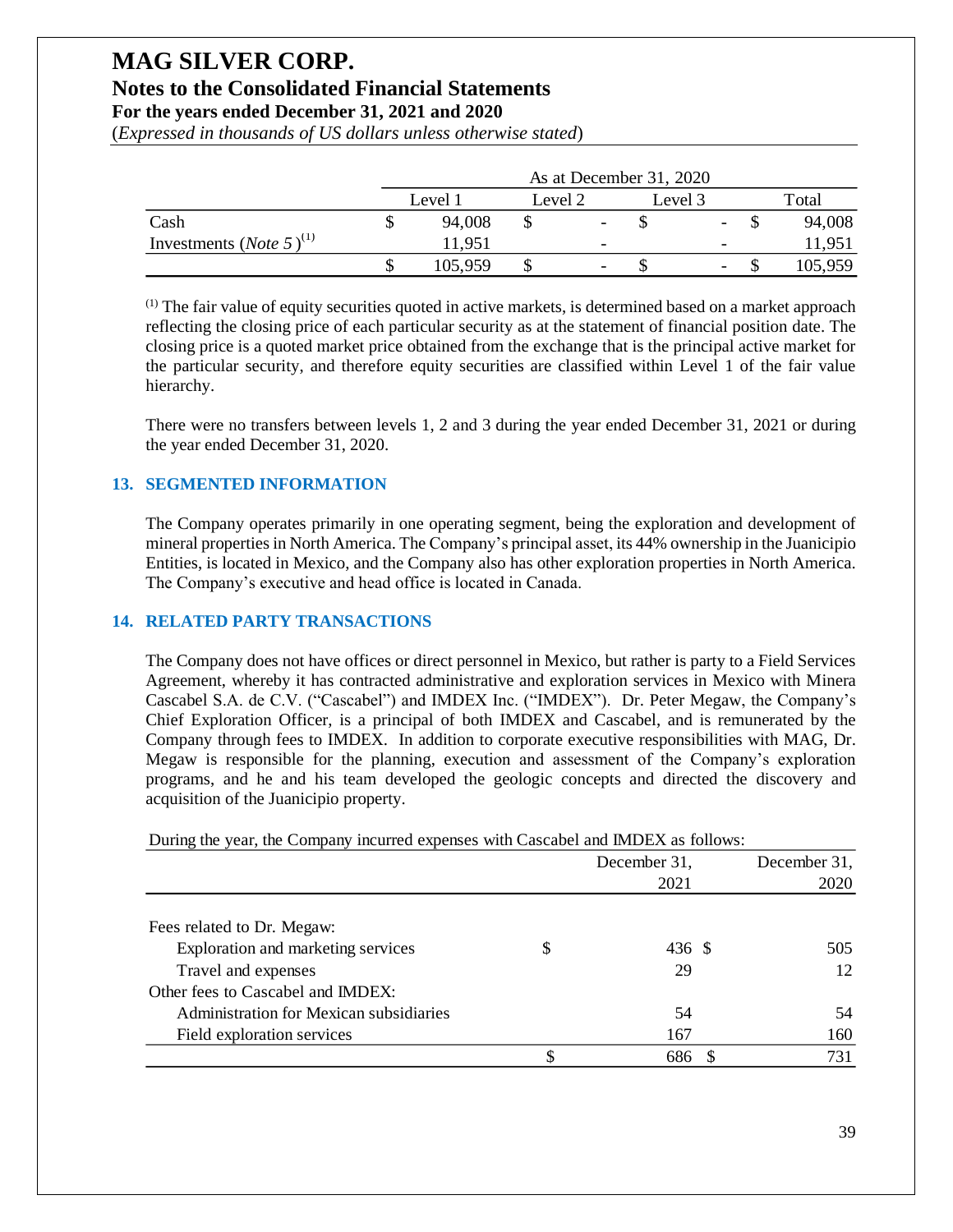| | As at December 31, 2020 | | | |
|---|---|---|---|---|
| | Level 1 | Level 2 | Level 3 | Total |
| Cash | $ 94,008 | $ - | $ - | $ 94,008 |
| Investments (*Note 5*)[(1)] | 11,951 | - | - | 11,951 |
| | $ 105,959 | $ - | $ - | $ 105,959 |

[(1)] The fair value of equity securities quoted in active markets, is determined based on a market approach reflecting the closing price of each particular security as at the statement of financial position date. The closing price is a quoted market price obtained from the exchange that is the principal active market for the particular security, and therefore equity securities are classified within Level 1 of the fair value hierarchy.

There were no transfers between levels 1, 2 and 3 during the year ended December 31, 2021 or during the year ended December 31, 2020.

## 13. SEGMENTED INFORMATION

The Company operates primarily in one operating segment, being the exploration and development of mineral properties in North America. The Company's principal asset, its 44% ownership in the Juanicipio Entities, is located in Mexico, and the Company also has other exploration properties in North America. The Company's executive and head office is located in Canada.

## 14. RELATED PARTY TRANSACTIONS

The Company does not have offices or direct personnel in Mexico, but rather is party to a Field Services Agreement, whereby it has contracted administrative and exploration services in Mexico with Minera Cascabel S.A. de C.V. ("Cascabel") and IMDEX Inc. ("IMDEX"). Dr. Peter Megaw, the Company's Chief Exploration Officer, is a principal of both IMDEX and Cascabel, and is remunerated by the Company through fees to IMDEX. In addition to corporate executive responsibilities with MAG, Dr. Megaw is responsible for the planning, execution and assessment of the Company's exploration programs, and he and his team developed the geologic concepts and directed the discovery and acquisition of the Juanicipio property.

During the year, the Company incurred expenses with Cascabel and IMDEX as follows:

| | December 31, 2021 | December 31, 2020 |
|---|---|---|
| Fees related to Dr. Megaw: | | |
| Exploration and marketing services | $ 436 | $ 505 |
| Travel and expenses | 29 | 12 |
| Other fees to Cascabel and IMDEX: | | |
| Administration for Mexican subsidiaries | 54 | 54 |
| Field exploration services | 167 | 160 |
| | $ 686 | $ 731 |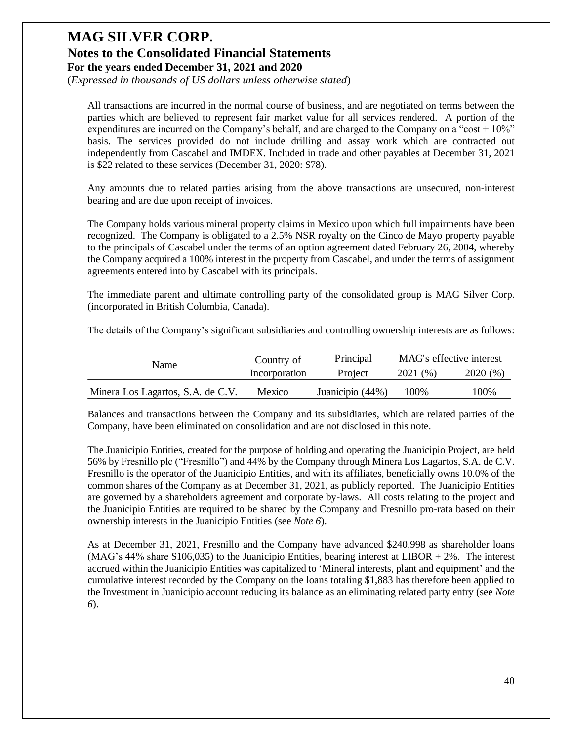All transactions are incurred in the normal course of business, and are negotiated on terms between the parties which are believed to represent fair market value for all services rendered. A portion of the expenditures are incurred on the Company's behalf, and are charged to the Company on a "cost + 10%" basis. The services provided do not include drilling and assay work which are contracted out independently from Cascabel and IMDEX. Included in trade and other payables at December 31, 2021 is $22 related to these services (December 31, 2020: $78).

Any amounts due to related parties arising from the above transactions are unsecured, non-interest bearing and are due upon receipt of invoices.

The Company holds various mineral property claims in Mexico upon which full impairments have been recognized. The Company is obligated to a 2.5% NSR royalty on the Cinco de Mayo property payable to the principals of Cascabel under the terms of an option agreement dated February 26, 2004, whereby the Company acquired a 100% interest in the property from Cascabel, and under the terms of assignment agreements entered into by Cascabel with its principals.

The immediate parent and ultimate controlling party of the consolidated group is MAG Silver Corp. (incorporated in British Columbia, Canada).

The details of the Company's significant subsidiaries and controlling ownership interests are as follows:

| Name | Country of Incorporation | Principal Project | MAG's effective interest 2021 (%) | MAG's effective interest 2020 (%) |
|---|---|---|---|---|
| Minera Los Lagartos, S.A. de C.V. | Mexico | Juanicipio (44%) | 100% | 100% |

Balances and transactions between the Company and its subsidiaries, which are related parties of the Company, have been eliminated on consolidation and are not disclosed in this note.

The Juanicipio Entities, created for the purpose of holding and operating the Juanicipio Project, are held 56% by Fresnillo plc ("Fresnillo") and 44% by the Company through Minera Los Lagartos, S.A. de C.V. Fresnillo is the operator of the Juanicipio Entities, and with its affiliates, beneficially owns 10.0% of the common shares of the Company as at December 31, 2021, as publicly reported. The Juanicipio Entities are governed by a shareholders agreement and corporate by-laws. All costs relating to the project and the Juanicipio Entities are required to be shared by the Company and Fresnillo pro-rata based on their ownership interests in the Juanicipio Entities (see *Note 6*).

As at December 31, 2021, Fresnillo and the Company have advanced $240,998 as shareholder loans (MAG's 44% share $106,035) to the Juanicipio Entities, bearing interest at LIBOR + 2%. The interest accrued within the Juanicipio Entities was capitalized to 'Mineral interests, plant and equipment' and the cumulative interest recorded by the Company on the loans totaling $1,883 has therefore been applied to the Investment in Juanicipio account reducing its balance as an eliminating related party entry (see *Note 6*).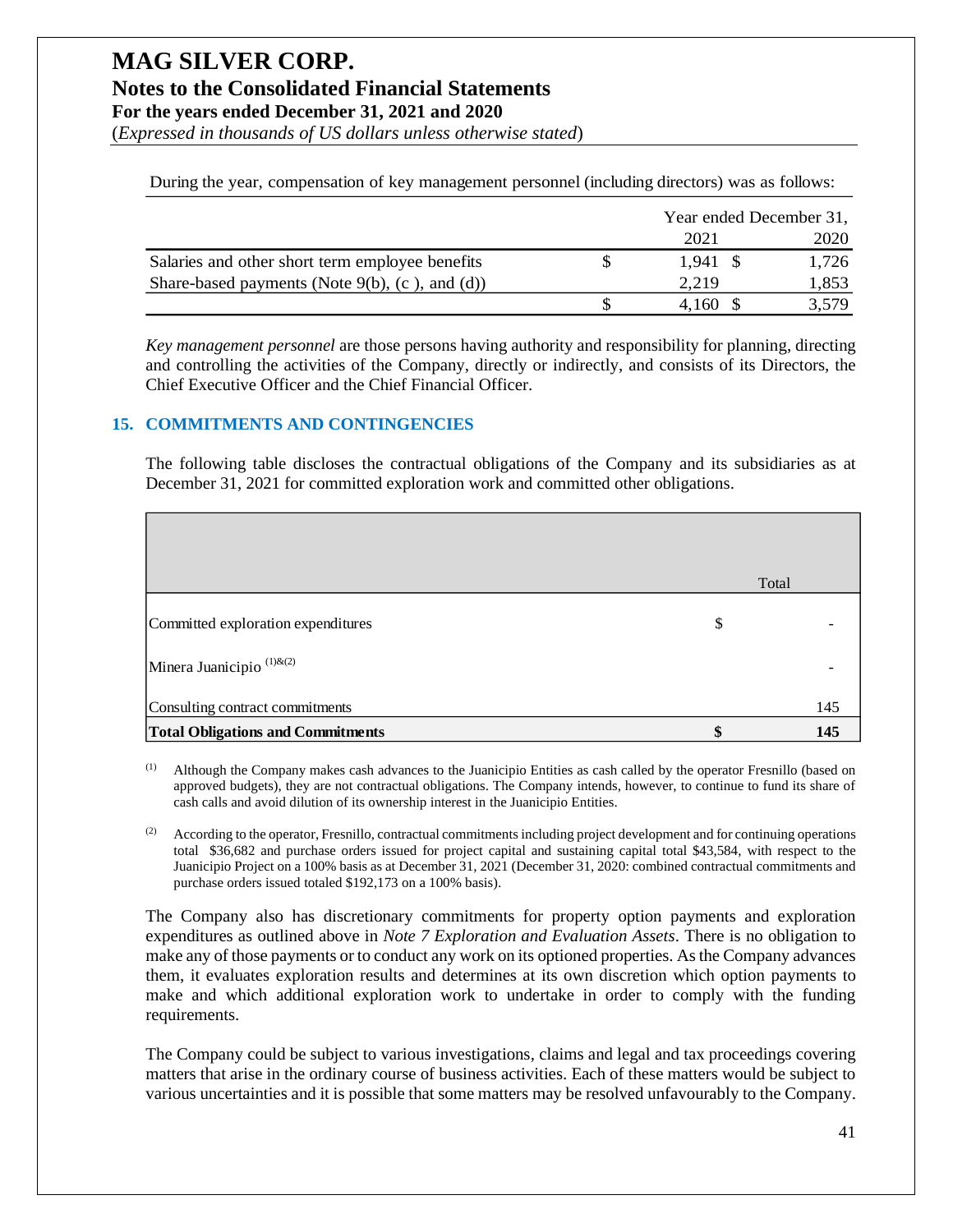During the year, compensation of key management personnel (including directors) was as follows:

| | Year ended December 31, | |
|---|---|---|
| | 2021 | 2020 |
| Salaries and other short term employee benefits | $ 1,941 | $ 1,726 |
| Share-based payments (Note 9(b), (c ), and (d)) | 2,219 | 1,853 |
| | $ 4,160 | $ 3,579 |

*Key management personnel* are those persons having authority and responsibility for planning, directing and controlling the activities of the Company, directly or indirectly, and consists of its Directors, the Chief Executive Officer and the Chief Financial Officer.

## 15. COMMITMENTS AND CONTINGENCIES

The following table discloses the contractual obligations of the Company and its subsidiaries as at December 31, 2021 for committed exploration work and committed other obligations.

| | Total |
|---|---|
| Committed exploration expenditures | $ - |
| Minera Juanicipio [(1)&(2)] | - |
| Consulting contract commitments | 145 |
| **Total Obligations and Commitments** | **$ 145** |

(1) Although the Company makes cash advances to the Juanicipio Entities as cash called by the operator Fresnillo (based on approved budgets), they are not contractual obligations. The Company intends, however, to continue to fund its share of cash calls and avoid dilution of its ownership interest in the Juanicipio Entities.

(2) According to the operator, Fresnillo, contractual commitments including project development and for continuing operations total $36,682 and purchase orders issued for project capital and sustaining capital total $43,584, with respect to the Juanicipio Project on a 100% basis as at December 31, 2021 (December 31, 2020: combined contractual commitments and purchase orders issued totaled $192,173 on a 100% basis).

The Company also has discretionary commitments for property option payments and exploration expenditures as outlined above in *Note 7 Exploration and Evaluation Assets*. There is no obligation to make any of those payments or to conduct any work on its optioned properties. As the Company advances them, it evaluates exploration results and determines at its own discretion which option payments to make and which additional exploration work to undertake in order to comply with the funding requirements.

The Company could be subject to various investigations, claims and legal and tax proceedings covering matters that arise in the ordinary course of business activities. Each of these matters would be subject to various uncertainties and it is possible that some matters may be resolved unfavourably to the Company.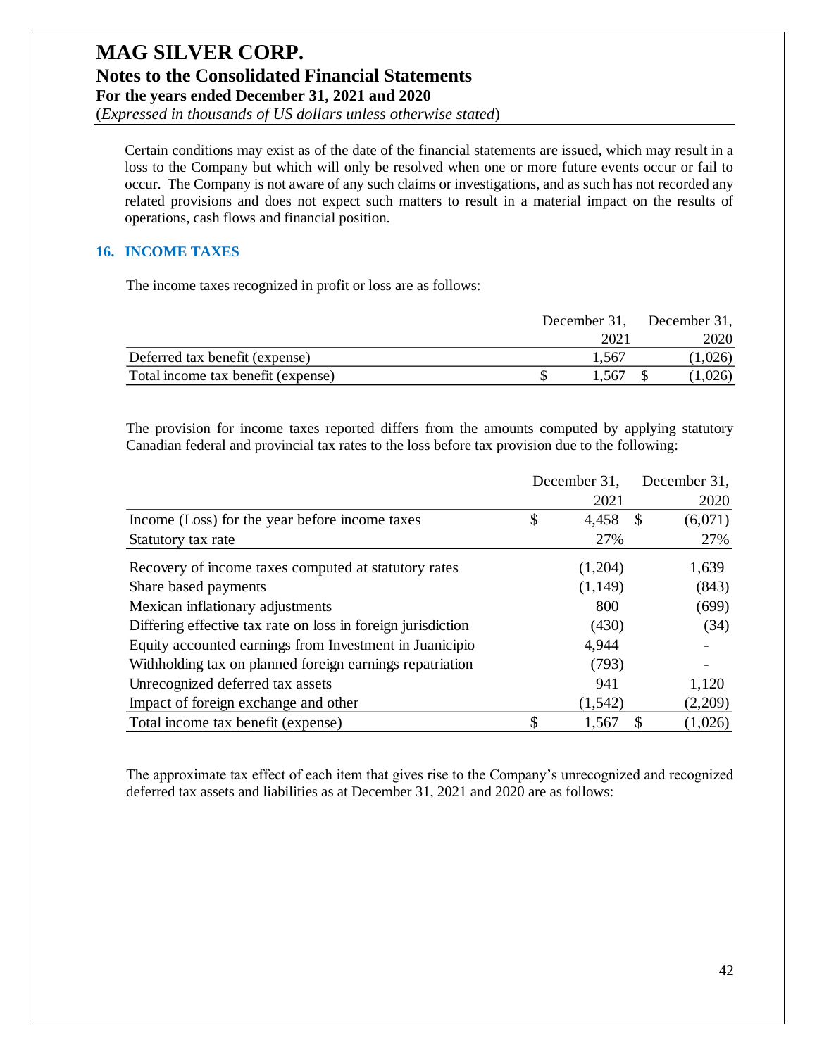Certain conditions may exist as of the date of the financial statements are issued, which may result in a loss to the Company but which will only be resolved when one or more future events occur or fail to occur. The Company is not aware of any such claims or investigations, and as such has not recorded any related provisions and does not expect such matters to result in a material impact on the results of operations, cash flows and financial position.

## 16. INCOME TAXES

The income taxes recognized in profit or loss are as follows:

| | December 31, 2021 | December 31, 2020 |
|---|---|---|
| Deferred tax benefit (expense) | 1,567 | (1,026) |
| Total income tax benefit (expense) | $ 1,567 | $ (1,026) |

The provision for income taxes reported differs from the amounts computed by applying statutory Canadian federal and provincial tax rates to the loss before tax provision due to the following:

| | December 31, 2021 | December 31, 2020 |
|---|---|---|
| Income (Loss) for the year before income taxes | $ 4,458 | $ (6,071) |
| Statutory tax rate | 27% | 27% |
| Recovery of income taxes computed at statutory rates | (1,204) | 1,639 |
| Share based payments | (1,149) | (843) |
| Mexican inflationary adjustments | 800 | (699) |
| Differing effective tax rate on loss in foreign jurisdiction | (430) | (34) |
| Equity accounted earnings from Investment in Juanicipio | 4,944 | - |
| Withholding tax on planned foreign earnings repatriation | (793) | - |
| Unrecognized deferred tax assets | 941 | 1,120 |
| Impact of foreign exchange and other | (1,542) | (2,209) |
| Total income tax benefit (expense) | $ 1,567 | $ (1,026) |

The approximate tax effect of each item that gives rise to the Company's unrecognized and recognized deferred tax assets and liabilities as at December 31, 2021 and 2020 are as follows: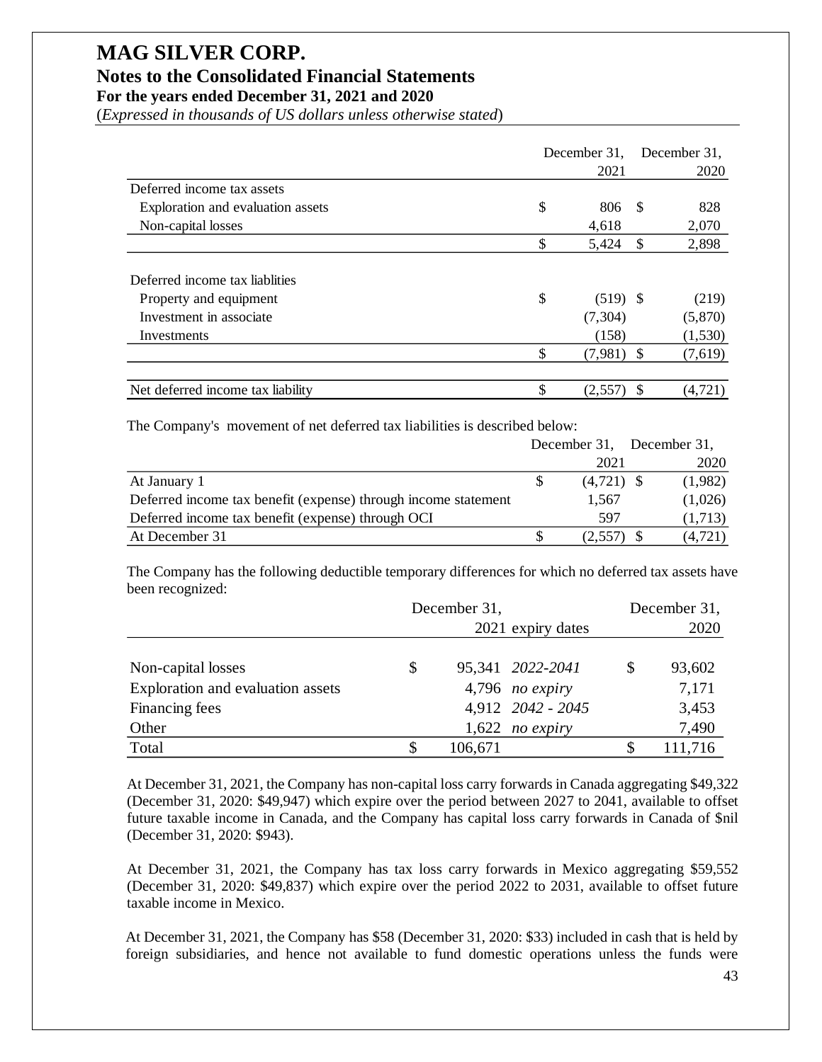# MAG SILVER CORP.

## Notes to the Consolidated Financial Statements

### For the years ended December 31, 2021 and 2020

(*Expressed in thousands of US dollars unless otherwise stated*)

| | December 31, 2021 | December 31, 2020 |
|---|---|---|
| Deferred income tax assets | | |
| Exploration and evaluation assets | $ 806 | $ 828 |
| Non-capital losses | 4,618 | 2,070 |
| | $ 5,424 | $ 2,898 |
| | | |
| Deferred income tax liablities | | |
| Property and equipment | $ (519) | $ (219) |
| Investment in associate | (7,304) | (5,870) |
| Investments | (158) | (1,530) |
| | $ (7,981) | $ (7,619) |
| | | |
| Net deferred income tax liability | $ (2,557) | $ (4,721) |

The Company's movement of net deferred tax liabilities is described below:

| | December 31, 2021 | December 31, 2020 |
|---|---|---|
| At January 1 | $ (4,721) | $ (1,982) |
| Deferred income tax benefit (expense) through income statement | 1,567 | (1,026) |
| Deferred income tax benefit (expense) through OCI | 597 | (1,713) |
| At December 31 | $ (2,557) | $ (4,721) |

The Company has the following deductible temporary differences for which no deferred tax assets have been recognized:

| | December 31, 2021 | expiry dates | December 31, 2020 |
|---|---|---|---|
| Non-capital losses | $ 95,341 | *2022-2041* | $ 93,602 |
| Exploration and evaluation assets | 4,796 | *no expiry* | 7,171 |
| Financing fees | 4,912 | *2042 - 2045* | 3,453 |
| Other | 1,622 | *no expiry* | 7,490 |
| Total | $ 106,671 | | $ 111,716 |

At December 31, 2021, the Company has non-capital loss carry forwards in Canada aggregating $49,322 (December 31, 2020: $49,947) which expire over the period between 2027 to 2041, available to offset future taxable income in Canada, and the Company has capital loss carry forwards in Canada of $nil (December 31, 2020: $943).

At December 31, 2021, the Company has tax loss carry forwards in Mexico aggregating $59,552 (December 31, 2020: $49,837) which expire over the period 2022 to 2031, available to offset future taxable income in Mexico.

At December 31, 2021, the Company has $58 (December 31, 2020: $33) included in cash that is held by foreign subsidiaries, and hence not available to fund domestic operations unless the funds were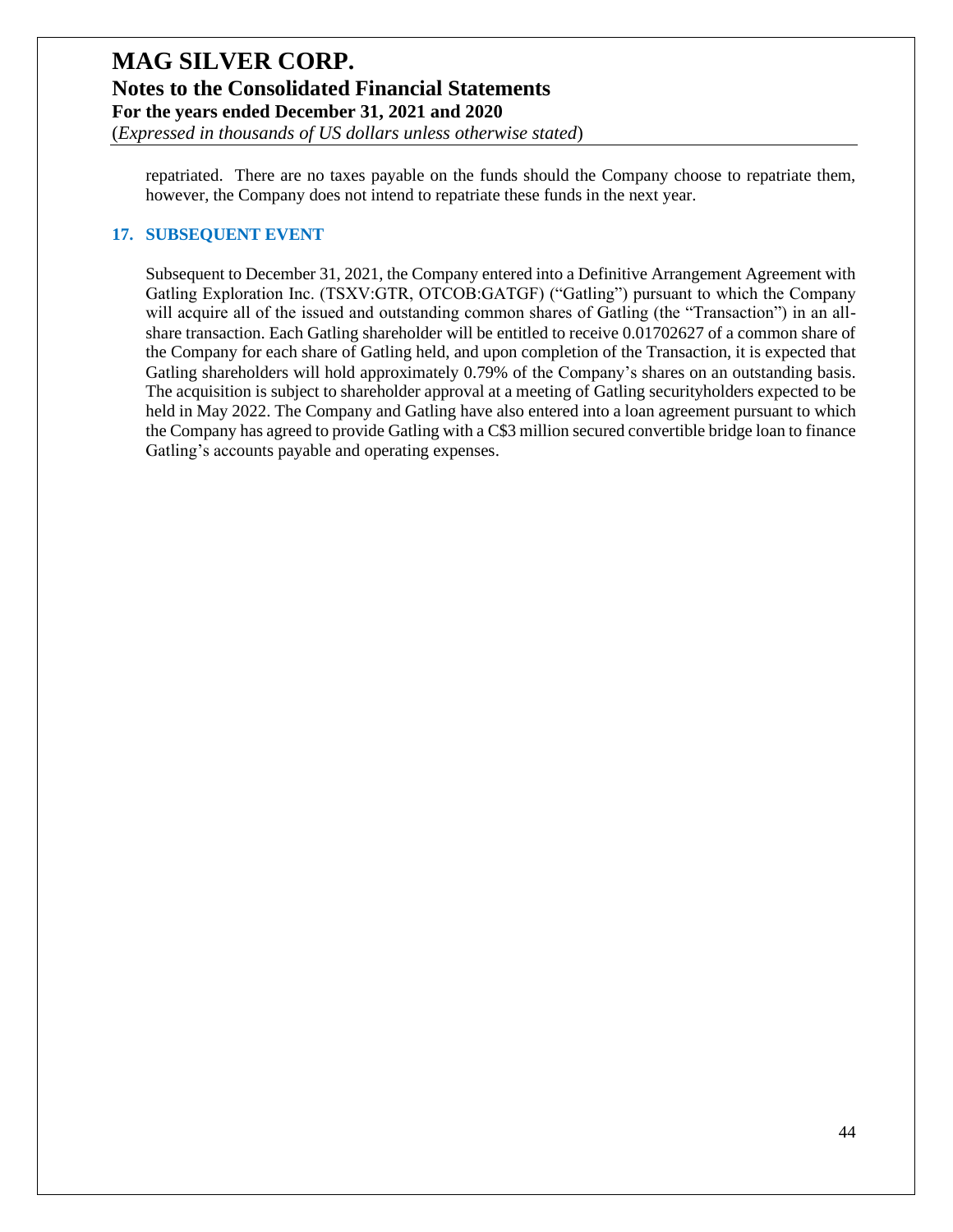repatriated. There are no taxes payable on the funds should the Company choose to repatriate them, however, the Company does not intend to repatriate these funds in the next year.

## 17. SUBSEQUENT EVENT

Subsequent to December 31, 2021, the Company entered into a Definitive Arrangement Agreement with Gatling Exploration Inc. (TSXV:GTR, OTCOB:GATGF) ("Gatling") pursuant to which the Company will acquire all of the issued and outstanding common shares of Gatling (the "Transaction") in an all-share transaction. Each Gatling shareholder will be entitled to receive 0.01702627 of a common share of the Company for each share of Gatling held, and upon completion of the Transaction, it is expected that Gatling shareholders will hold approximately 0.79% of the Company's shares on an outstanding basis. The acquisition is subject to shareholder approval at a meeting of Gatling securityholders expected to be held in May 2022. The Company and Gatling have also entered into a loan agreement pursuant to which the Company has agreed to provide Gatling with a C$3 million secured convertible bridge loan to finance Gatling's accounts payable and operating expenses.